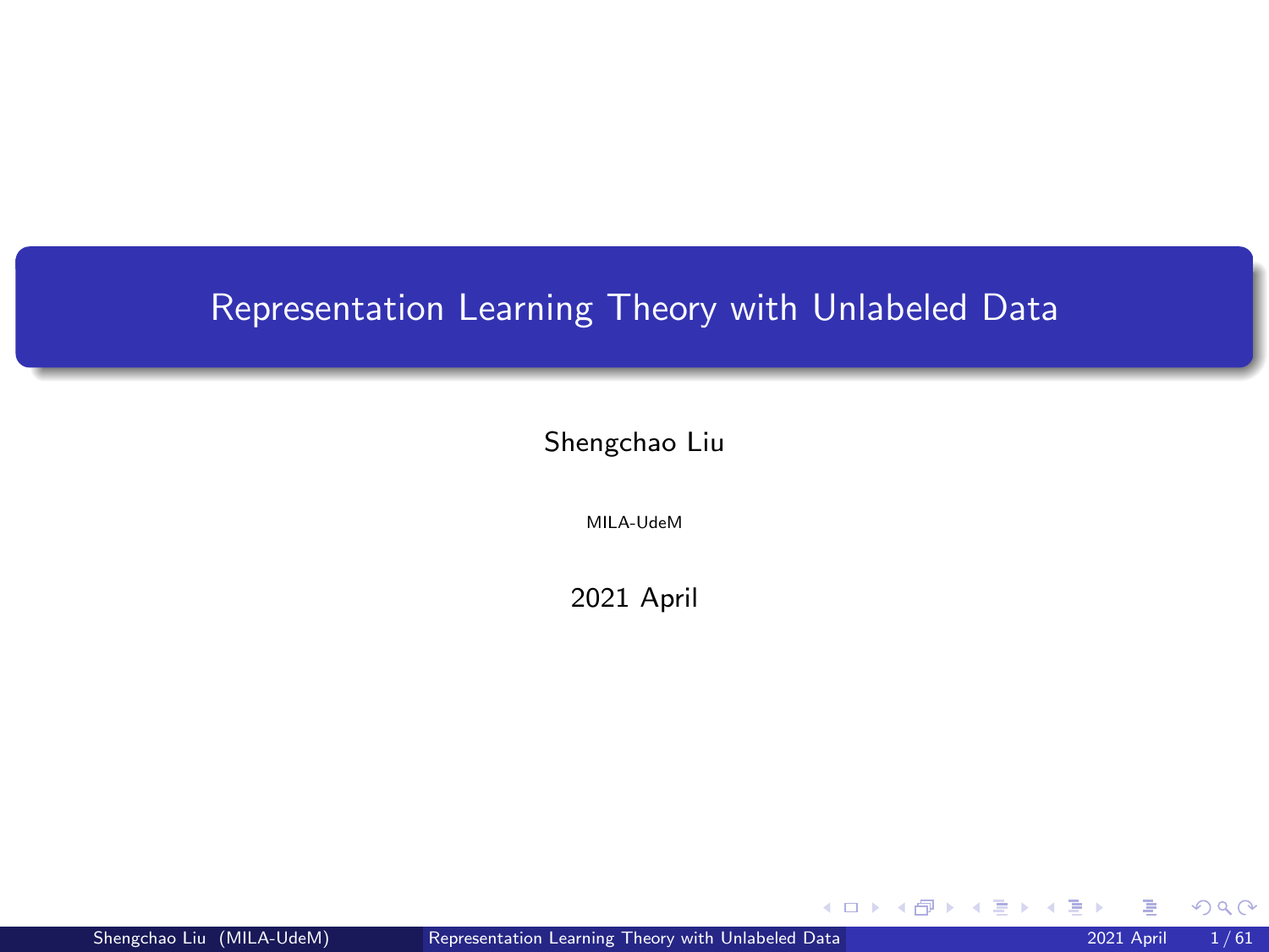# Representation Learning Theory with Unlabeled Data

Shengchao Liu

MILA-UdeM

2021 April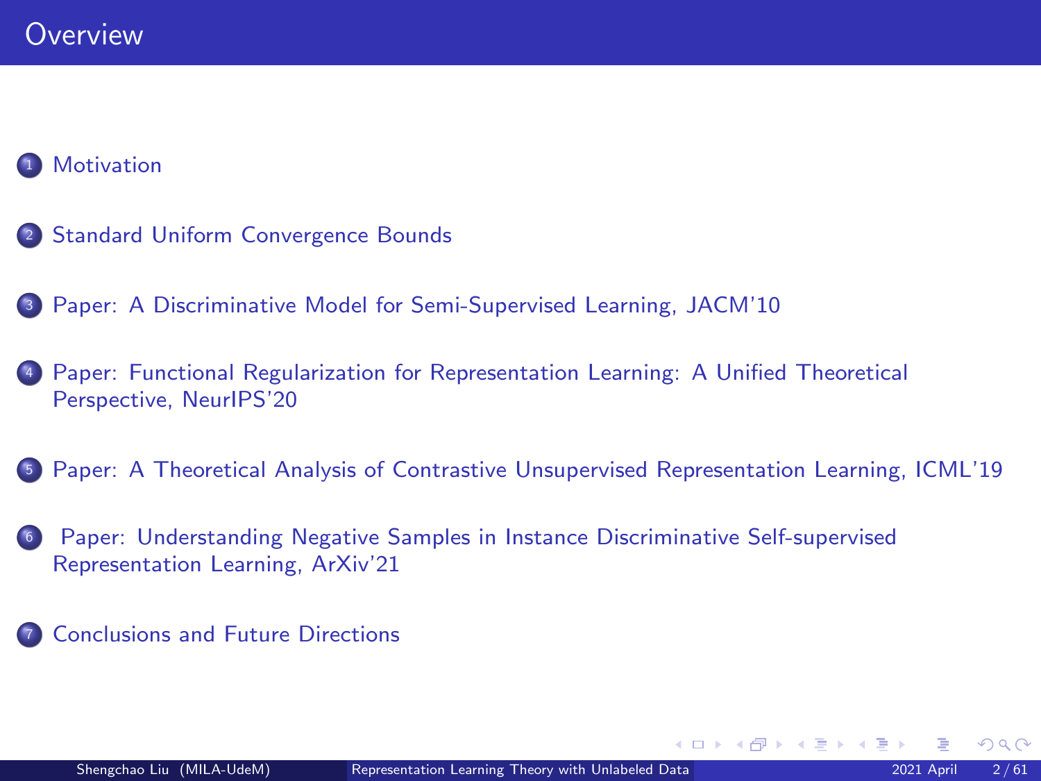# Overview

1. Motivation
2. Standard Uniform Convergence Bounds
3. Paper: A Discriminative Model for Semi-Supervised Learning, JACM'10
4. Paper: Functional Regularization for Representation Learning: A Unified Theoretical Perspective, NeurIPS'20
5. Paper: A Theoretical Analysis of Contrastive Unsupervised Representation Learning, ICML'19
6. Paper: Understanding Negative Samples in Instance Discriminative Self-supervised Representation Learning, ArXiv'21
7. Conclusions and Future Directions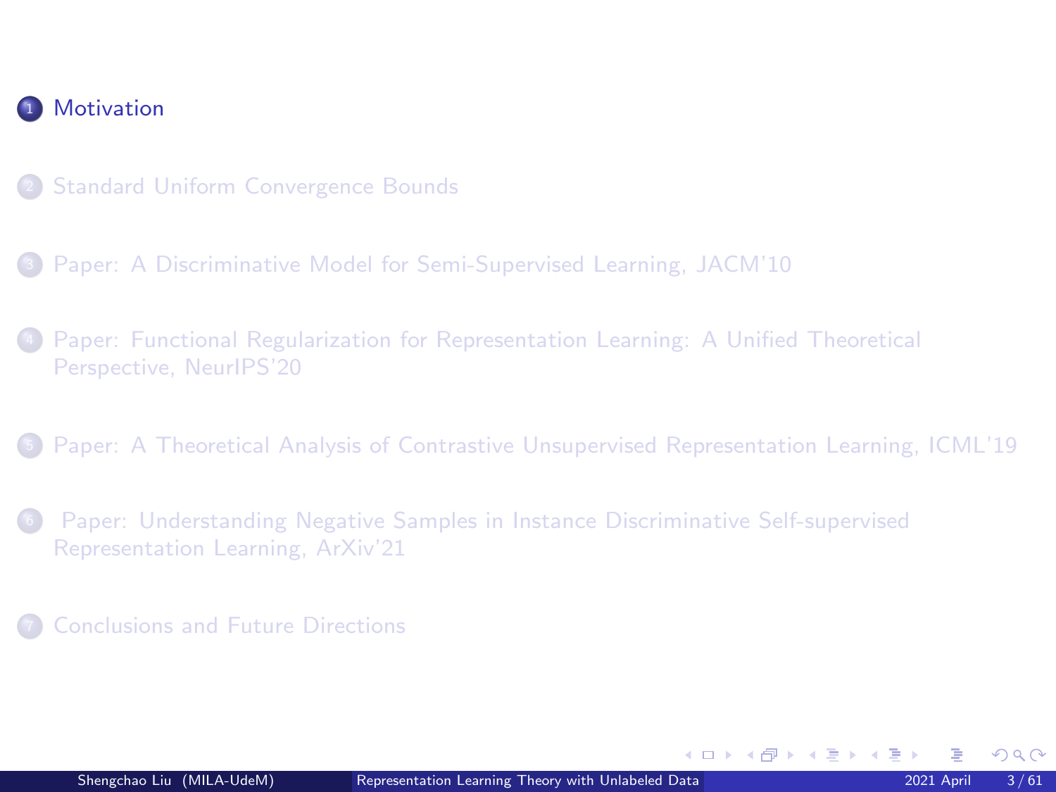1. Motivation
2. Standard Uniform Convergence Bounds
3. Paper: A Discriminative Model for Semi-Supervised Learning, JACM'10
4. Paper: Functional Regularization for Representation Learning: A Unified Theoretical Perspective, NeurIPS'20
5. Paper: A Theoretical Analysis of Contrastive Unsupervised Representation Learning, ICML'19
6. Paper: Understanding Negative Samples in Instance Discriminative Self-supervised Representation Learning, ArXiv'21
7. Conclusions and Future Directions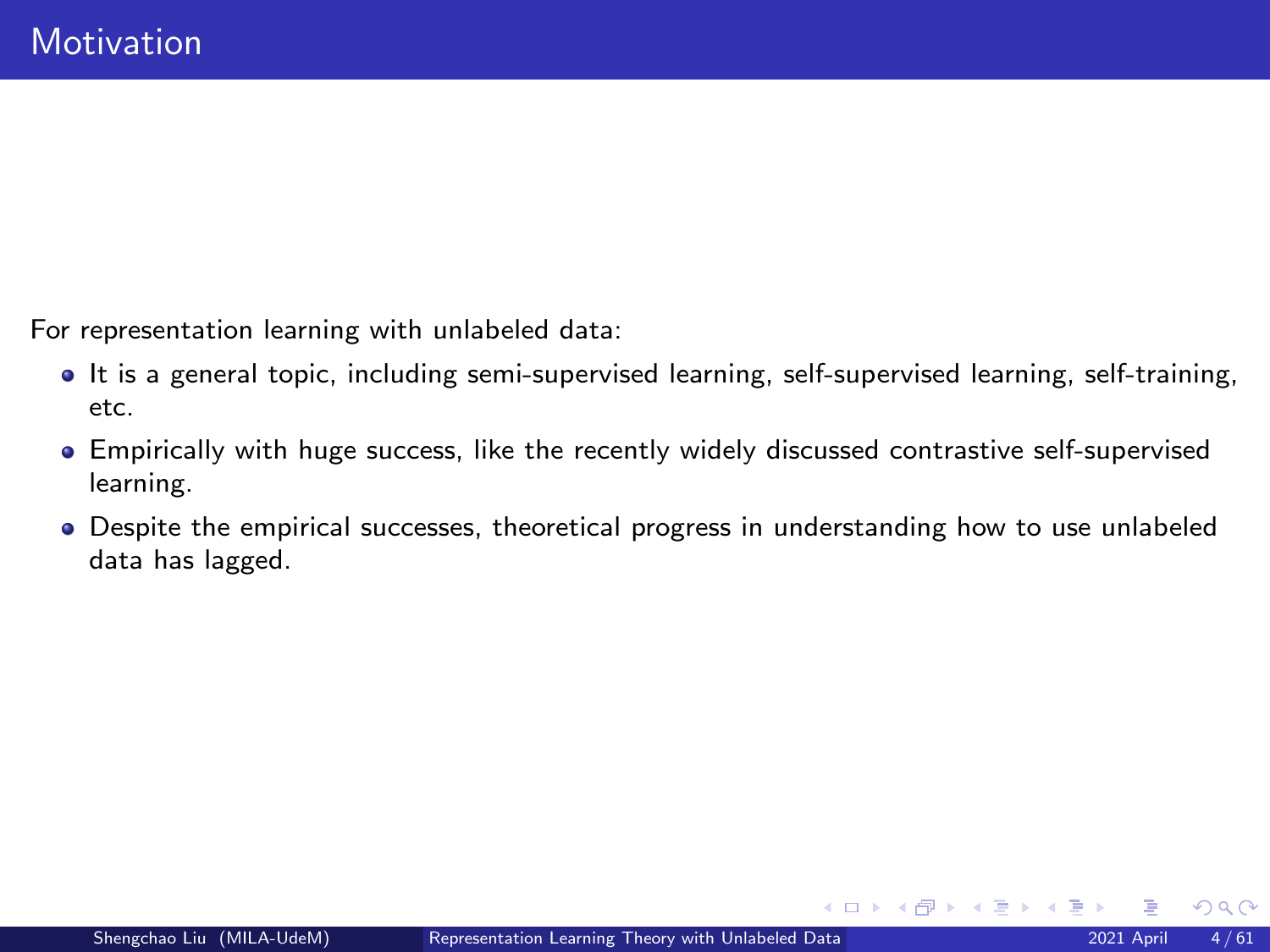# Motivation

For representation learning with unlabeled data:

- It is a general topic, including semi-supervised learning, self-supervised learning, self-training, etc.
- Empirically with huge success, like the recently widely discussed contrastive self-supervised learning.
- Despite the empirical successes, theoretical progress in understanding how to use unlabeled data has lagged.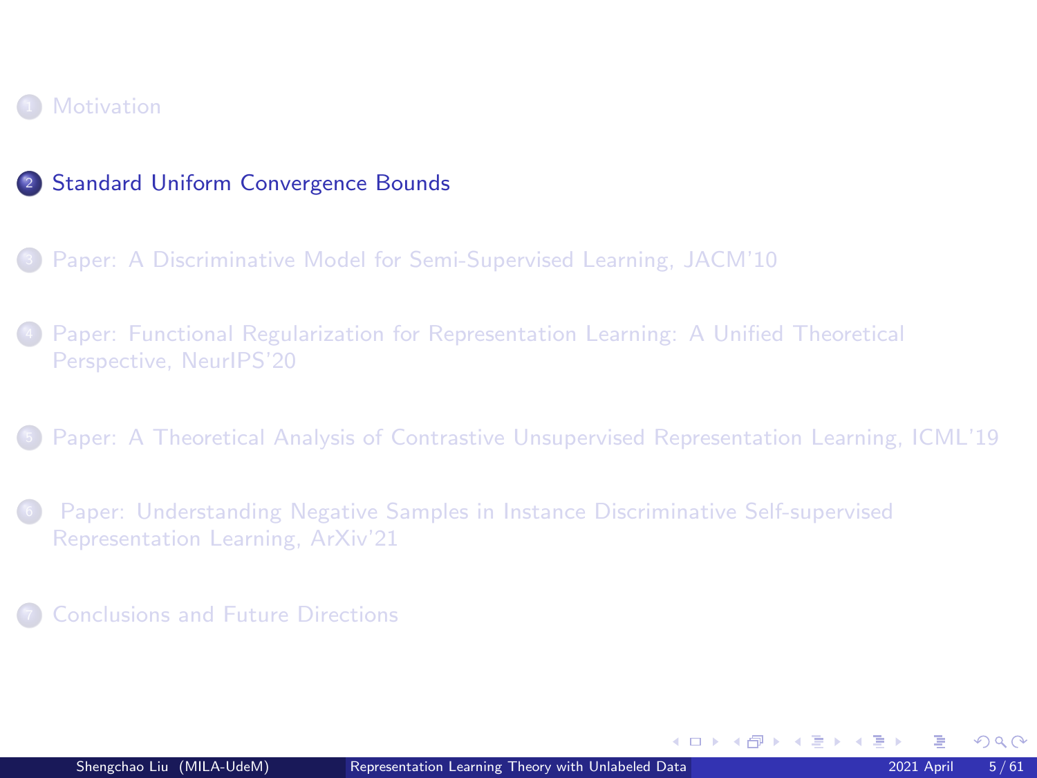1. Motivation
2. **Standard Uniform Convergence Bounds**
3. Paper: A Discriminative Model for Semi-Supervised Learning, JACM'10
4. Paper: Functional Regularization for Representation Learning: A Unified Theoretical Perspective, NeurIPS'20
5. Paper: A Theoretical Analysis of Contrastive Unsupervised Representation Learning, ICML'19
6. Paper: Understanding Negative Samples in Instance Discriminative Self-supervised Representation Learning, ArXiv'21
7. Conclusions and Future Directions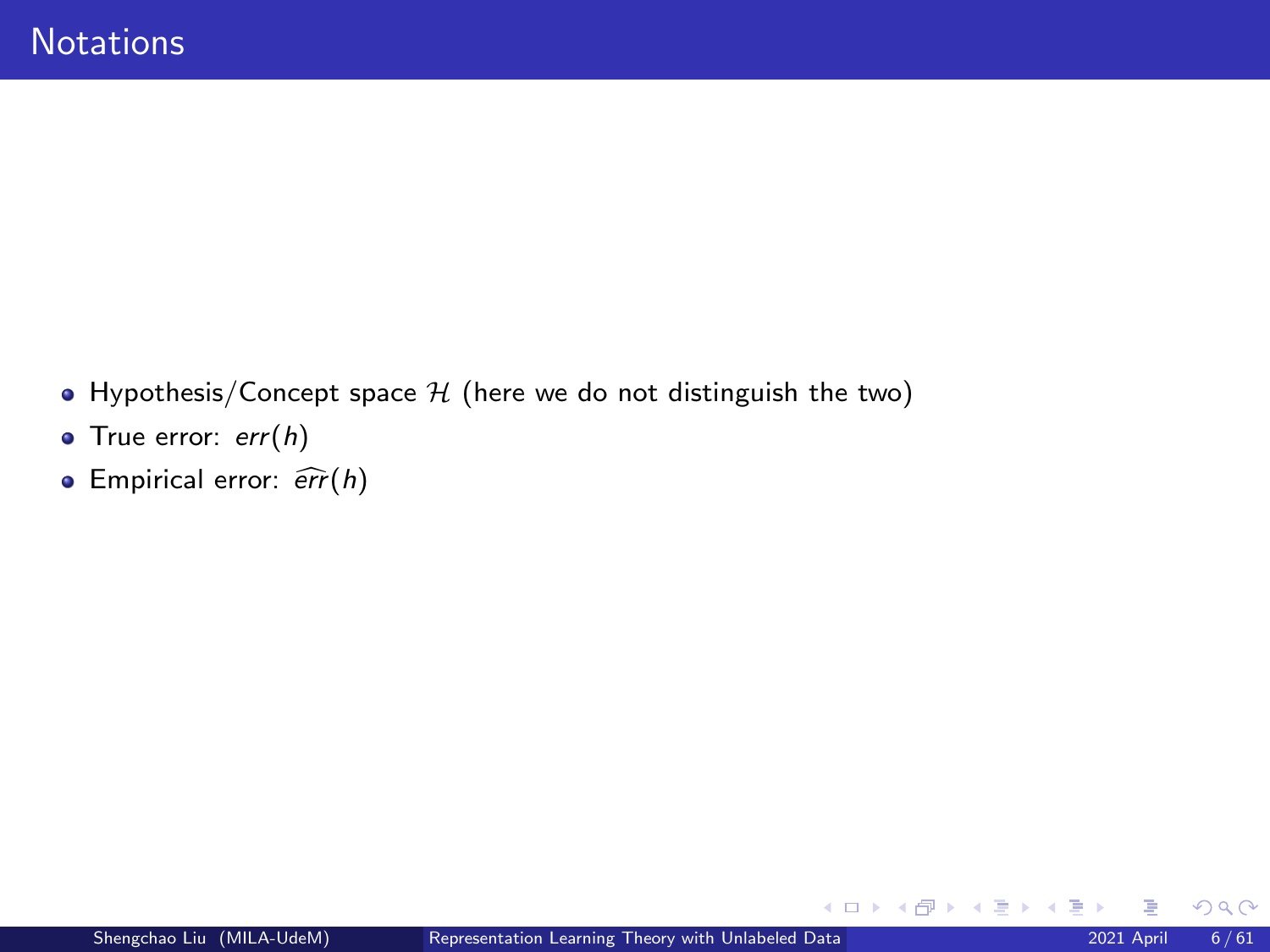# Notations

- Hypothesis/Concept space $\mathcal{H}$ (here we do not distinguish the two)
- True error: $err(h)$
- Empirical error: $\widehat{err}(h)$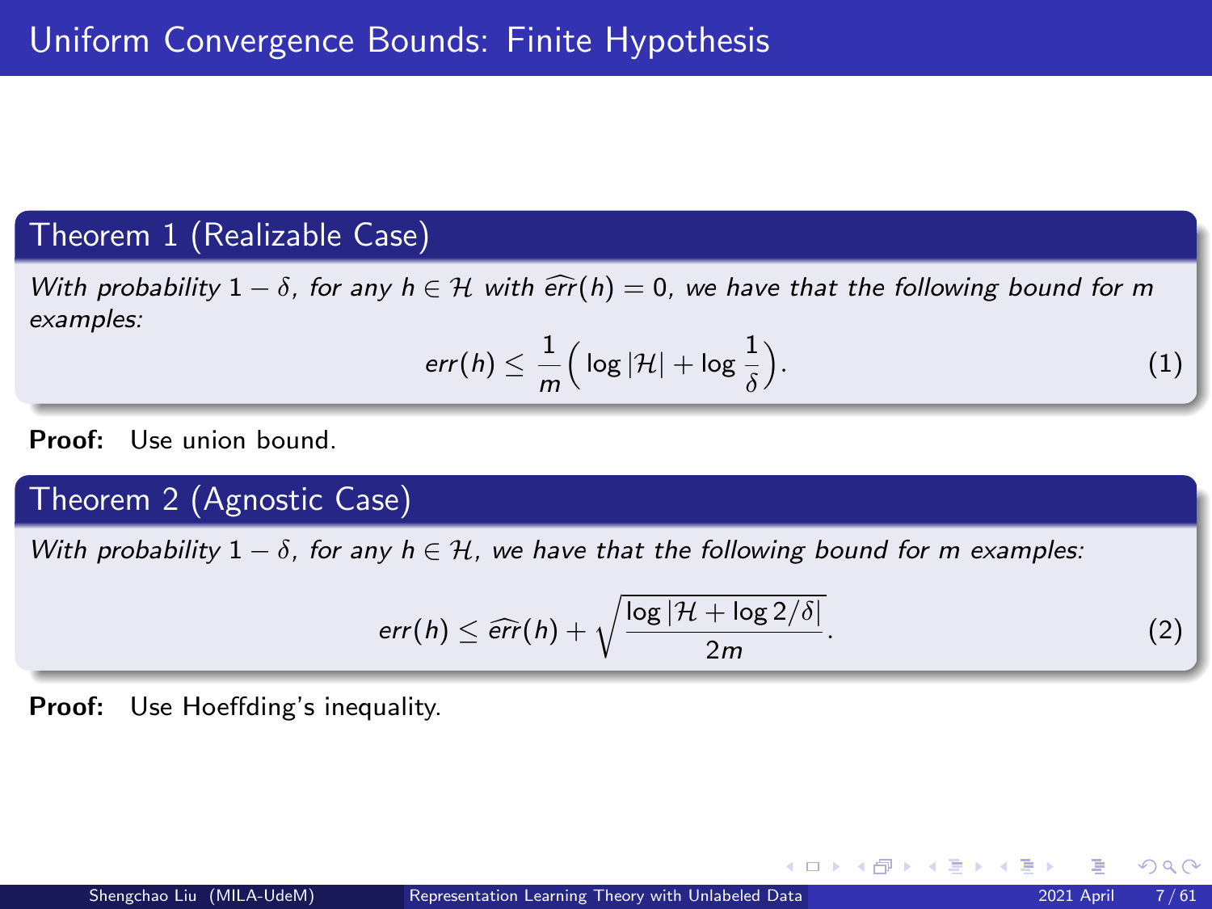# Uniform Convergence Bounds: Finite Hypothesis

### Theorem 1 (Realizable Case)

*With probability $1 - \delta$, for any $h \in \mathcal{H}$ with $\widehat{err}(h) = 0$, we have that the following bound for $m$ examples:*

$$err(h) \leq \frac{1}{m}\Big( \log |\mathcal{H}| + \log \frac{1}{\delta} \Big). \tag{1}$$

**Proof:** Use union bound.

### Theorem 2 (Agnostic Case)

*With probability $1 - \delta$, for any $h \in \mathcal{H}$, we have that the following bound for $m$ examples:*

$$err(h) \leq \widehat{err}(h) + \sqrt{\frac{\log |\mathcal{H} + \log 2/\delta|}{2m}}. \tag{2}$$

**Proof:** Use Hoeffding's inequality.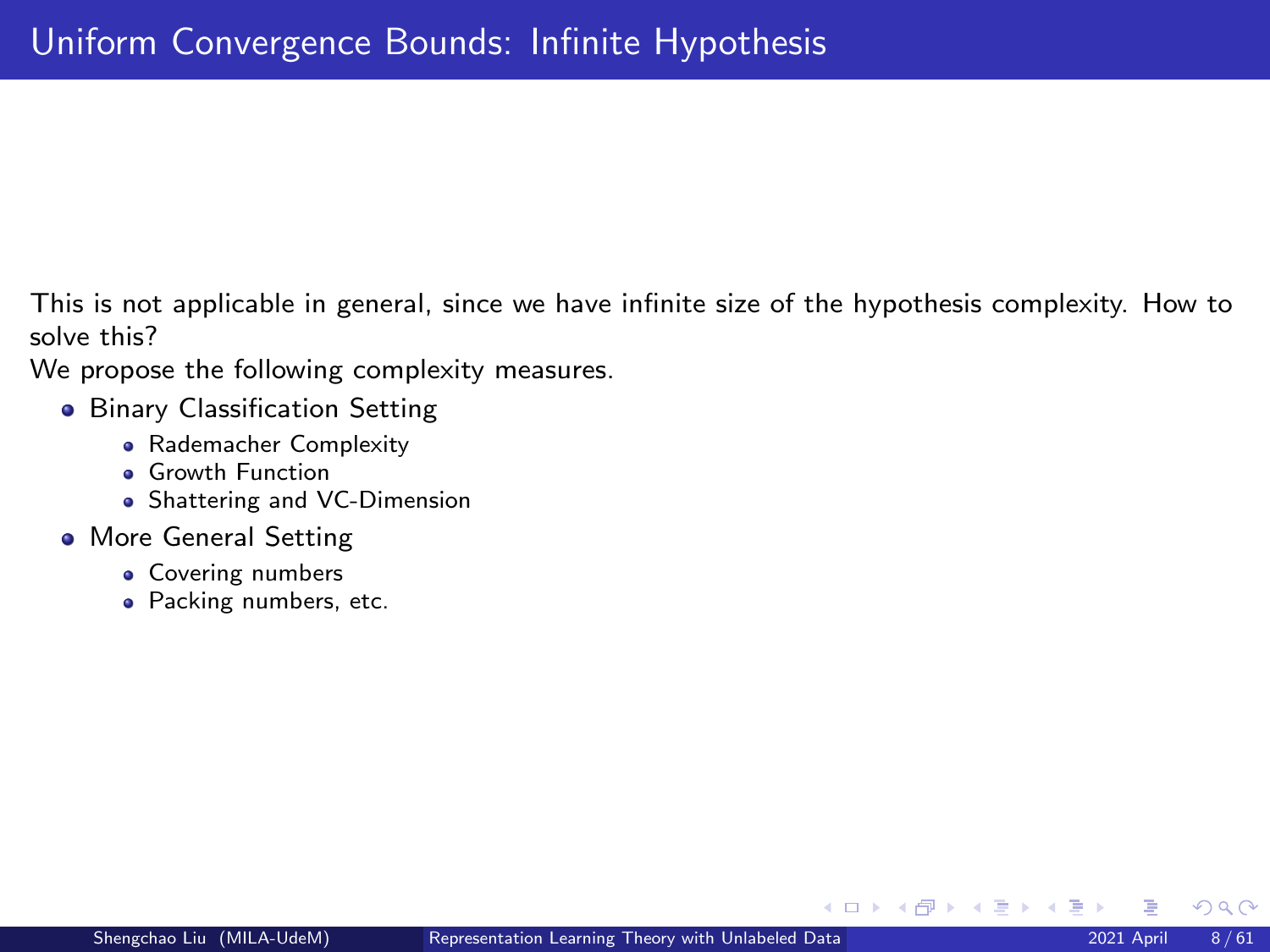# Uniform Convergence Bounds: Infinite Hypothesis

This is not applicable in general, since we have infinite size of the hypothesis complexity. How to solve this?

We propose the following complexity measures.

- Binary Classification Setting
  - Rademacher Complexity
  - Growth Function
  - Shattering and VC-Dimension
- More General Setting
  - Covering numbers
  - Packing numbers, etc.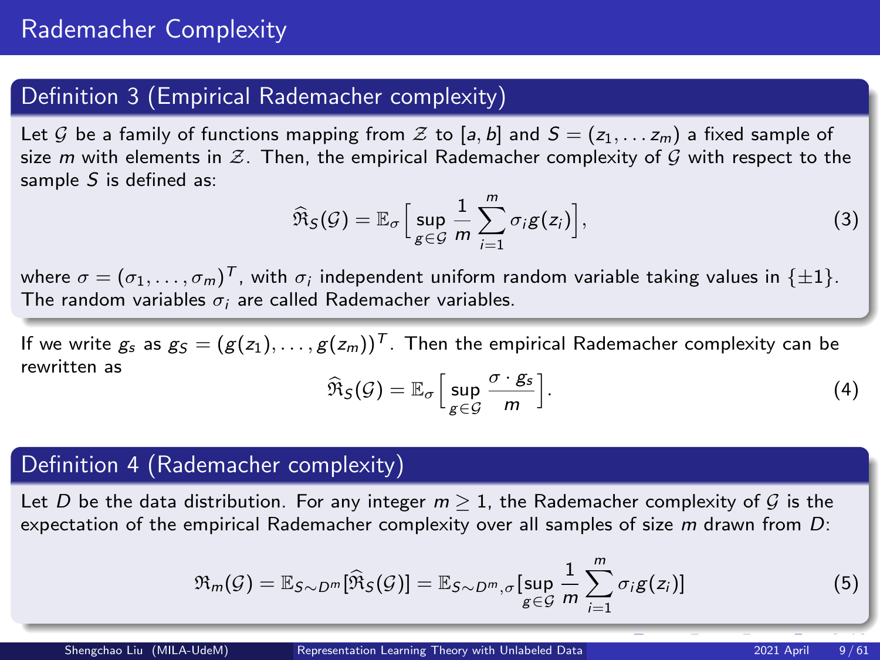# Rademacher Complexity

## Definition 3 (Empirical Rademacher complexity)

Let $\mathcal{G}$ be a family of functions mapping from $\mathcal{Z}$ to $[a, b]$ and $S = (z_1, \ldots z_m)$ a fixed sample of size $m$ with elements in $\mathcal{Z}$. Then, the empirical Rademacher complexity of $\mathcal{G}$ with respect to the sample $S$ is defined as:

$$\widehat{\mathfrak{R}}_S(\mathcal{G}) = \mathbb{E}_\sigma\Big[\sup_{g \in \mathcal{G}} \frac{1}{m} \sum_{i=1}^{m} \sigma_i g(z_i)\Big], \tag{3}$$

where $\sigma = (\sigma_1, \ldots, \sigma_m)^T$, with $\sigma_i$ independent uniform random variable taking values in $\{\pm 1\}$. The random variables $\sigma_i$ are called Rademacher variables.

If we write $g_s$ as $g_S = (g(z_1), \ldots, g(z_m))^T$. Then the empirical Rademacher complexity can be rewritten as

$$\widehat{\mathfrak{R}}_S(\mathcal{G}) = \mathbb{E}_\sigma\Big[\sup_{g \in \mathcal{G}} \frac{\sigma \cdot g_s}{m}\Big]. \tag{4}$$

## Definition 4 (Rademacher complexity)

Let $D$ be the data distribution. For any integer $m \geq 1$, the Rademacher complexity of $\mathcal{G}$ is the expectation of the empirical Rademacher complexity over all samples of size $m$ drawn from $D$:

$$\mathfrak{R}_m(\mathcal{G}) = \mathbb{E}_{S \sim D^m}[\widehat{\mathfrak{R}}_S(\mathcal{G})] = \mathbb{E}_{S \sim D^m, \sigma}[\sup_{g \in \mathcal{G}} \frac{1}{m} \sum_{i=1}^{m} \sigma_i g(z_i)] \tag{5}$$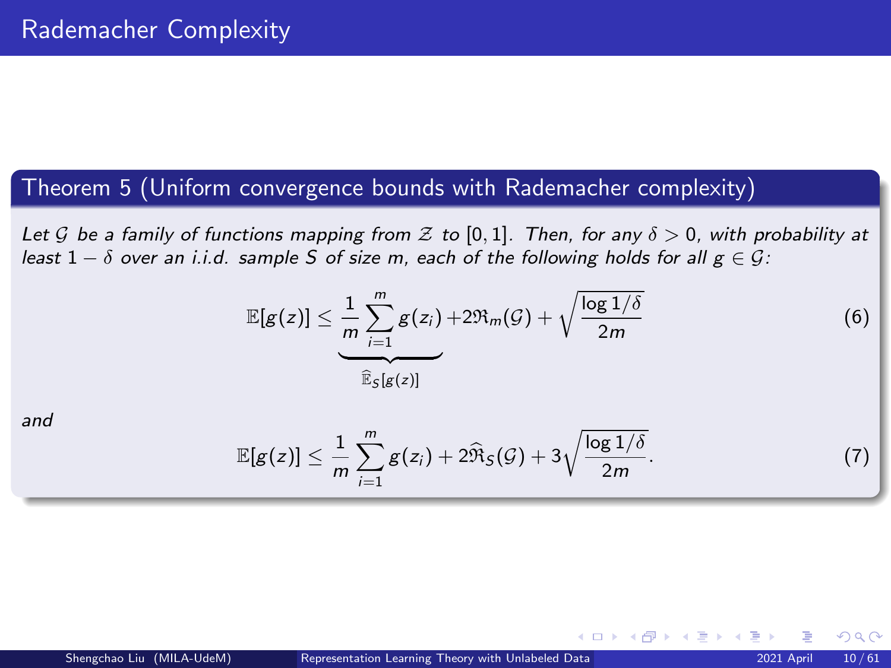# Rademacher Complexity

**Theorem 5 (Uniform convergence bounds with Rademacher complexity)**

*Let $\mathcal{G}$ be a family of functions mapping from $\mathcal{Z}$ to $[0,1]$. Then, for any $\delta > 0$, with probability at least $1-\delta$ over an i.i.d. sample $S$ of size $m$, each of the following holds for all $g \in \mathcal{G}$:*

$$\mathbb{E}[g(z)] \leq \underbrace{\frac{1}{m}\sum_{i=1}^{m} g(z_i)}_{\widehat{\mathbb{E}}_S[g(z)]} + 2\mathfrak{R}_m(\mathcal{G}) + \sqrt{\frac{\log 1/\delta}{2m}} \tag{6}$$

*and*

$$\mathbb{E}[g(z)] \leq \frac{1}{m}\sum_{i=1}^{m} g(z_i) + 2\widehat{\mathfrak{R}}_S(\mathcal{G}) + 3\sqrt{\frac{\log 1/\delta}{2m}}. \tag{7}$$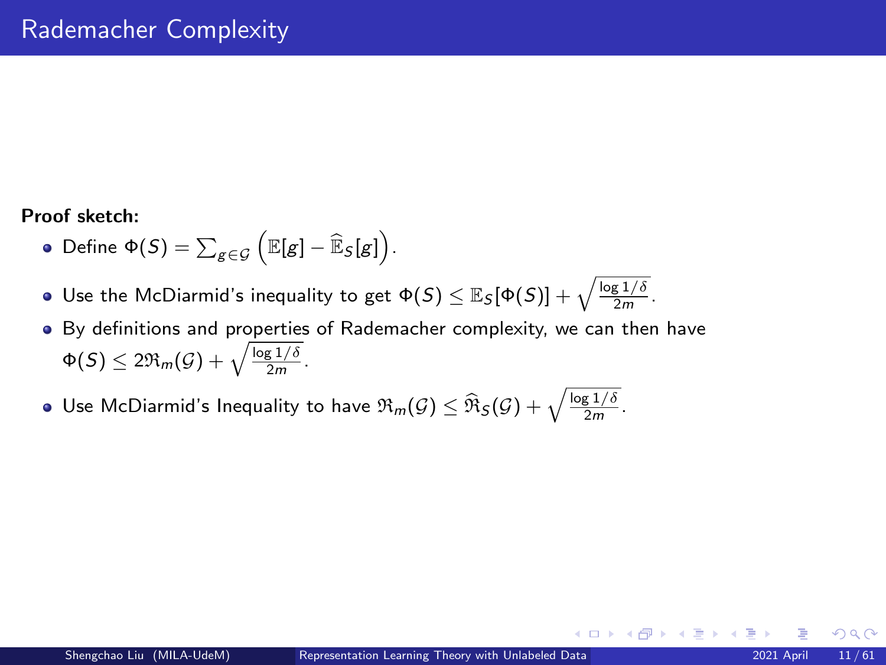# Rademacher Complexity

**Proof sketch:**

- Define $\Phi(S) = \sum_{g \in \mathcal{G}} \left( \mathbb{E}[g] - \widehat{\mathbb{E}}_S[g] \right)$.
- Use the McDiarmid's inequality to get $\Phi(S) \le \mathbb{E}_S[\Phi(S)] + \sqrt{\frac{\log 1/\delta}{2m}}$.
- By definitions and properties of Rademacher complexity, we can then have $\Phi(S) \le 2\mathfrak{R}_m(\mathcal{G}) + \sqrt{\frac{\log 1/\delta}{2m}}$.
- Use McDiarmid's Inequality to have $\mathfrak{R}_m(\mathcal{G}) \le \widehat{\mathfrak{R}}_S(\mathcal{G}) + \sqrt{\frac{\log 1/\delta}{2m}}$.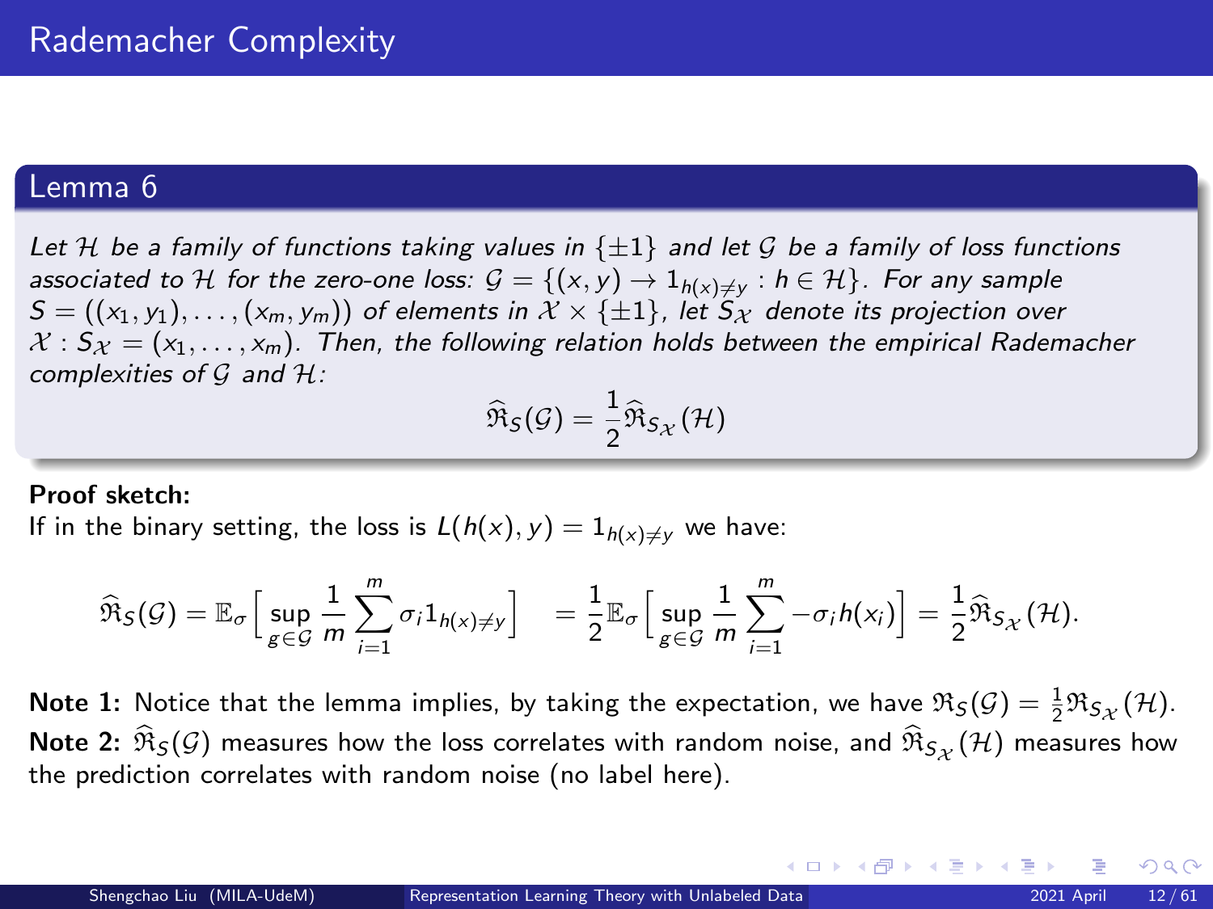# Rademacher Complexity

## Lemma 6

*Let $\mathcal{H}$ be a family of functions taking values in $\{\pm 1\}$ and let $\mathcal{G}$ be a family of loss functions associated to $\mathcal{H}$ for the zero-one loss: $\mathcal{G} = \{(x, y) \to 1_{h(x) \neq y} : h \in \mathcal{H}\}$. For any sample $S = ((x_1, y_1), \ldots, (x_m, y_m))$ of elements in $\mathcal{X} \times \{\pm 1\}$, let $S_\mathcal{X}$ denote its projection over $\mathcal{X} : S_\mathcal{X} = (x_1, \ldots, x_m)$. Then, the following relation holds between the empirical Rademacher complexities of $\mathcal{G}$ and $\mathcal{H}$:*

$$\widehat{\mathfrak{R}}_S(\mathcal{G}) = \frac{1}{2} \widehat{\mathfrak{R}}_{S_\mathcal{X}}(\mathcal{H})$$

**Proof sketch:**

If in the binary setting, the loss is $L(h(x), y) = 1_{h(x) \neq y}$ we have:

$$\widehat{\mathfrak{R}}_S(\mathcal{G}) = \mathbb{E}_\sigma \Big[ \sup_{g \in \mathcal{G}} \frac{1}{m} \sum_{i=1}^{m} \sigma_i 1_{h(x) \neq y} \Big] \quad = \frac{1}{2} \mathbb{E}_\sigma \Big[ \sup_{g \in \mathcal{G}} \frac{1}{m} \sum_{i=1}^{m} -\sigma_i h(x_i) \Big] = \frac{1}{2} \widehat{\mathfrak{R}}_{S_\mathcal{X}}(\mathcal{H}).$$

**Note 1:** Notice that the lemma implies, by taking the expectation, we have $\mathfrak{R}_S(\mathcal{G}) = \frac{1}{2} \mathfrak{R}_{S_\mathcal{X}}(\mathcal{H})$.

**Note 2:** $\widehat{\mathfrak{R}}_S(\mathcal{G})$ measures how the loss correlates with random noise, and $\widehat{\mathfrak{R}}_{S_\mathcal{X}}(\mathcal{H})$ measures how the prediction correlates with random noise (no label here).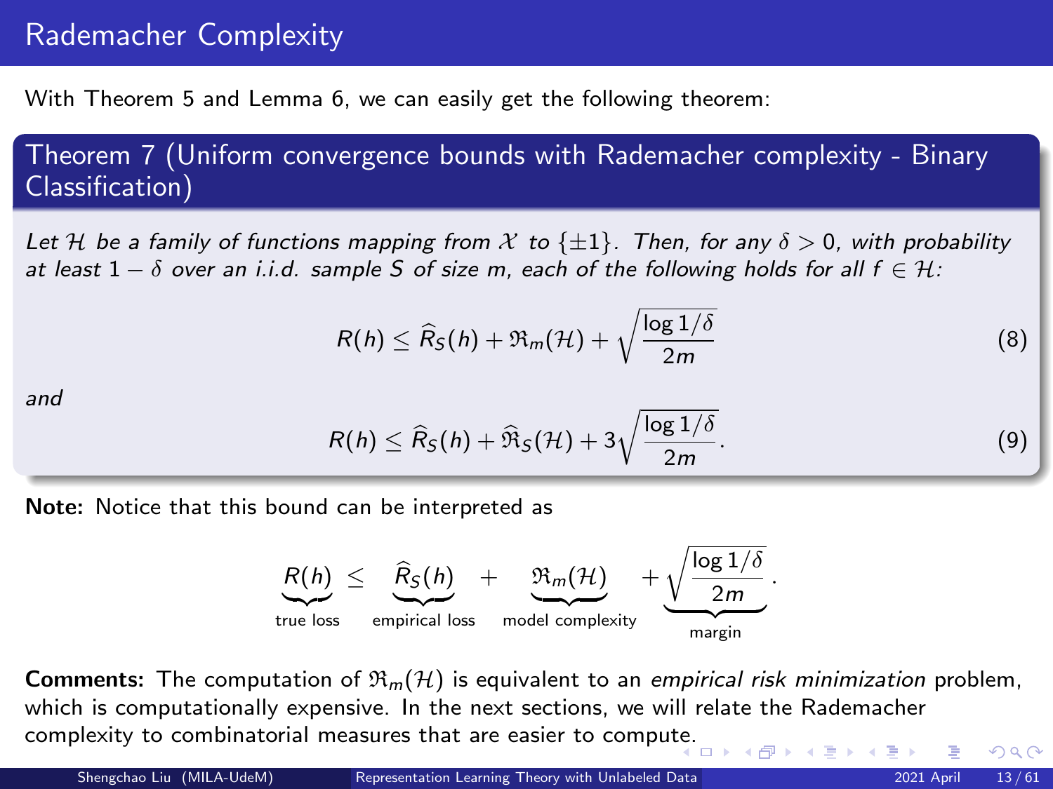# Rademacher Complexity

With Theorem 5 and Lemma 6, we can easily get the following theorem:

## Theorem 7 (Uniform convergence bounds with Rademacher complexity - Binary Classification)

*Let $\mathcal{H}$ be a family of functions mapping from $\mathcal{X}$ to $\{\pm 1\}$. Then, for any $\delta > 0$, with probability at least $1 - \delta$ over an i.i.d. sample $S$ of size $m$, each of the following holds for all $f \in \mathcal{H}$:*

$$R(h) \leq \widehat{R}_S(h) + \mathfrak{R}_m(\mathcal{H}) + \sqrt{\frac{\log 1/\delta}{2m}} \tag{8}$$

*and*

$$R(h) \leq \widehat{R}_S(h) + \widehat{\mathfrak{R}}_S(\mathcal{H}) + 3\sqrt{\frac{\log 1/\delta}{2m}}. \tag{9}$$

**Note:** Notice that this bound can be interpreted as

$$\underbrace{R(h)}_{\text{true loss}} \leq \underbrace{\widehat{R}_S(h)}_{\text{empirical loss}} + \underbrace{\mathfrak{R}_m(\mathcal{H})}_{\text{model complexity}} + \underbrace{\sqrt{\frac{\log 1/\delta}{2m}}}_{\text{margin}}.$$

**Comments:** The computation of $\mathfrak{R}_m(\mathcal{H})$ is equivalent to an *empirical risk minimization* problem, which is computationally expensive. In the next sections, we will relate the Rademacher complexity to combinatorial measures that are easier to compute.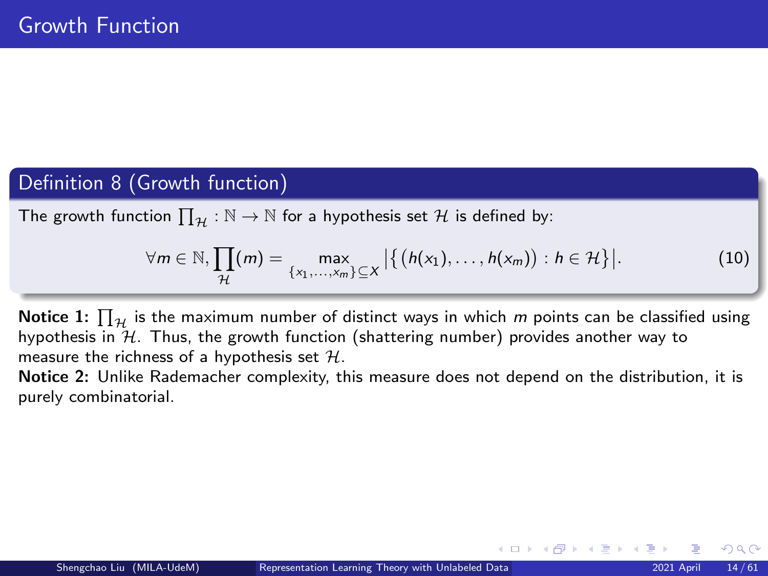# Growth Function

**Definition 8 (Growth function)**

The growth function $\prod_{\mathcal{H}} : \mathbb{N} \rightarrow \mathbb{N}$ for a hypothesis set $\mathcal{H}$ is defined by:

$$\forall m \in \mathbb{N}, \prod_{\mathcal{H}}(m) = \max_{\{x_1,\ldots,x_m\} \subseteq X} \left| \left\{ \left( h(x_1), \ldots, h(x_m) \right) : h \in \mathcal{H} \right\} \right|. \tag{10}$$

**Notice 1:** $\prod_{\mathcal{H}}$ is the maximum number of distinct ways in which $m$ points can be classified using hypothesis in $\mathcal{H}$. Thus, the growth function (shattering number) provides another way to measure the richness of a hypothesis set $\mathcal{H}$.

**Notice 2:** Unlike Rademacher complexity, this measure does not depend on the distribution, it is purely combinatorial.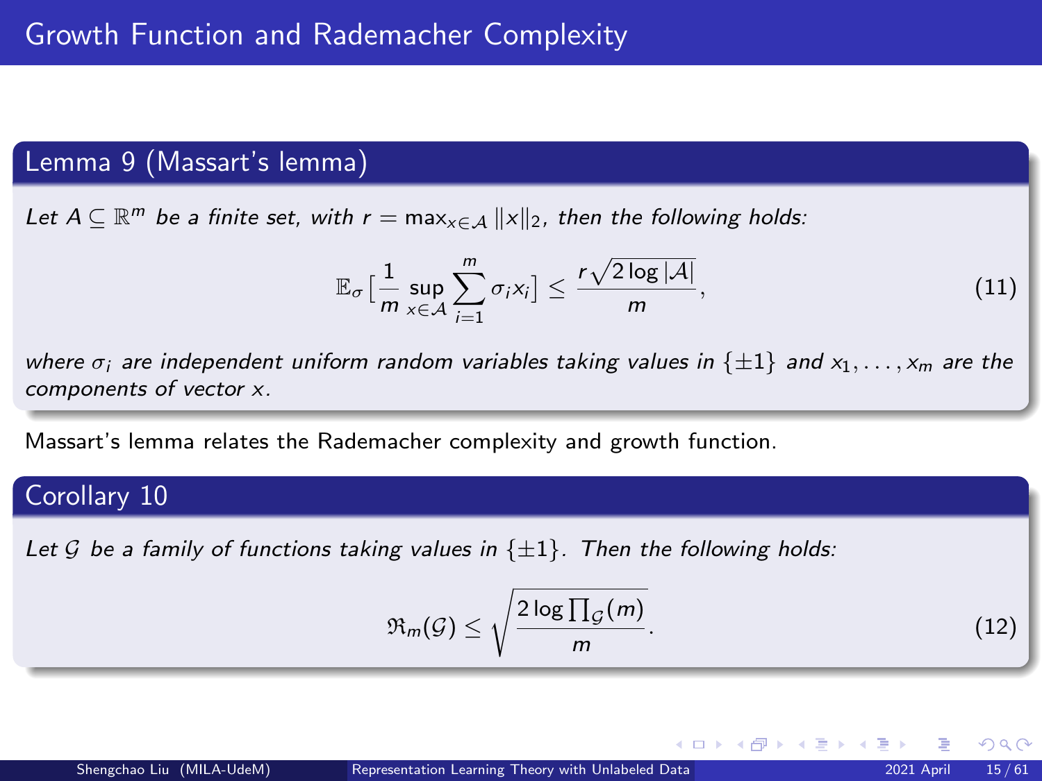## Growth Function and Rademacher Complexity

### Lemma 9 (Massart's lemma)

*Let $A \subseteq \mathbb{R}^m$ be a finite set, with $r = \max_{x \in \mathcal{A}} \|x\|_2$, then the following holds:*

$$\mathbb{E}_\sigma \Big[ \frac{1}{m} \sup_{x \in \mathcal{A}} \sum_{i=1}^{m} \sigma_i x_i \Big] \leq \frac{r\sqrt{2 \log |\mathcal{A}|}}{m}, \tag{11}$$

*where $\sigma_i$ are independent uniform random variables taking values in $\{\pm 1\}$ and $x_1, \ldots, x_m$ are the components of vector $x$.*

Massart's lemma relates the Rademacher complexity and growth function.

### Corollary 10

*Let $\mathcal{G}$ be a family of functions taking values in $\{\pm 1\}$. Then the following holds:*

$$\mathfrak{R}_m(\mathcal{G}) \leq \sqrt{\frac{2 \log \prod_{\mathcal{G}}(m)}{m}}. \tag{12}$$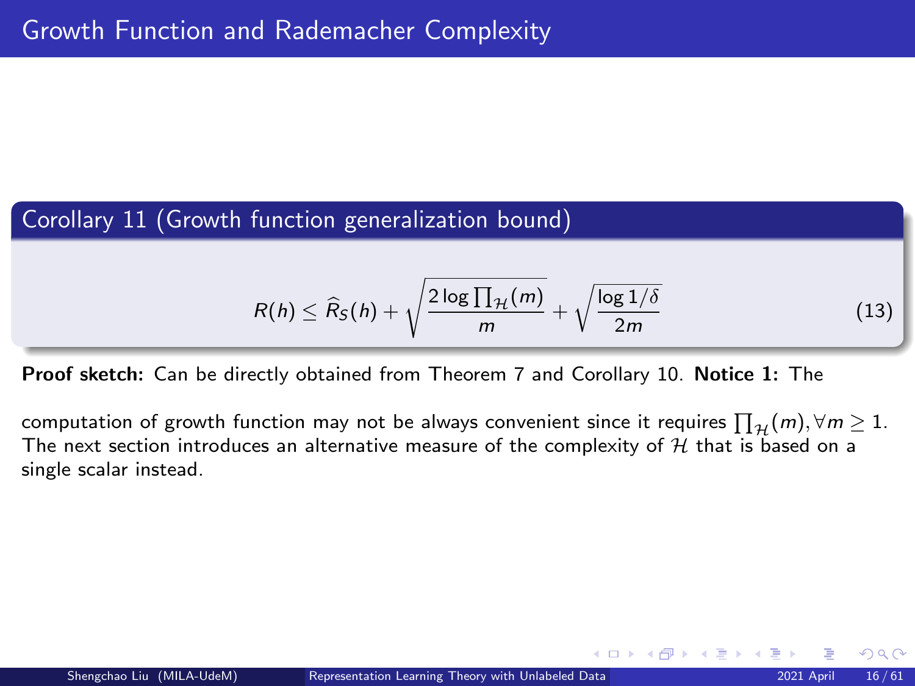# Growth Function and Rademacher Complexity

**Corollary 11 (Growth function generalization bound)**

$$R(h) \leq \widehat{R}_S(h) + \sqrt{\frac{2 \log \prod_{\mathcal{H}}(m)}{m}} + \sqrt{\frac{\log 1/\delta}{2m}} \tag{13}$$

**Proof sketch:** Can be directly obtained from Theorem 7 and Corollary 10. **Notice 1:** The

computation of growth function may not be always convenient since it requires $\prod_{\mathcal{H}}(m), \forall m \geq 1$. The next section introduces an alternative measure of the complexity of $\mathcal{H}$ that is based on a single scalar instead.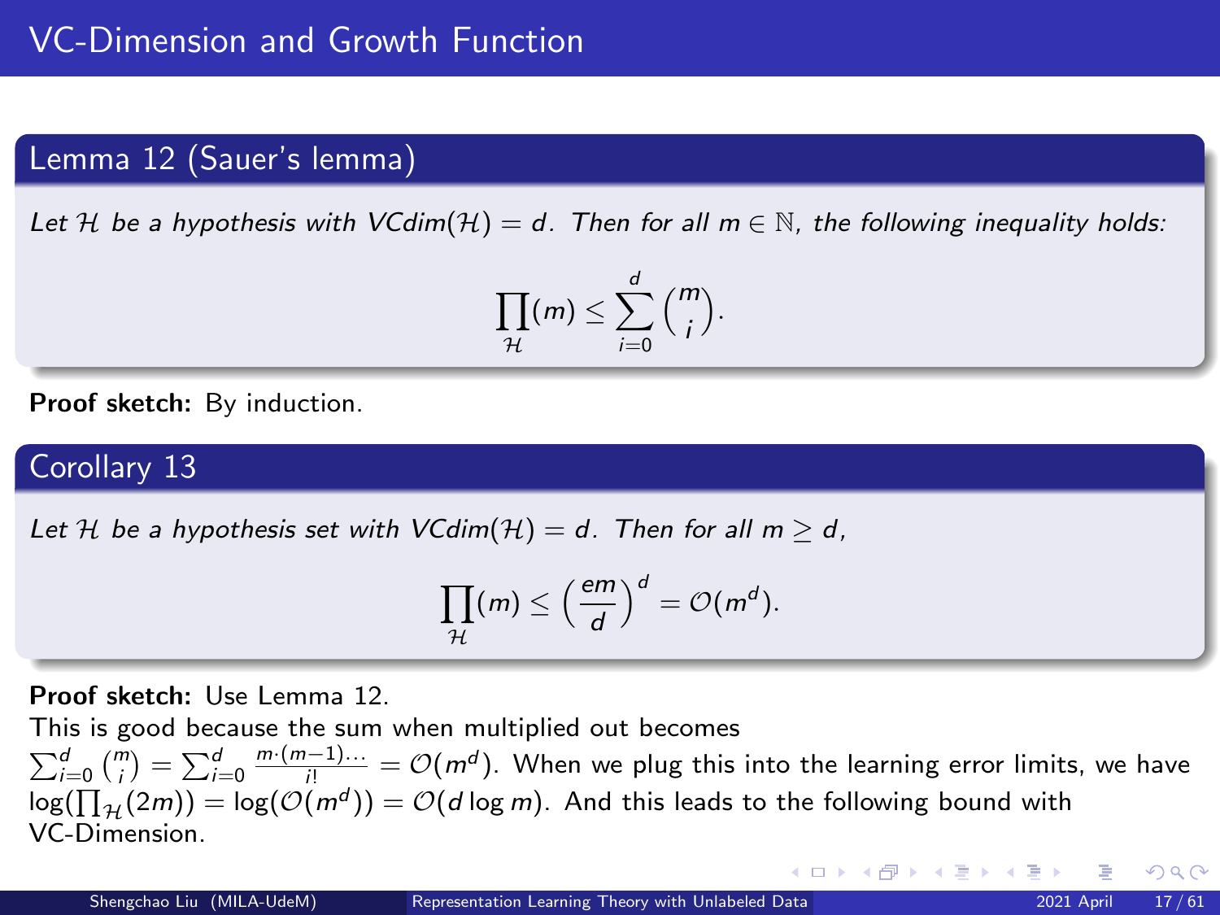# VC-Dimension and Growth Function

## Lemma 12 (Sauer's lemma)

*Let $\mathcal{H}$ be a hypothesis with VCdim($\mathcal{H}$) $= d$. Then for all $m \in \mathbb{N}$, the following inequality holds:*

$$\prod_{\mathcal{H}}(m) \leq \sum_{i=0}^{d} \binom{m}{i}.$$

**Proof sketch:** By induction.

## Corollary 13

*Let $\mathcal{H}$ be a hypothesis set with VCdim($\mathcal{H}$) $= d$. Then for all $m \geq d$,*

$$\prod_{\mathcal{H}}(m) \leq \left(\frac{em}{d}\right)^d = \mathcal{O}(m^d).$$

**Proof sketch:** Use Lemma 12.
This is good because the sum when multiplied out becomes $\sum_{i=0}^{d} \binom{m}{i} = \sum_{i=0}^{d} \frac{m \cdot (m-1) \ldots}{i!} = \mathcal{O}(m^d)$. When we plug this into the learning error limits, we have $\log(\prod_{\mathcal{H}}(2m)) = \log(\mathcal{O}(m^d)) = \mathcal{O}(d \log m)$. And this leads to the following bound with VC-Dimension.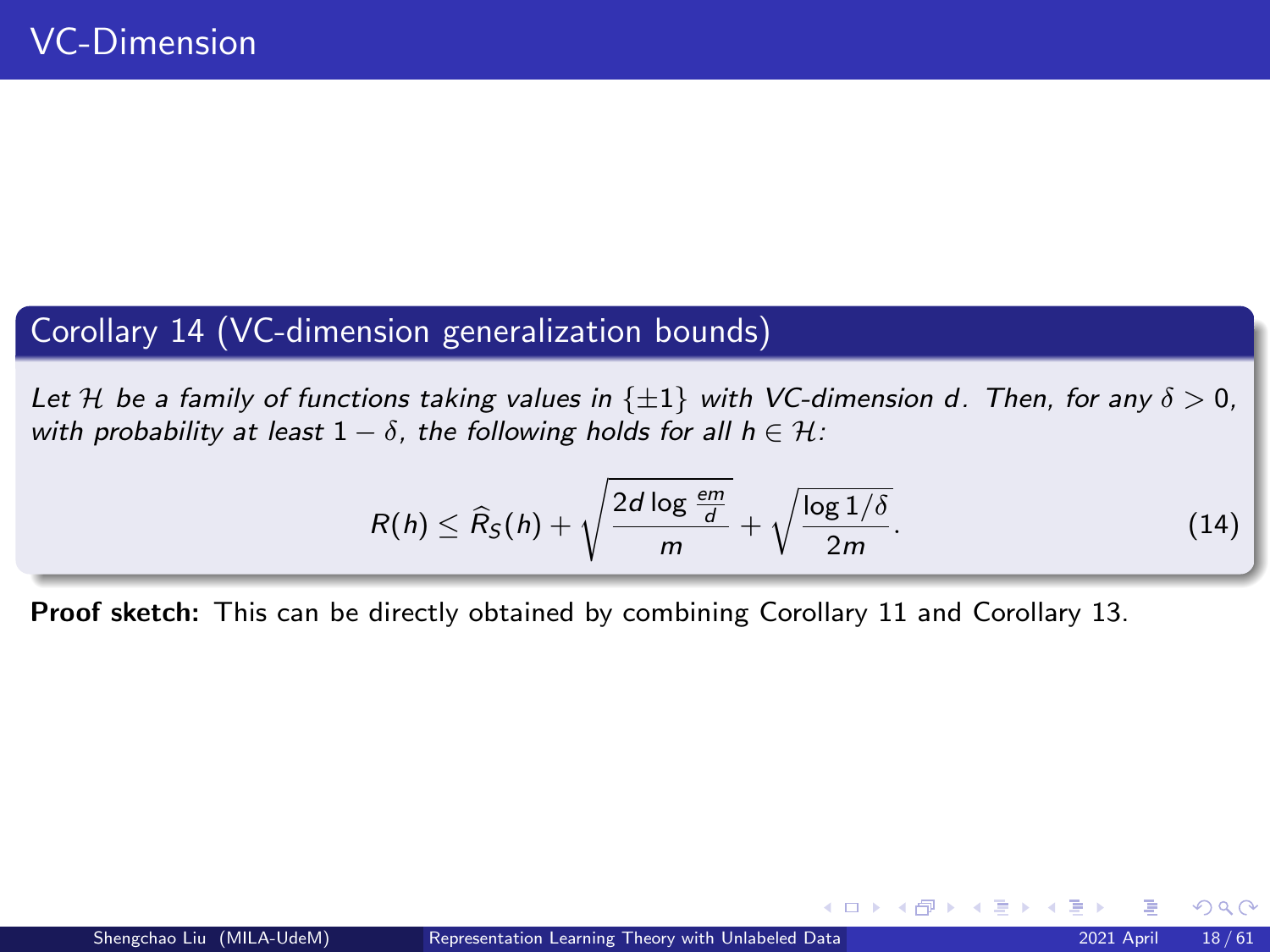# VC-Dimension

**Corollary 14 (VC-dimension generalization bounds)**

*Let $\mathcal{H}$ be a family of functions taking values in $\{\pm 1\}$ with VC-dimension $d$. Then, for any $\delta > 0$, with probability at least $1 - \delta$, the following holds for all $h \in \mathcal{H}$:*

$$R(h) \leq \widehat{R}_S(h) + \sqrt{\frac{2d \log \frac{em}{d}}{m}} + \sqrt{\frac{\log 1/\delta}{2m}}. \tag{14}$$

**Proof sketch:** This can be directly obtained by combining Corollary 11 and Corollary 13.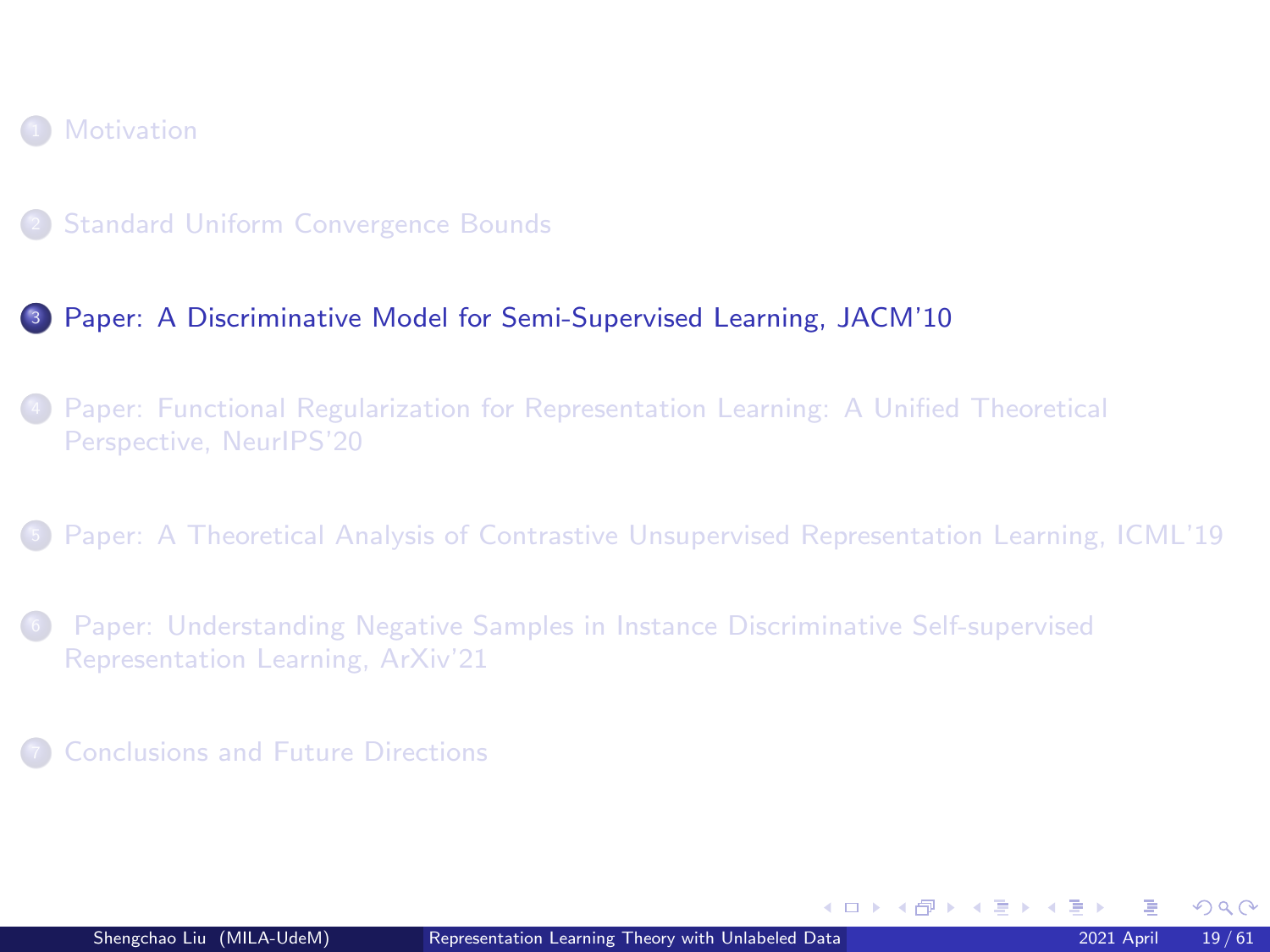1. Motivation

2. Standard Uniform Convergence Bounds

3. **Paper: A Discriminative Model for Semi-Supervised Learning, JACM'10**

4. Paper: Functional Regularization for Representation Learning: A Unified Theoretical Perspective, NeurIPS'20

5. Paper: A Theoretical Analysis of Contrastive Unsupervised Representation Learning, ICML'19

6. Paper: Understanding Negative Samples in Instance Discriminative Self-supervised Representation Learning, ArXiv'21

7. Conclusions and Future Directions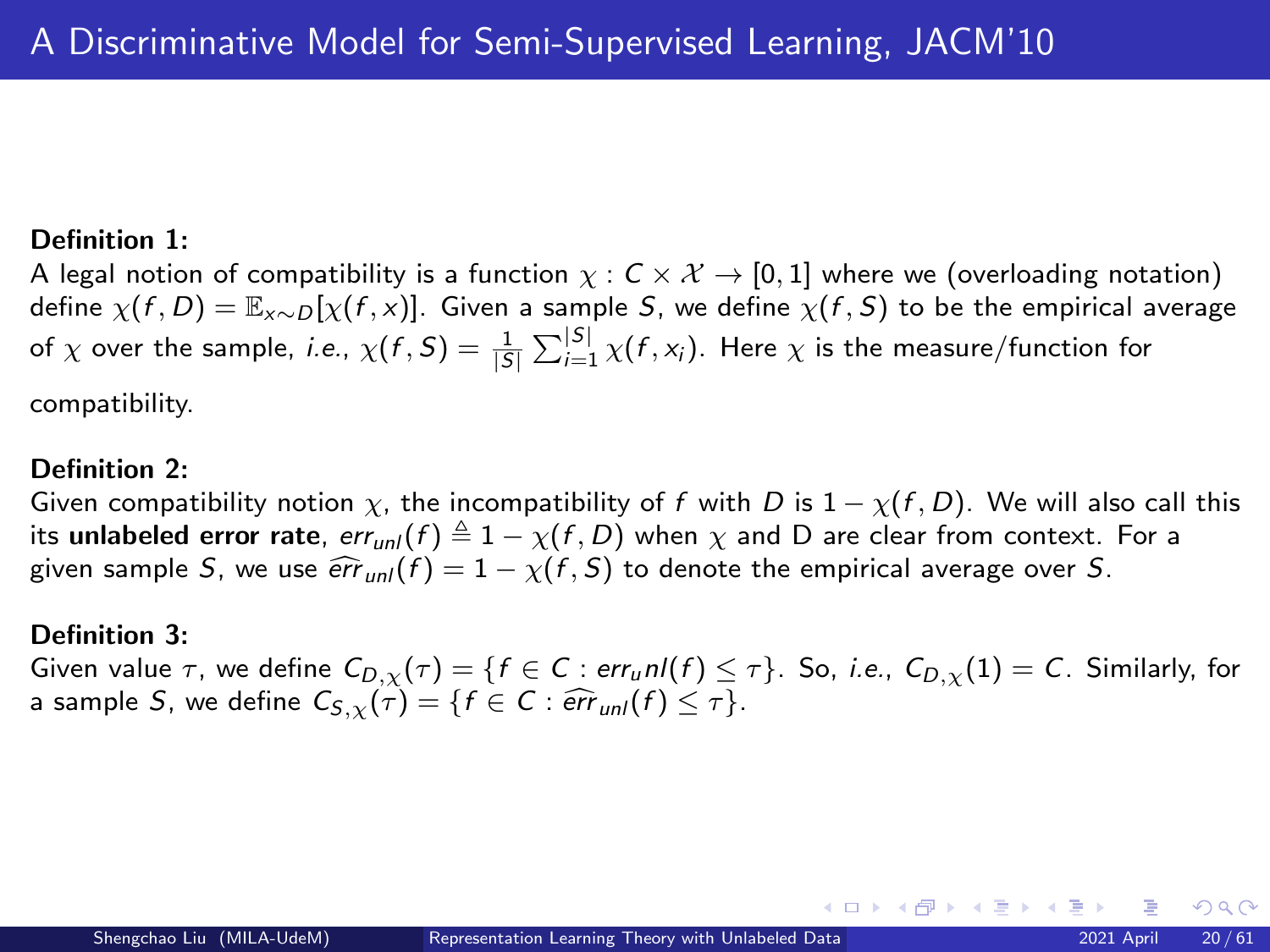# A Discriminative Model for Semi-Supervised Learning, JACM'10

**Definition 1:**
A legal notion of compatibility is a function $\chi : C \times \mathcal{X} \to [0, 1]$ where we (overloading notation) define $\chi(f, D) = \mathbb{E}_{x \sim D}[\chi(f, x)]$. Given a sample $S$, we define $\chi(f, S)$ to be the empirical average of $\chi$ over the sample, *i.e.*, $\chi(f, S) = \frac{1}{|S|} \sum_{i=1}^{|S|} \chi(f, x_i)$. Here $\chi$ is the measure/function for compatibility.

**Definition 2:**
Given compatibility notion $\chi$, the incompatibility of $f$ with $D$ is $1 - \chi(f, D)$. We will also call this its **unlabeled error rate**, $err_{unl}(f) \triangleq 1 - \chi(f, D)$ when $\chi$ and D are clear from context. For a given sample $S$, we use $\widehat{err}_{unl}(f) = 1 - \chi(f, S)$ to denote the empirical average over $S$.

**Definition 3:**
Given value $\tau$, we define $C_{D,\chi}(\tau) = \{f \in C : err_unl(f) \leq \tau\}$. So, *i.e.*, $C_{D,\chi}(1) = C$. Similarly, for a sample $S$, we define $C_{S,\chi}(\tau) = \{f \in C : \widehat{err}_{unl}(f) \leq \tau\}$.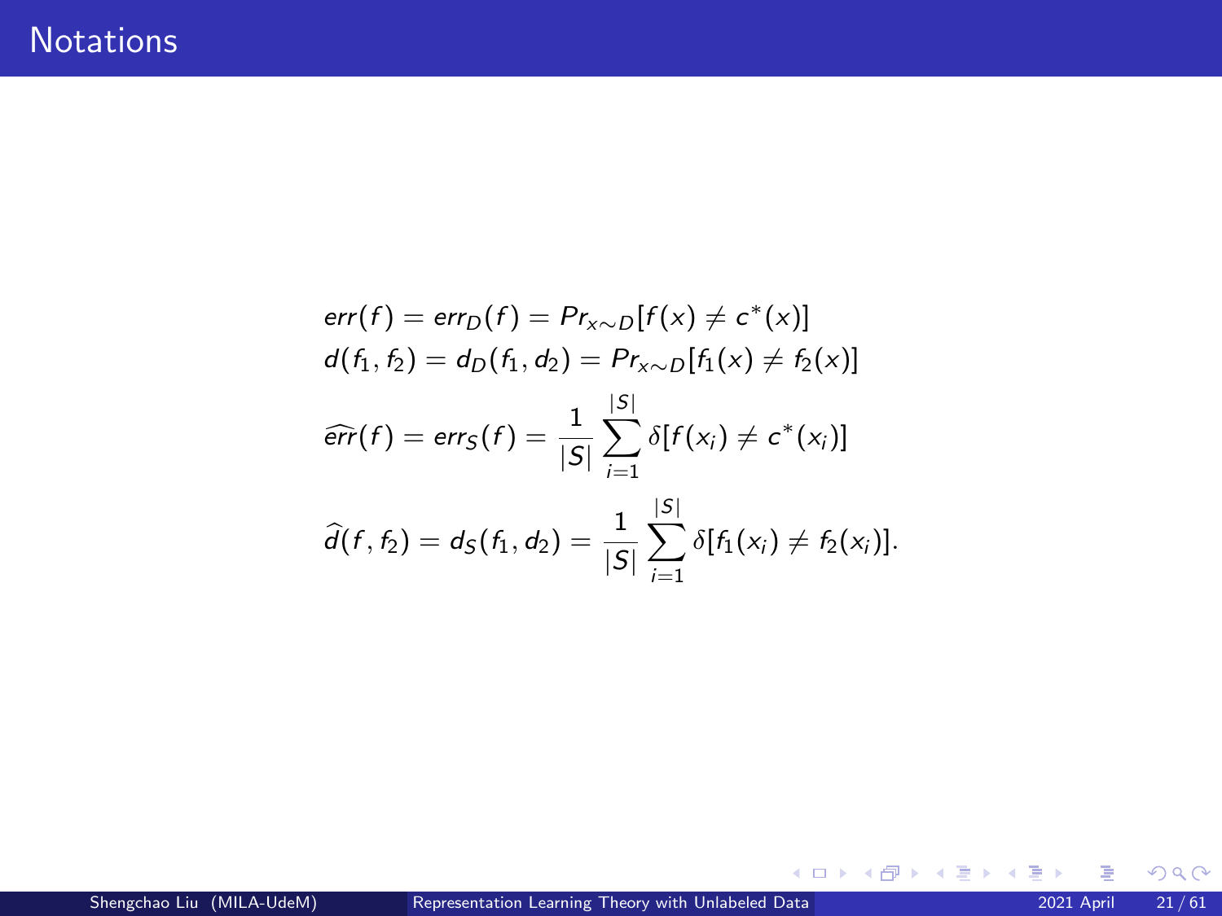# Notations

$$
\begin{aligned}
&err(f) = err_D(f) = Pr_{x\sim D}[f(x) \neq c^*(x)] \\
&d(f_1, f_2) = d_D(f_1, d_2) = Pr_{x\sim D}[f_1(x) \neq f_2(x)] \\
&\widehat{err}(f) = err_S(f) = \frac{1}{|S|} \sum_{i=1}^{|S|} \delta[f(x_i) \neq c^*(x_i)] \\
&\widehat{d}(f, f_2) = d_S(f_1, d_2) = \frac{1}{|S|} \sum_{i=1}^{|S|} \delta[f_1(x_i) \neq f_2(x_i)].
\end{aligned}
$$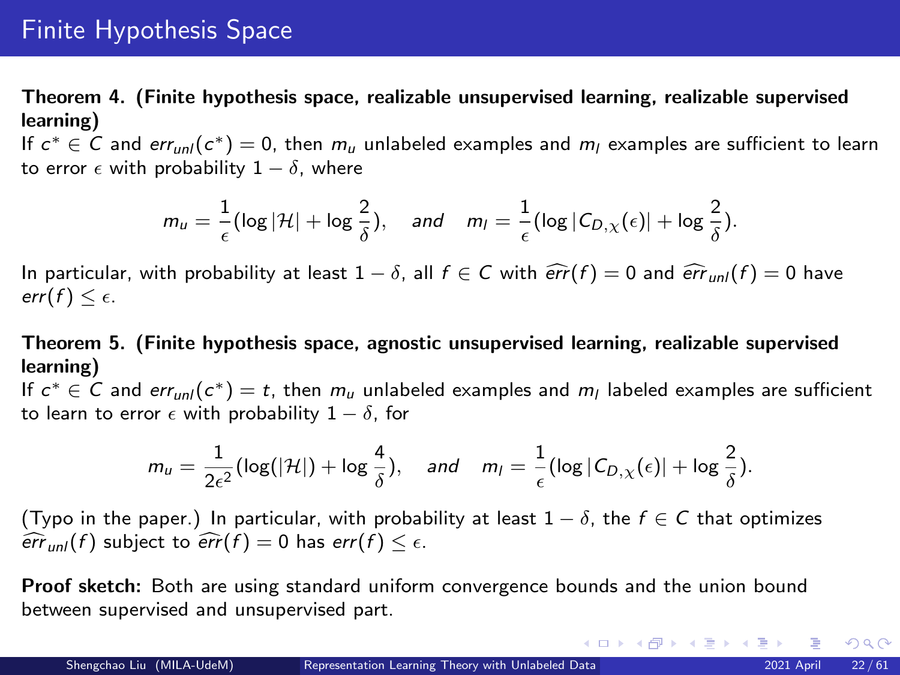# Finite Hypothesis Space

**Theorem 4. (Finite hypothesis space, realizable unsupervised learning, realizable supervised learning)**
If $c^* \in C$ and $err_{unl}(c^*) = 0$, then $m_u$ unlabeled examples and $m_l$ examples are sufficient to learn to error $\epsilon$ with probability $1 - \delta$, where

$$m_u = \frac{1}{\epsilon}(\log|\mathcal{H}| + \log\frac{2}{\delta}), \quad \textit{and} \quad m_l = \frac{1}{\epsilon}(\log|C_{D,\chi}(\epsilon)| + \log\frac{2}{\delta}).$$

In particular, with probability at least $1 - \delta$, all $f \in C$ with $\widehat{err}(f) = 0$ and $\widehat{err}_{unl}(f) = 0$ have $err(f) \leq \epsilon$.

**Theorem 5. (Finite hypothesis space, agnostic unsupervised learning, realizable supervised learning)**
If $c^* \in C$ and $err_{unl}(c^*) = t$, then $m_u$ unlabeled examples and $m_l$ labeled examples are sufficient to learn to error $\epsilon$ with probability $1 - \delta$, for

$$m_u = \frac{1}{2\epsilon^2}(\log(|\mathcal{H}|) + \log\frac{4}{\delta}), \quad \textit{and} \quad m_l = \frac{1}{\epsilon}(\log|C_{D,\chi}(\epsilon)| + \log\frac{2}{\delta}).$$

(Typo in the paper.) In particular, with probability at least $1 - \delta$, the $f \in C$ that optimizes $\widehat{err}_{unl}(f)$ subject to $\widehat{err}(f) = 0$ has $err(f) \leq \epsilon$.

**Proof sketch:** Both are using standard uniform convergence bounds and the union bound between supervised and unsupervised part.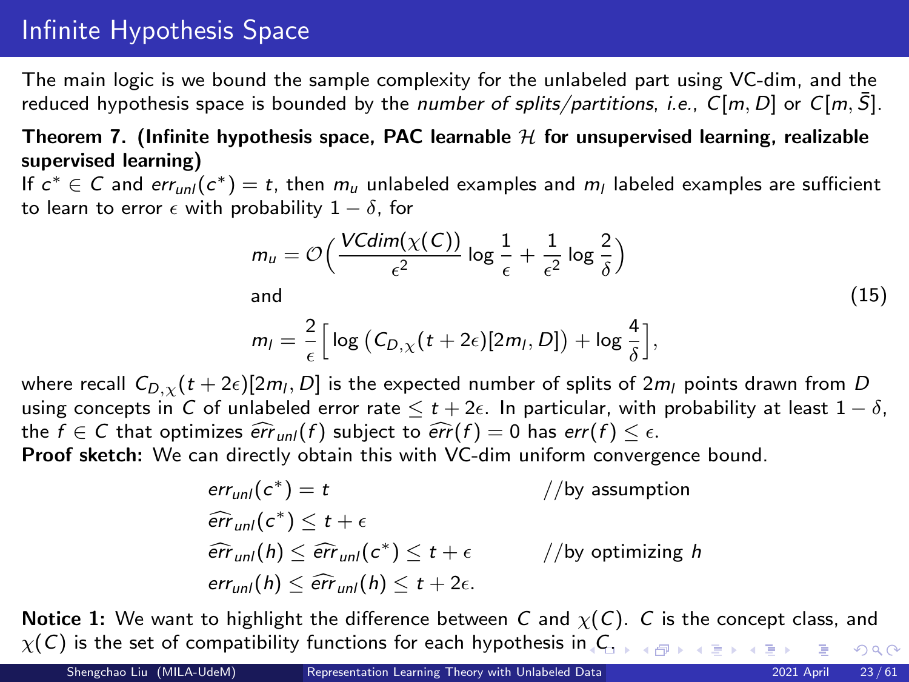# Infinite Hypothesis Space

The main logic is we bound the sample complexity for the unlabeled part using VC-dim, and the reduced hypothesis space is bounded by the *number of splits/partitions*, *i.e.*, $C[m, D]$ or $C[m, \bar{S}]$.

**Theorem 7. (Infinite hypothesis space, PAC learnable $\mathcal{H}$ for unsupervised learning, realizable supervised learning)**
If $c^* \in C$ and $err_{unl}(c^*) = t$, then $m_u$ unlabeled examples and $m_l$ labeled examples are sufficient to learn to error $\epsilon$ with probability $1 - \delta$, for

$$
\begin{aligned}
& m_u = \mathcal{O}\Big( \frac{VCdim(\chi(C))}{\epsilon^2} \log \frac{1}{\epsilon} + \frac{1}{\epsilon^2} \log \frac{2}{\delta} \Big) \\
& \text{and} \\
& m_l = \frac{2}{\epsilon} \Big[ \log \big( C_{D,\chi}(t + 2\epsilon)[2m_l, D] \big) + \log \frac{4}{\delta} \Big],
\end{aligned}
\tag{15}
$$

where recall $C_{D,\chi}(t + 2\epsilon)[2m_l, D]$ is the expected number of splits of $2m_l$ points drawn from $D$ using concepts in $C$ of unlabeled error rate $\leq t + 2\epsilon$. In particular, with probability at least $1 - \delta$, the $f \in C$ that optimizes $\widehat{err}_{unl}(f)$ subject to $\widehat{err}(f) = 0$ has $err(f) \leq \epsilon$.

**Proof sketch:** We can directly obtain this with VC-dim uniform convergence bound.

$$
\begin{aligned}
& err_{unl}(c^*) = t && \text{//by assumption} \\
& \widehat{err}_{unl}(c^*) \leq t + \epsilon && \\
& \widehat{err}_{unl}(h) \leq \widehat{err}_{unl}(c^*) \leq t + \epsilon && \text{//by optimizing } h \\
& err_{unl}(h) \leq \widehat{err}_{unl}(h) \leq t + 2\epsilon. &&
\end{aligned}
$$

**Notice 1:** We want to highlight the difference between $C$ and $\chi(C)$. $C$ is the concept class, and $\chi(C)$ is the set of compatibility functions for each hypothesis in $C$.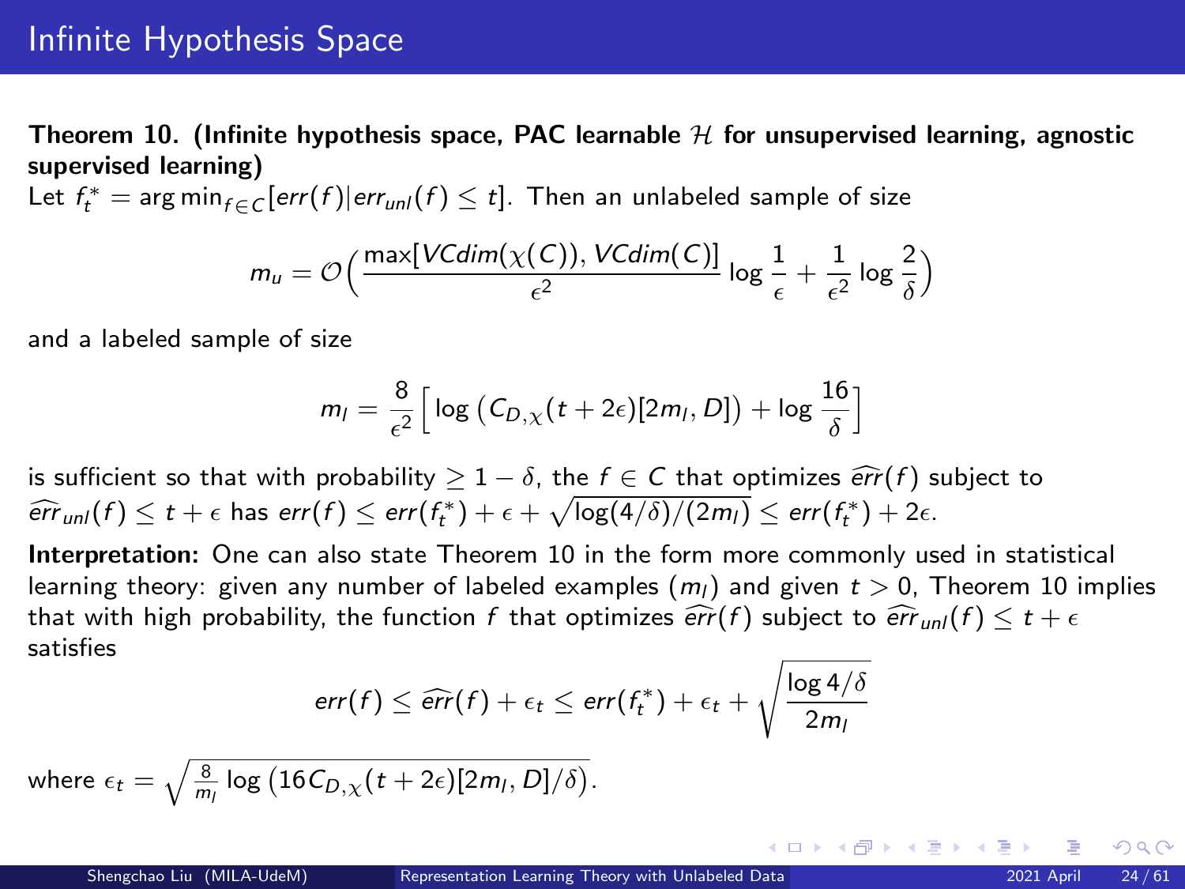# Infinite Hypothesis Space

**Theorem 10. (Infinite hypothesis space, PAC learnable $\mathcal{H}$ for unsupervised learning, agnostic supervised learning)**

Let $f_t^* = \arg\min_{f \in C}[err(f) | err_{unl}(f) \leq t]$. Then an unlabeled sample of size

$$m_u = \mathcal{O}\Big(\frac{\max[VCdim(\chi(C)), VCdim(C)]}{\epsilon^2} \log \frac{1}{\epsilon} + \frac{1}{\epsilon^2} \log \frac{2}{\delta}\Big)$$

and a labeled sample of size

$$m_l = \frac{8}{\epsilon^2}\Big[\log\big(C_{D,\chi}(t+2\epsilon)[2m_l, D]\big) + \log \frac{16}{\delta}\Big]$$

is sufficient so that with probability $\geq 1 - \delta$, the $f \in C$ that optimizes $\widehat{err}(f)$ subject to $\widehat{err}_{unl}(f) \leq t + \epsilon$ has $err(f) \leq err(f_t^*) + \epsilon + \sqrt{\log(4/\delta)/(2m_l)} \leq err(f_t^*) + 2\epsilon$.

**Interpretation:** One can also state Theorem 10 in the form more commonly used in statistical learning theory: given any number of labeled examples ($m_l$) and given $t > 0$, Theorem 10 implies that with high probability, the function $f$ that optimizes $\widehat{err}(f)$ subject to $\widehat{err}_{unl}(f) \leq t + \epsilon$ satisfies

$$err(f) \leq \widehat{err}(f) + \epsilon_t \leq err(f_t^*) + \epsilon_t + \sqrt{\frac{\log 4/\delta}{2m_l}}$$

where $\epsilon_t = \sqrt{\frac{8}{m_l} \log\big(16 C_{D,\chi}(t+2\epsilon)[2m_l, D]/\delta\big)}$.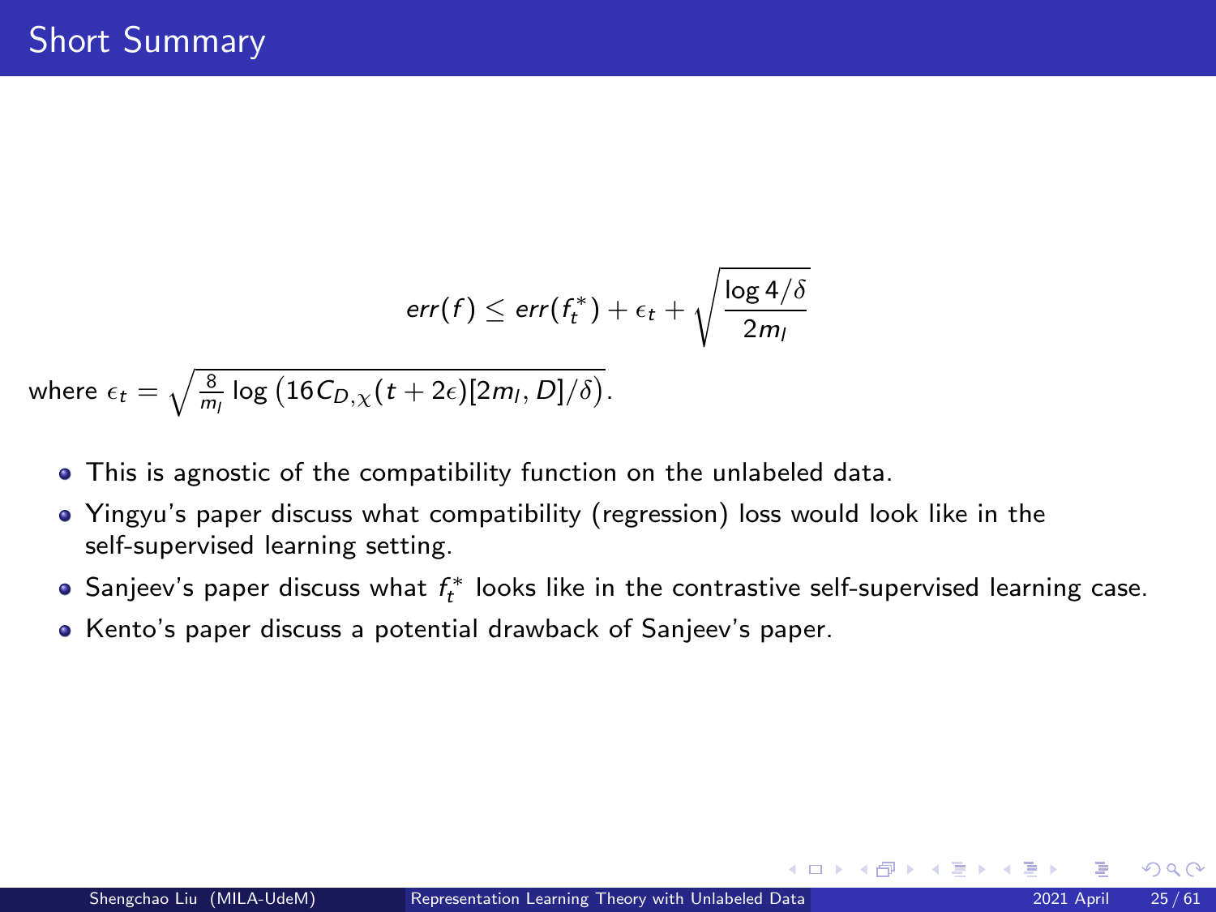# Short Summary

$$err(f) \leq err(f_t^*) + \epsilon_t + \sqrt{\frac{\log 4/\delta}{2m_l}}$$

where $\epsilon_t = \sqrt{\frac{8}{m_l} \log \left(16 C_{D,\chi}(t+2\epsilon)[2m_l, D]/\delta\right)}$.

- This is agnostic of the compatibility function on the unlabeled data.
- Yingyu's paper discuss what compatibility (regression) loss would look like in the self-supervised learning setting.
- Sanjeev's paper discuss what $f_t^*$ looks like in the contrastive self-supervised learning case.
- Kento's paper discuss a potential drawback of Sanjeev's paper.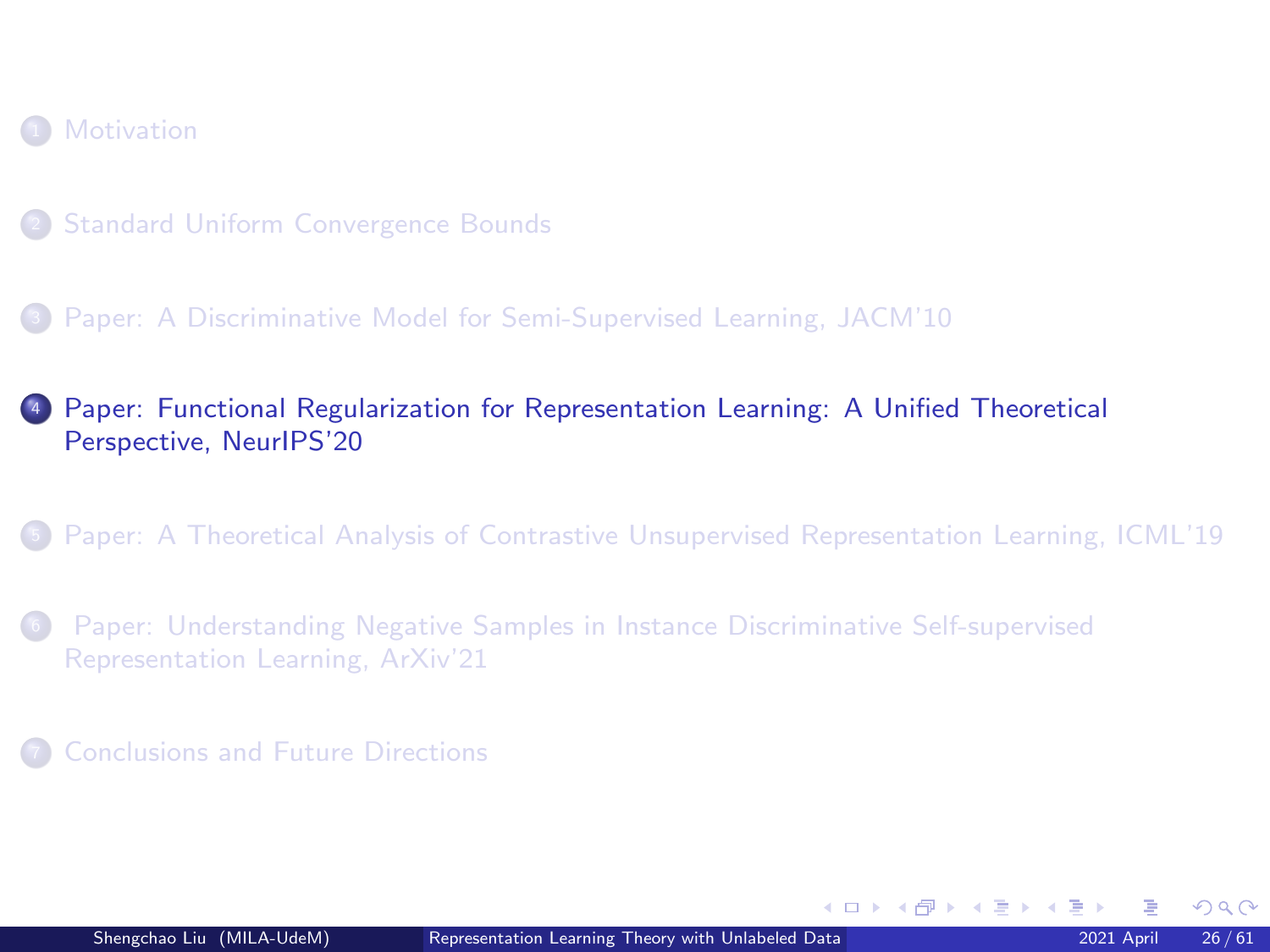1. Motivation
2. Standard Uniform Convergence Bounds
3. Paper: A Discriminative Model for Semi-Supervised Learning, JACM'10
4. **Paper: Functional Regularization for Representation Learning: A Unified Theoretical Perspective, NeurIPS'20**
5. Paper: A Theoretical Analysis of Contrastive Unsupervised Representation Learning, ICML'19
6. Paper: Understanding Negative Samples in Instance Discriminative Self-supervised Representation Learning, ArXiv'21
7. Conclusions and Future Directions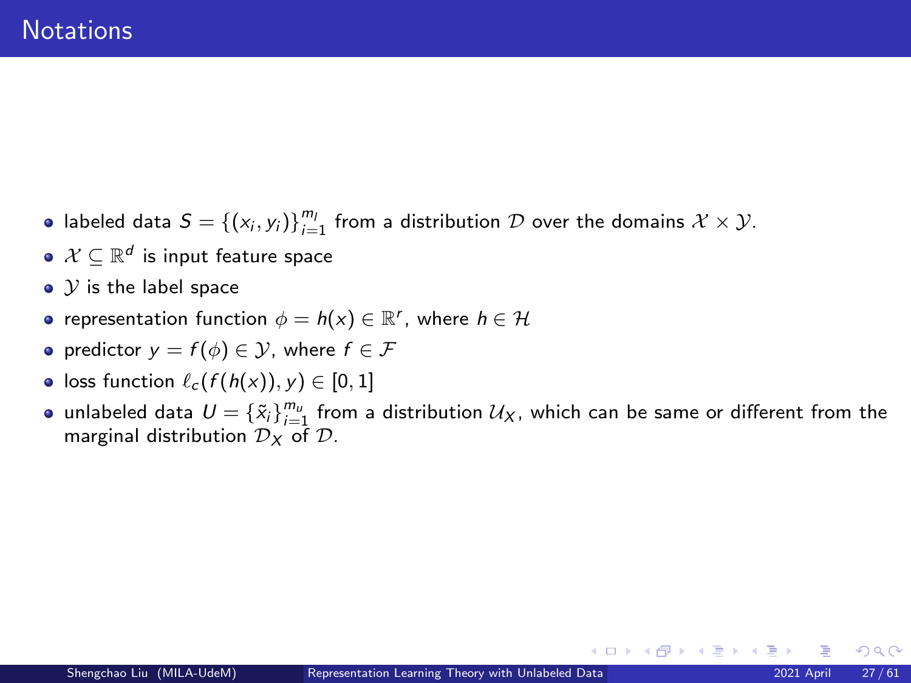# Notations

- labeled data $S = \{(x_i, y_i)\}_{i=1}^{m_l}$ from a distribution $\mathcal{D}$ over the domains $\mathcal{X} \times \mathcal{Y}$.
- $\mathcal{X} \subseteq \mathbb{R}^d$ is input feature space
- $\mathcal{Y}$ is the label space
- representation function $\phi = h(x) \in \mathbb{R}^r$, where $h \in \mathcal{H}$
- predictor $y = f(\phi) \in \mathcal{Y}$, where $f \in \mathcal{F}$
- loss function $\ell_c(f(h(x)), y) \in [0, 1]$
- unlabeled data $U = \{\tilde{x}_i\}_{i=1}^{m_u}$ from a distribution $\mathcal{U}_X$, which can be same or different from the marginal distribution $\mathcal{D}_X$ of $\mathcal{D}$.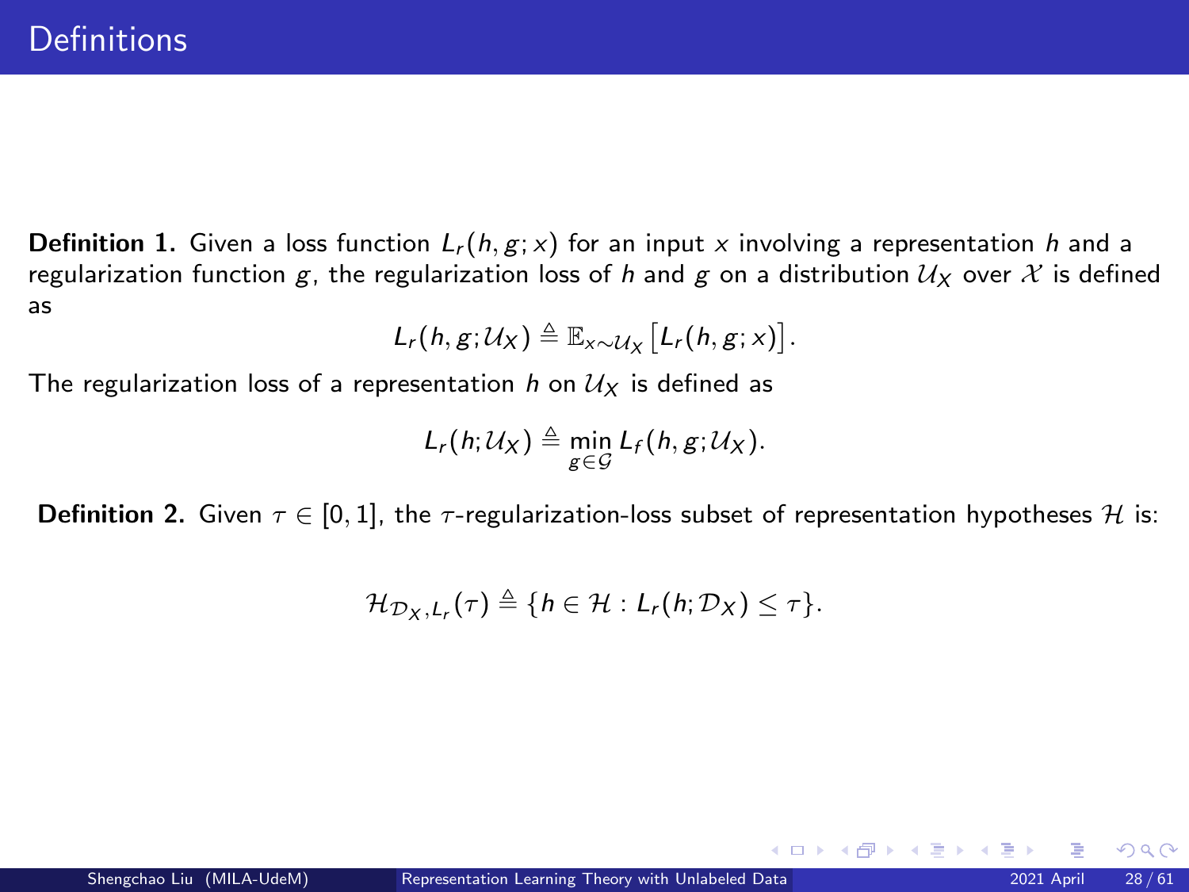# Definitions

**Definition 1.** Given a loss function $L_r(h, g; x)$ for an input $x$ involving a representation $h$ and a regularization function $g$, the regularization loss of $h$ and $g$ on a distribution $\mathcal{U}_X$ over $\mathcal{X}$ is defined as

$$L_r(h, g; \mathcal{U}_X) \triangleq \mathbb{E}_{x \sim \mathcal{U}_X}\big[L_r(h, g; x)\big].$$

The regularization loss of a representation $h$ on $\mathcal{U}_X$ is defined as

$$L_r(h; \mathcal{U}_X) \triangleq \min_{g \in \mathcal{G}} L_f(h, g; \mathcal{U}_X).$$

**Definition 2.** Given $\tau \in [0, 1]$, the $\tau$-regularization-loss subset of representation hypotheses $\mathcal{H}$ is:

$$\mathcal{H}_{\mathcal{D}_X, L_r}(\tau) \triangleq \{h \in \mathcal{H} : L_r(h; \mathcal{D}_X) \leq \tau\}.$$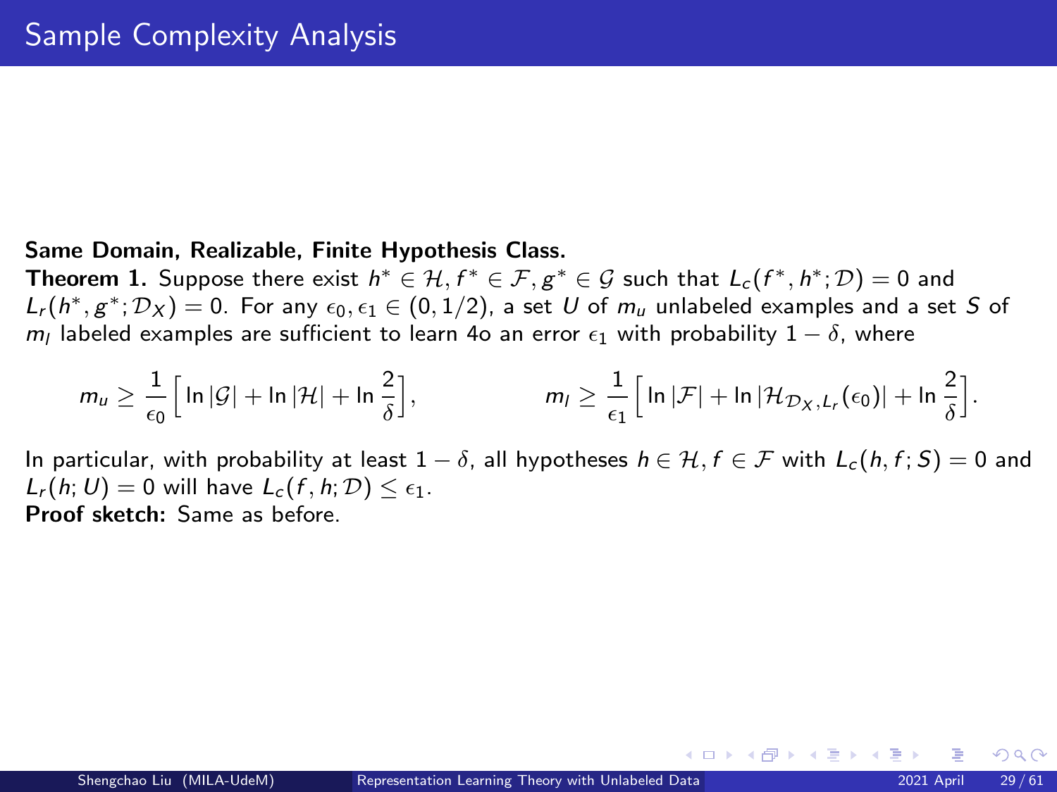# Sample Complexity Analysis

**Same Domain, Realizable, Finite Hypothesis Class.**

**Theorem 1.** Suppose there exist $h^* \in \mathcal{H}, f^* \in \mathcal{F}, g^* \in \mathcal{G}$ such that $L_c(f^*, h^*; \mathcal{D}) = 0$ and $L_r(h^*, g^*; \mathcal{D}_X) = 0$. For any $\epsilon_0, \epsilon_1 \in (0, 1/2)$, a set $U$ of $m_u$ unlabeled examples and a set $S$ of $m_l$ labeled examples are sufficient to learn 4o an error $\epsilon_1$ with probability $1 - \delta$, where

$$m_u \geq \frac{1}{\epsilon_0}\Big[\ln|\mathcal{G}| + \ln|\mathcal{H}| + \ln\frac{2}{\delta}\Big], \qquad m_l \geq \frac{1}{\epsilon_1}\Big[\ln|\mathcal{F}| + \ln|\mathcal{H}_{\mathcal{D}_X, L_r}(\epsilon_0)| + \ln\frac{2}{\delta}\Big].$$

In particular, with probability at least $1 - \delta$, all hypotheses $h \in \mathcal{H}, f \in \mathcal{F}$ with $L_c(h, f; S) = 0$ and $L_r(h; U) = 0$ will have $L_c(f, h; \mathcal{D}) \leq \epsilon_1$.

**Proof sketch:** Same as before.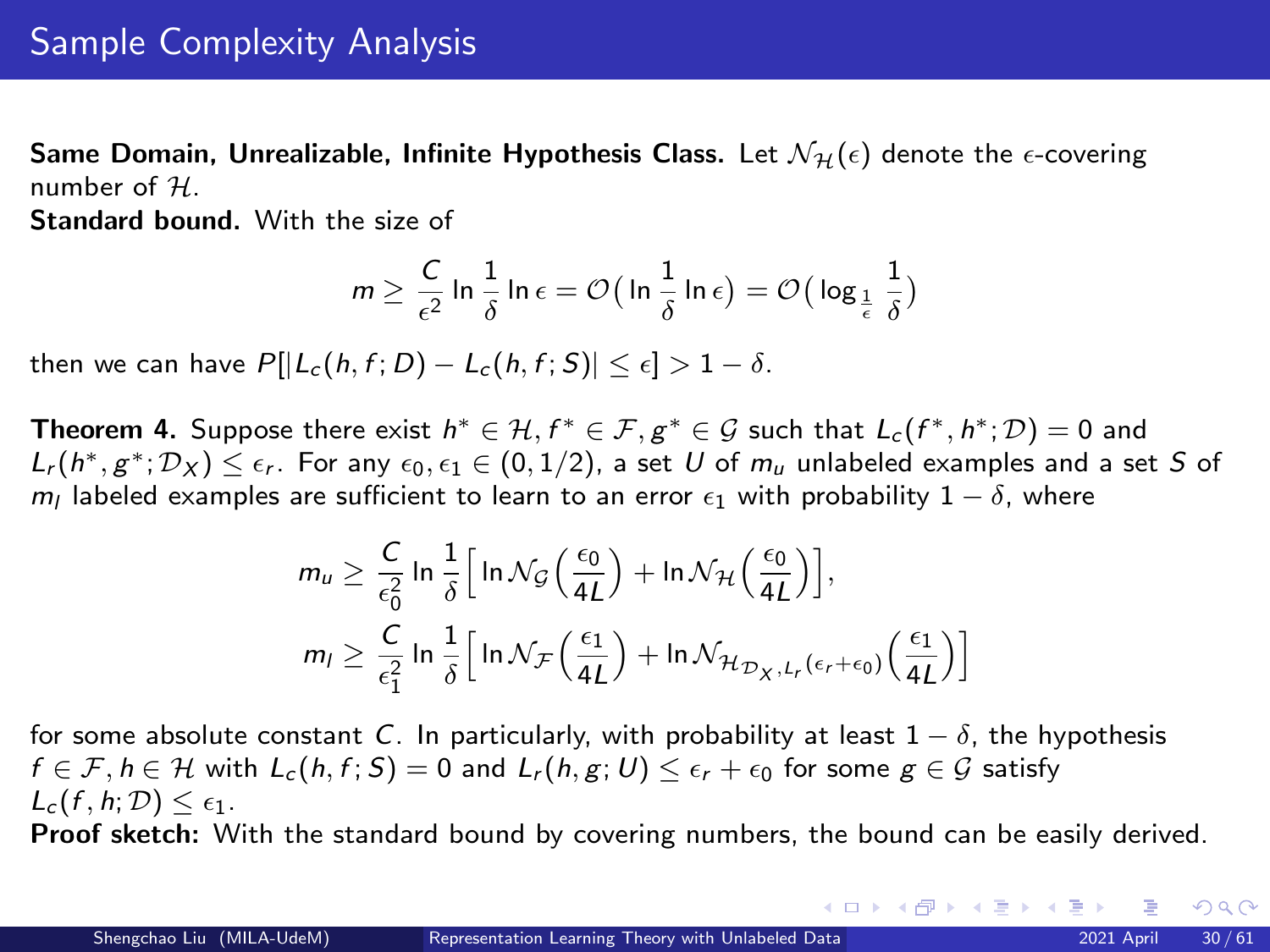# Sample Complexity Analysis

**Same Domain, Unrealizable, Infinite Hypothesis Class.** Let $\mathcal{N}_{\mathcal{H}}(\epsilon)$ denote the $\epsilon$-covering number of $\mathcal{H}$.

**Standard bound.** With the size of

$$m \geq \frac{C}{\epsilon^2} \ln \frac{1}{\delta} \ln \epsilon = \mathcal{O}\big( \ln \frac{1}{\delta} \ln \epsilon \big) = \mathcal{O}\big( \log_{\frac{1}{\epsilon}} \frac{1}{\delta} \big)$$

then we can have $P[|L_c(h, f; D) - L_c(h, f; S)| \leq \epsilon] > 1 - \delta$.

**Theorem 4.** Suppose there exist $h^* \in \mathcal{H}, f^* \in \mathcal{F}, g^* \in \mathcal{G}$ such that $L_c(f^*, h^*; \mathcal{D}) = 0$ and $L_r(h^*, g^*; \mathcal{D}_X) \leq \epsilon_r$. For any $\epsilon_0, \epsilon_1 \in (0, 1/2)$, a set $U$ of $m_u$ unlabeled examples and a set $S$ of $m_l$ labeled examples are sufficient to learn to an error $\epsilon_1$ with probability $1 - \delta$, where

$$m_u \geq \frac{C}{\epsilon_0^2} \ln \frac{1}{\delta} \Big[ \ln \mathcal{N}_{\mathcal{G}}\Big( \frac{\epsilon_0}{4L} \Big) + \ln \mathcal{N}_{\mathcal{H}}\Big( \frac{\epsilon_0}{4L} \Big) \Big],$$

$$m_l \geq \frac{C}{\epsilon_1^2} \ln \frac{1}{\delta} \Big[ \ln \mathcal{N}_{\mathcal{F}}\Big( \frac{\epsilon_1}{4L} \Big) + \ln \mathcal{N}_{\mathcal{H}_{\mathcal{D}_X, L_r(\epsilon_r + \epsilon_0)}}\Big( \frac{\epsilon_1}{4L} \Big) \Big]$$

for some absolute constant $C$. In particularly, with probability at least $1 - \delta$, the hypothesis $f \in \mathcal{F}, h \in \mathcal{H}$ with $L_c(h, f; S) = 0$ and $L_r(h, g; U) \leq \epsilon_r + \epsilon_0$ for some $g \in \mathcal{G}$ satisfy $L_c(f, h; \mathcal{D}) \leq \epsilon_1$.

**Proof sketch:** With the standard bound by covering numbers, the bound can be easily derived.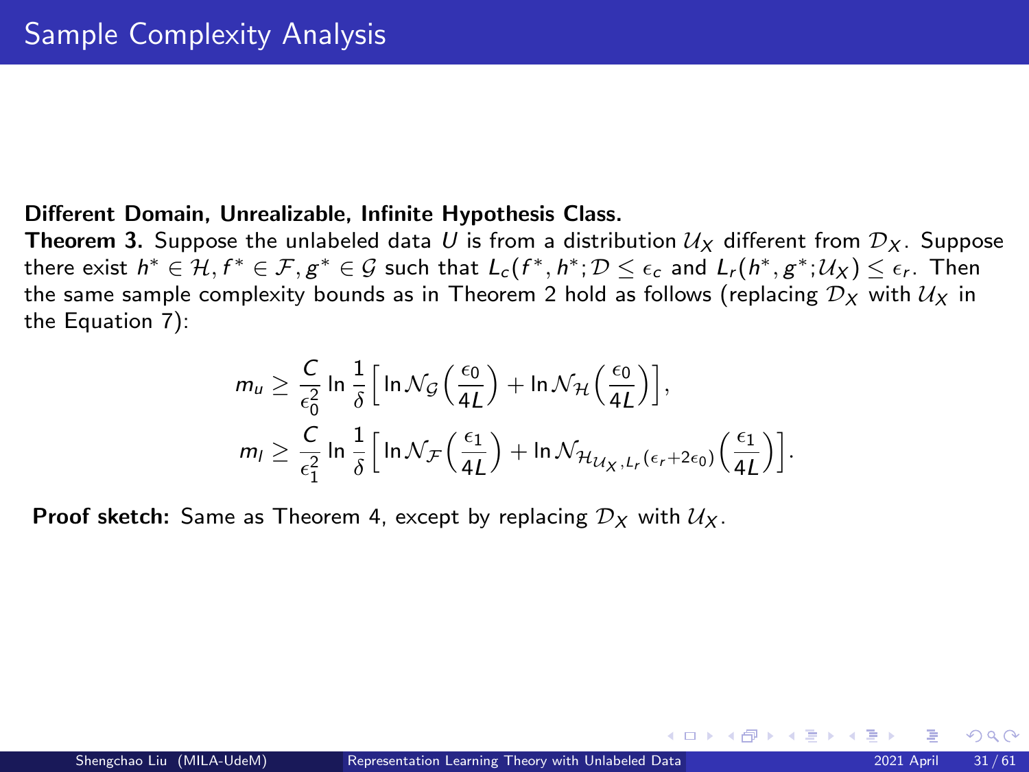# Sample Complexity Analysis

**Different Domain, Unrealizable, Infinite Hypothesis Class.**

**Theorem 3.** Suppose the unlabeled data $U$ is from a distribution $\mathcal{U}_X$ different from $\mathcal{D}_X$. Suppose there exist $h^* \in \mathcal{H}, f^* \in \mathcal{F}, g^* \in \mathcal{G}$ such that $L_c(f^*, h^*; \mathcal{D} \leq \epsilon_c$ and $L_r(h^*, g^*; \mathcal{U}_X) \leq \epsilon_r$. Then the same sample complexity bounds as in Theorem 2 hold as follows (replacing $\mathcal{D}_X$ with $\mathcal{U}_X$ in the Equation 7):

$$
m_u \geq \frac{C}{\epsilon_0^2} \ln \frac{1}{\delta} \Big[ \ln \mathcal{N}_{\mathcal{G}}\Big(\frac{\epsilon_0}{4L}\Big) + \ln \mathcal{N}_{\mathcal{H}}\Big(\frac{\epsilon_0}{4L}\Big) \Big],
$$

$$
m_l \geq \frac{C}{\epsilon_1^2} \ln \frac{1}{\delta} \Big[ \ln \mathcal{N}_{\mathcal{F}}\Big(\frac{\epsilon_1}{4L}\Big) + \ln \mathcal{N}_{\mathcal{H}_{\mathcal{U}_X, L_r(\epsilon_r + 2\epsilon_0)}}\Big(\frac{\epsilon_1}{4L}\Big) \Big].
$$

**Proof sketch:** Same as Theorem 4, except by replacing $\mathcal{D}_X$ with $\mathcal{U}_X$.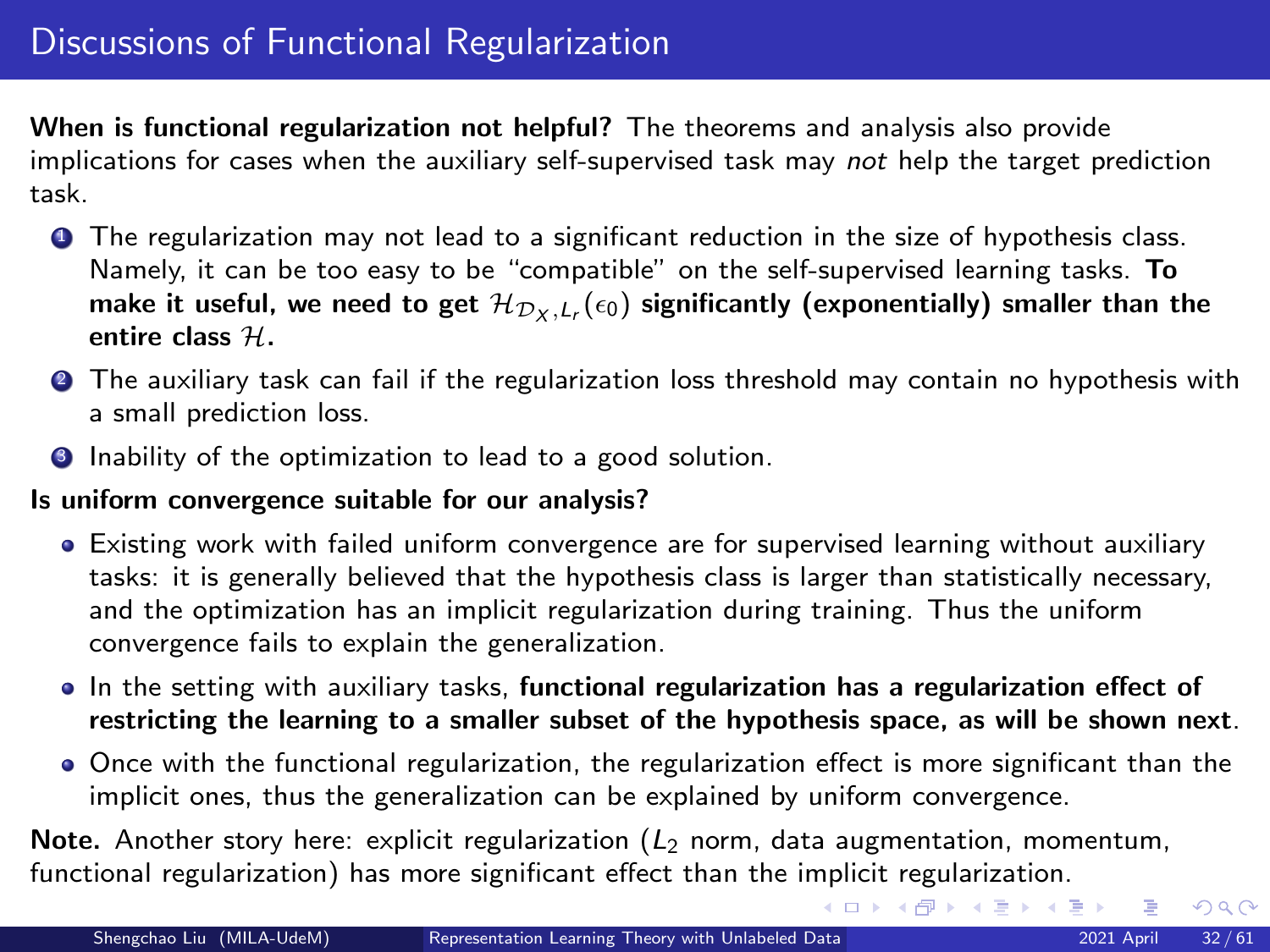# Discussions of Functional Regularization

**When is functional regularization not helpful?** The theorems and analysis also provide implications for cases when the auxiliary self-supervised task may *not* help the target prediction task.

1. The regularization may not lead to a significant reduction in the size of hypothesis class. Namely, it can be too easy to be "compatible" on the self-supervised learning tasks. **To make it useful, we need to get $\mathcal{H}_{\mathcal{D}_X, L_r}(\epsilon_0)$ significantly (exponentially) smaller than the entire class $\mathcal{H}$.**
2. The auxiliary task can fail if the regularization loss threshold may contain no hypothesis with a small prediction loss.
3. Inability of the optimization to lead to a good solution.

**Is uniform convergence suitable for our analysis?**

- Existing work with failed uniform convergence are for supervised learning without auxiliary tasks: it is generally believed that the hypothesis class is larger than statistically necessary, and the optimization has an implicit regularization during training. Thus the uniform convergence fails to explain the generalization.
- In the setting with auxiliary tasks, **functional regularization has a regularization effect of restricting the learning to a smaller subset of the hypothesis space, as will be shown next**.
- Once with the functional regularization, the regularization effect is more significant than the implicit ones, thus the generalization can be explained by uniform convergence.

**Note.** Another story here: explicit regularization ($L_2$ norm, data augmentation, momentum, functional regularization) has more significant effect than the implicit regularization.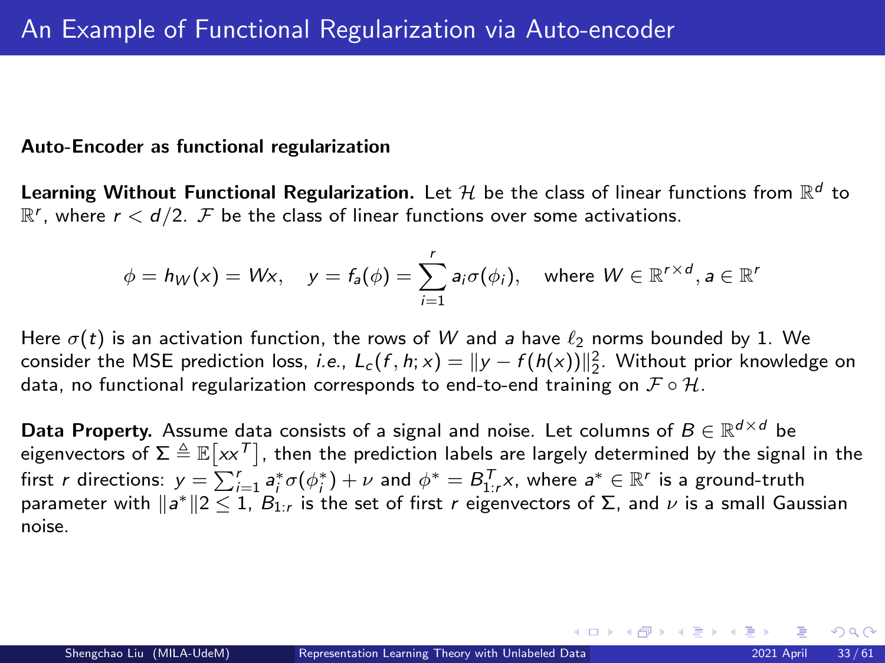# An Example of Functional Regularization via Auto-encoder

**Auto-Encoder as functional regularization**

**Learning Without Functional Regularization.** Let $\mathcal{H}$ be the class of linear functions from $\mathbb{R}^d$ to $\mathbb{R}^r$, where $r < d/2$. $\mathcal{F}$ be the class of linear functions over some activations.

$$\phi = h_W(x) = Wx, \quad y = f_a(\phi) = \sum_{i=1}^{r} a_i \sigma(\phi_i), \quad \text{where } W \in \mathbb{R}^{r \times d}, a \in \mathbb{R}^r$$

Here $\sigma(t)$ is an activation function, the rows of $W$ and $a$ have $\ell_2$ norms bounded by 1. We consider the MSE prediction loss, *i.e.*, $L_c(f, h; x) = \|y - f(h(x))\|_2^2$. Without prior knowledge on data, no functional regularization corresponds to end-to-end training on $\mathcal{F} \circ \mathcal{H}$.

**Data Property.** Assume data consists of a signal and noise. Let columns of $B \in \mathbb{R}^{d \times d}$ be eigenvectors of $\Sigma \triangleq \mathbb{E}[xx^T]$, then the prediction labels are largely determined by the signal in the first $r$ directions: $y = \sum_{i=1}^{r} a_i^* \sigma(\phi_i^*) + \nu$ and $\phi^* = B_{1:r}^T x$, where $a^* \in \mathbb{R}^r$ is a ground-truth parameter with $\|a^*\|2 \leq 1$, $B_{1:r}$ is the set of first $r$ eigenvectors of $\Sigma$, and $\nu$ is a small Gaussian noise.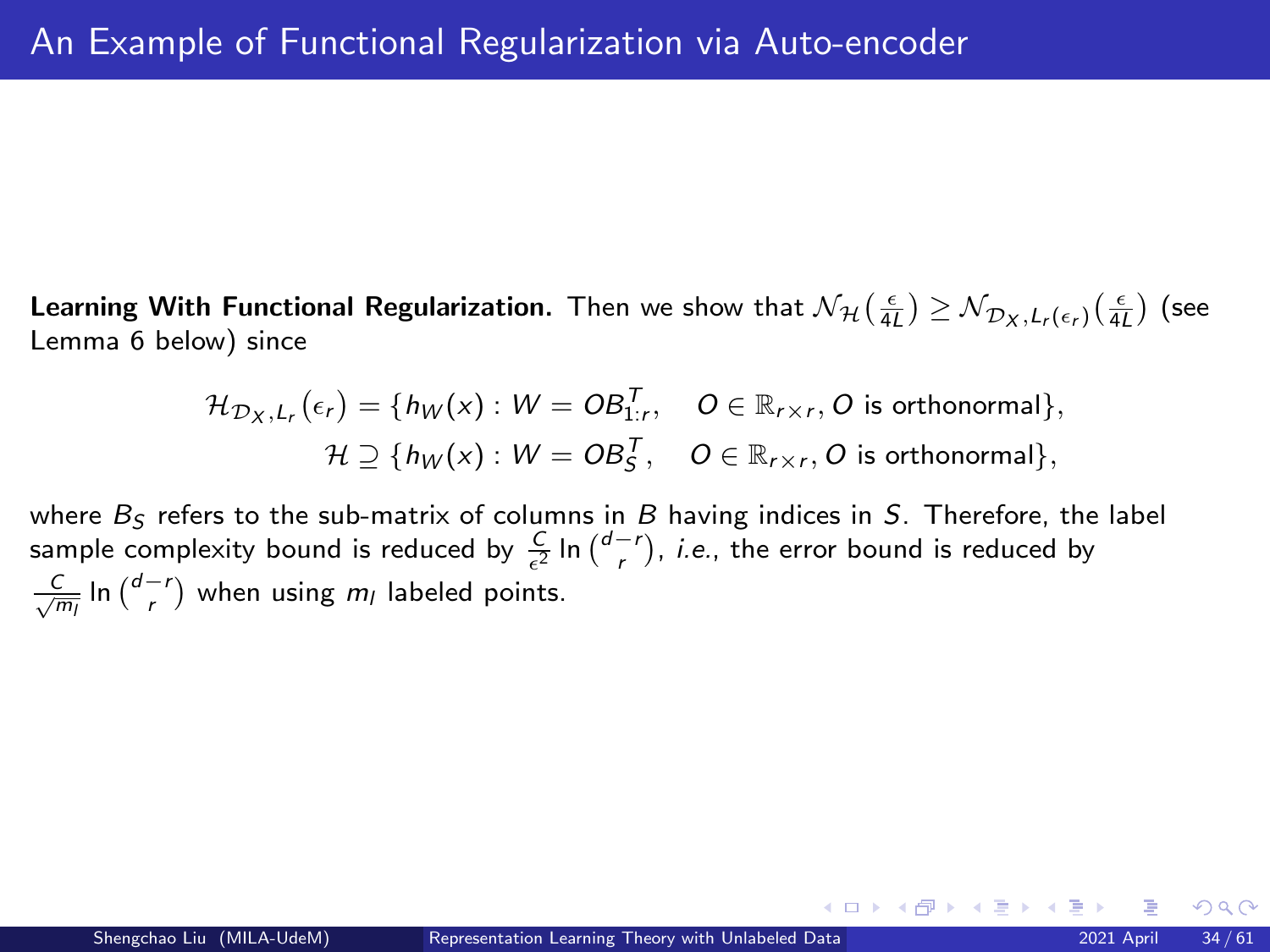# An Example of Functional Regularization via Auto-encoder

**Learning With Functional Regularization.** Then we show that $\mathcal{N}_{\mathcal{H}}(\frac{\epsilon}{4L}) \geq \mathcal{N}_{\mathcal{D}_X, L_r(\epsilon_r)}(\frac{\epsilon}{4L})$ (see Lemma 6 below) since

$$\mathcal{H}_{\mathcal{D}_X, L_r}(\epsilon_r) = \{h_W(x) : W = OB_{1:r}^T, \quad O \in \mathbb{R}_{r \times r}, O \text{ is orthonormal}\},$$
$$\mathcal{H} \supseteq \{h_W(x) : W = OB_S^T, \quad O \in \mathbb{R}_{r \times r}, O \text{ is orthonormal}\},$$

where $B_S$ refers to the sub-matrix of columns in $B$ having indices in $S$. Therefore, the label sample complexity bound is reduced by $\frac{C}{\epsilon^2} \ln \binom{d-r}{r}$, *i.e.*, the error bound is reduced by $\frac{C}{\sqrt{m_l}} \ln \binom{d-r}{r}$ when using $m_l$ labeled points.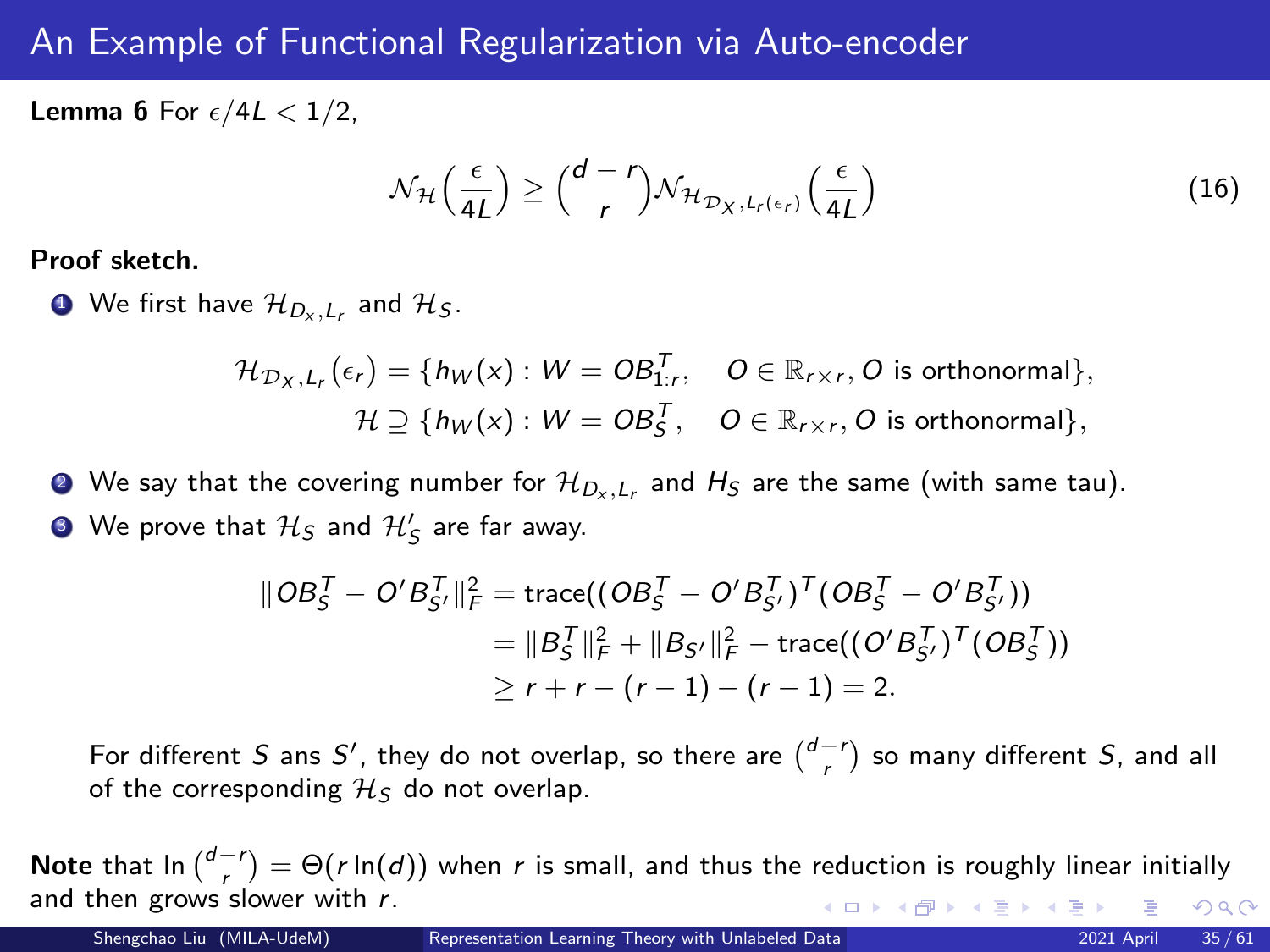# An Example of Functional Regularization via Auto-encoder

**Lemma 6** For $\epsilon/4L < 1/2$,

$$\mathcal{N}_{\mathcal{H}}\Big(\frac{\epsilon}{4L}\Big) \geq \binom{d-r}{r} \mathcal{N}_{\mathcal{H}_{\mathcal{D}_X, L_r(\epsilon_r)}}\Big(\frac{\epsilon}{4L}\Big) \tag{16}$$

**Proof sketch.**

1. We first have $\mathcal{H}_{D_x,L_r}$ and $\mathcal{H}_S$.

$$\mathcal{H}_{\mathcal{D}_X,L_r}(\epsilon_r) = \{h_W(x) : W = OB_{1:r}^T, \quad O \in \mathbb{R}_{r\times r}, O \text{ is orthonormal}\},$$
$$\mathcal{H} \supseteq \{h_W(x) : W = OB_S^T, \quad O \in \mathbb{R}_{r\times r}, O \text{ is orthonormal}\},$$

2. We say that the covering number for $\mathcal{H}_{D_x,L_r}$ and $H_S$ are the same (with same tau).
3. We prove that $\mathcal{H}_S$ and $\mathcal{H}'_S$ are far away.

$$\begin{aligned}
\|OB_S^T - O'B_{S'}^T\|_F^2 &= \text{trace}((OB_S^T - O'B_{S'}^T)^T(OB_S^T - O'B_{S'}^T)) \\
&= \|B_S^T\|_F^2 + \|B_{S'}\|_F^2 - \text{trace}((O'B_{S'}^T)^T(OB_S^T)) \\
&\geq r + r - (r-1) - (r-1) = 2.
\end{aligned}$$

For different $S$ ans $S'$, they do not overlap, so there are $\binom{d-r}{r}$ so many different $S$, and all of the corresponding $\mathcal{H}_S$ do not overlap.

**Note** that $\ln\binom{d-r}{r} = \Theta(r\ln(d))$ when $r$ is small, and thus the reduction is roughly linear initially and then grows slower with $r$.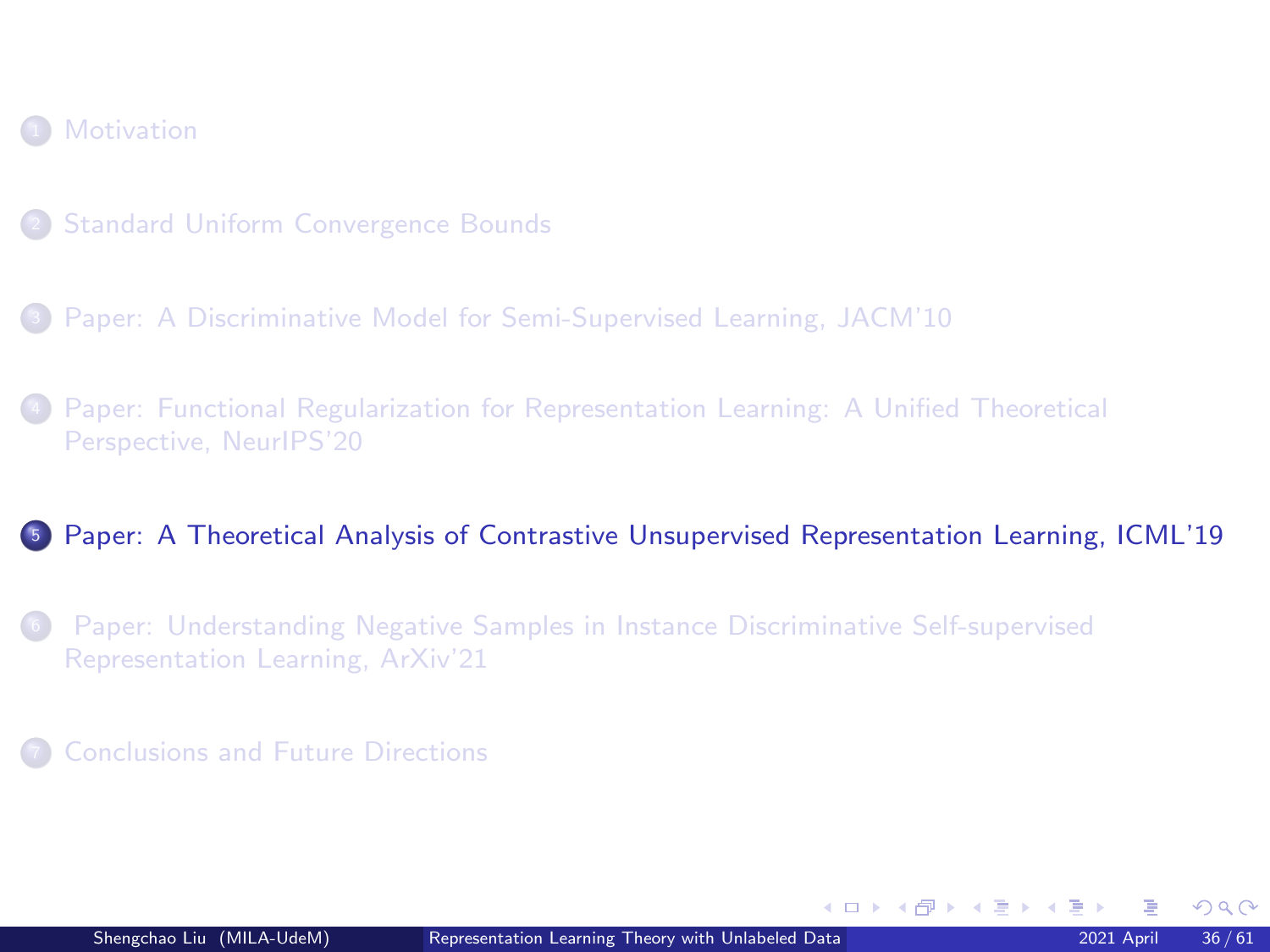1. Motivation
2. Standard Uniform Convergence Bounds
3. Paper: A Discriminative Model for Semi-Supervised Learning, JACM'10
4. Paper: Functional Regularization for Representation Learning: A Unified Theoretical Perspective, NeurIPS'20
5. **Paper: A Theoretical Analysis of Contrastive Unsupervised Representation Learning, ICML'19**
6. Paper: Understanding Negative Samples in Instance Discriminative Self-supervised Representation Learning, ArXiv'21
7. Conclusions and Future Directions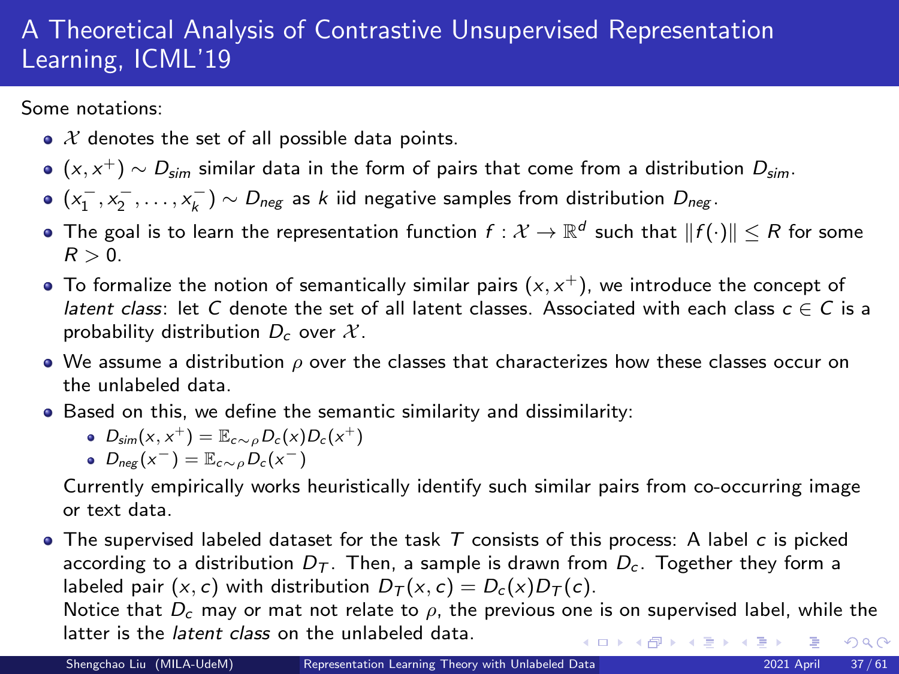# A Theoretical Analysis of Contrastive Unsupervised Representation Learning, ICML'19

Some notations:

- $\mathcal{X}$ denotes the set of all possible data points.
- $(x, x^+) \sim D_{sim}$ similar data in the form of pairs that come from a distribution $D_{sim}$.
- $(x_1^-, x_2^-, \ldots, x_k^-) \sim D_{neg}$ as $k$ iid negative samples from distribution $D_{neg}$.
- The goal is to learn the representation function $f : \mathcal{X} \to \mathbb{R}^d$ such that $\|f(\cdot)\| \leq R$ for some $R > 0$.
- To formalize the notion of semantically similar pairs $(x, x^+)$, we introduce the concept of *latent class*: let $C$ denote the set of all latent classes. Associated with each class $c \in C$ is a probability distribution $D_c$ over $\mathcal{X}$.
- We assume a distribution $\rho$ over the classes that characterizes how these classes occur on the unlabeled data.
- Based on this, we define the semantic similarity and dissimilarity:
  - $D_{sim}(x, x^+) = \mathbb{E}_{c \sim \rho} D_c(x) D_c(x^+)$
  - $D_{neg}(x^-) = \mathbb{E}_{c \sim \rho} D_c(x^-)$

  Currently empirically works heuristically identify such similar pairs from co-occurring image or text data.
- The supervised labeled dataset for the task $T$ consists of this process: A label $c$ is picked according to a distribution $D_T$. Then, a sample is drawn from $D_c$. Together they form a labeled pair $(x, c)$ with distribution $D_T(x, c) = D_c(x) D_T(c)$.

  Notice that $D_c$ may or mat not relate to $\rho$, the previous one is on supervised label, while the latter is the *latent class* on the unlabeled data.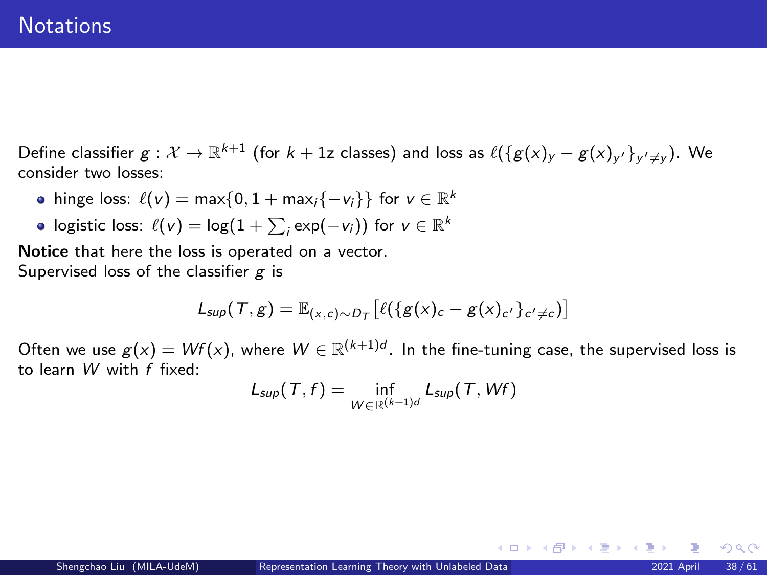# Notations

Define classifier $g : \mathcal{X} \to \mathbb{R}^{k+1}$ (for $k + 1$z classes) and loss as $\ell(\{g(x)_y - g(x)_{y'}\}_{y' \neq y})$. We consider two losses:

- hinge loss: $\ell(v) = \max\{0, 1 + \max_i\{-v_i\}\}$ for $v \in \mathbb{R}^k$
- logistic loss: $\ell(v) = \log(1 + \sum_i \exp(-v_i))$ for $v \in \mathbb{R}^k$

**Notice** that here the loss is operated on a vector.
Supervised loss of the classifier $g$ is

$$L_{sup}(T, g) = \mathbb{E}_{(x,c)\sim D_T}\left[\ell(\{g(x)_c - g(x)_{c'}\}_{c' \neq c})\right]$$

Often we use $g(x) = Wf(x)$, where $W \in \mathbb{R}^{(k+1)d}$. In the fine-tuning case, the supervised loss is to learn $W$ with $f$ fixed:

$$L_{sup}(T, f) = \inf_{W \in \mathbb{R}^{(k+1)d}} L_{sup}(T, Wf)$$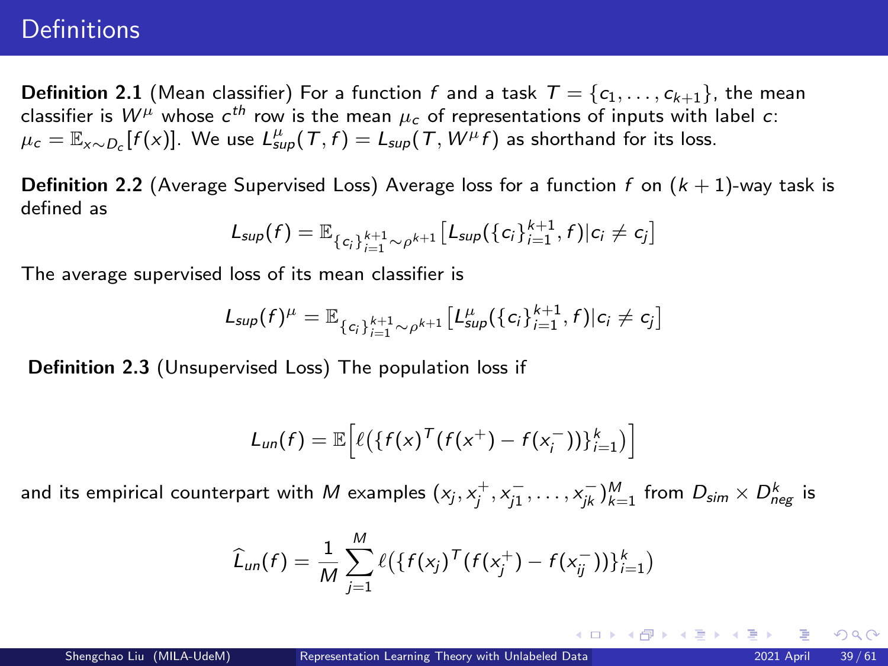# Definitions

**Definition 2.1** (Mean classifier) For a function $f$ and a task $T = \{c_1, \ldots, c_{k+1}\}$, the mean classifier is $W^\mu$ whose $c^{th}$ row is the mean $\mu_c$ of representations of inputs with label $c$: $\mu_c = \mathbb{E}_{x \sim D_c}[f(x)]$. We use $L^\mu_{sup}(T, f) = L_{sup}(T, W^\mu f)$ as shorthand for its loss.

**Definition 2.2** (Average Supervised Loss) Average loss for a function $f$ on $(k+1)$-way task is defined as

$$L_{sup}(f) = \mathbb{E}_{\{c_i\}_{i=1}^{k+1} \sim \rho^{k+1}} \left[ L_{sup}(\{c_i\}_{i=1}^{k+1}, f) | c_i \neq c_j \right]$$

The average supervised loss of its mean classifier is

$$L_{sup}(f)^\mu = \mathbb{E}_{\{c_i\}_{i=1}^{k+1} \sim \rho^{k+1}} \left[ L^\mu_{sup}(\{c_i\}_{i=1}^{k+1}, f) | c_i \neq c_j \right]$$

**Definition 2.3** (Unsupervised Loss) The population loss if

$$L_{un}(f) = \mathbb{E}\Big[ \ell\big( \{ f(x)^T (f(x^+) - f(x_i^-)) \}_{i=1}^k \big) \Big]$$

and its empirical counterpart with $M$ examples $(x_j, x_j^+, x_{j1}^-, \ldots, x_{jk}^-)_{k=1}^M$ from $D_{sim} \times D_{neg}^k$ is

$$\widehat{L}_{un}(f) = \frac{1}{M} \sum_{j=1}^{M} \ell\big( \{ f(x_j)^T (f(x_j^+) - f(x_{ij}^-)) \}_{i=1}^k \big)$$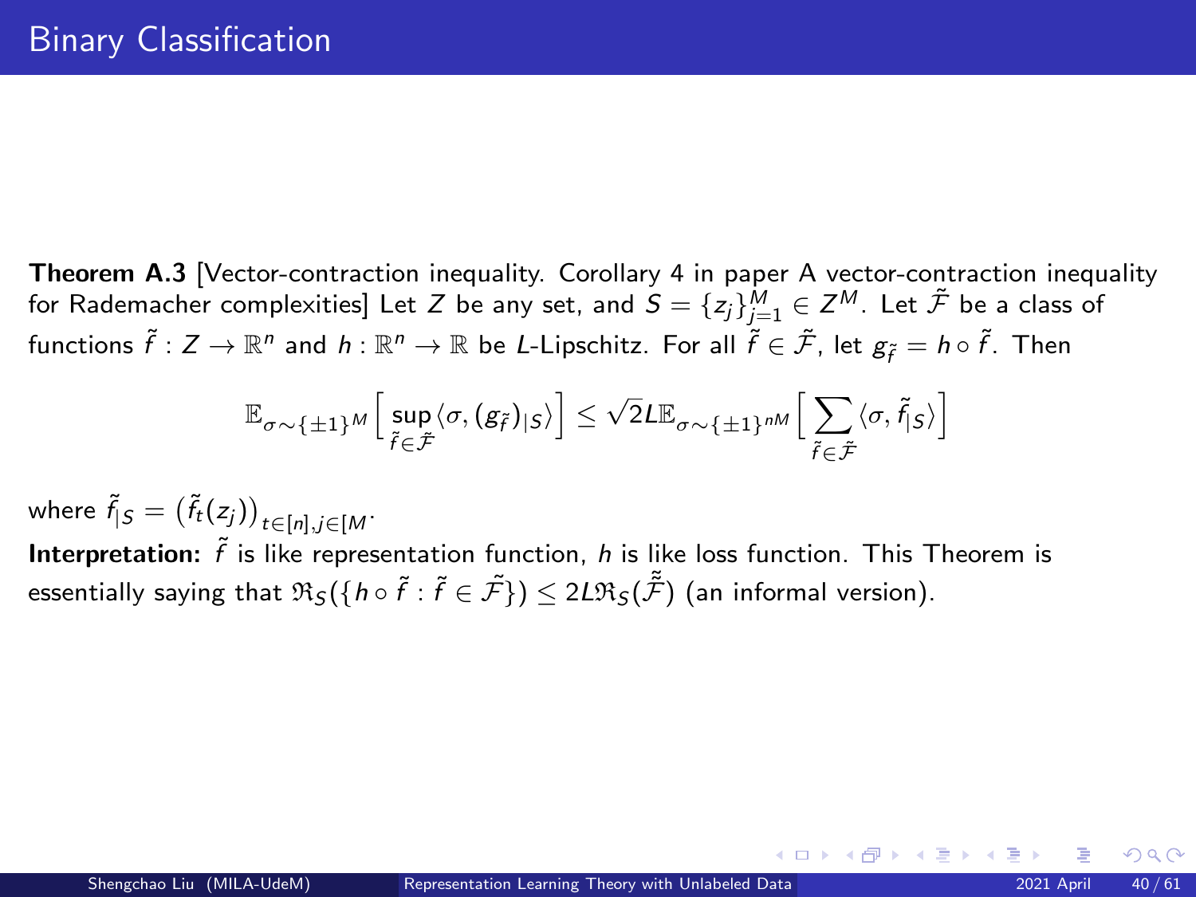# Binary Classification

**Theorem A.3** [Vector-contraction inequality. Corollary 4 in paper A vector-contraction inequality for Rademacher complexities] Let $Z$ be any set, and $S = \{z_j\}_{j=1}^M \in Z^M$. Let $\tilde{\mathcal{F}}$ be a class of functions $\tilde{f} : Z \to \mathbb{R}^n$ and $h : \mathbb{R}^n \to \mathbb{R}$ be $L$-Lipschitz. For all $\tilde{f} \in \tilde{\mathcal{F}}$, let $g_{\tilde{f}} = h \circ \tilde{f}$. Then

$$\mathbb{E}_{\sigma \sim \{\pm 1\}^M}\Big[\sup_{\tilde{f} \in \tilde{\mathcal{F}}} \langle \sigma, (g_{\tilde{f}})_{|S} \rangle\Big] \leq \sqrt{2} L \mathbb{E}_{\sigma \sim \{\pm 1\}^{nM}}\Big[\sum_{\tilde{f} \in \tilde{\mathcal{F}}} \langle \sigma, \tilde{f}_{|S} \rangle\Big]$$

where $\tilde{f}_{|S} = \big(\tilde{f}_t(z_j)\big)_{t \in [n], j \in [M}$.

**Interpretation:** $\tilde{f}$ is like representation function, $h$ is like loss function. This Theorem is essentially saying that $\mathfrak{R}_S(\{h \circ \tilde{f} : \tilde{f} \in \tilde{\mathcal{F}}\}) \leq 2L\mathfrak{R}_S(\tilde{\tilde{\mathcal{F}}})$ (an informal version).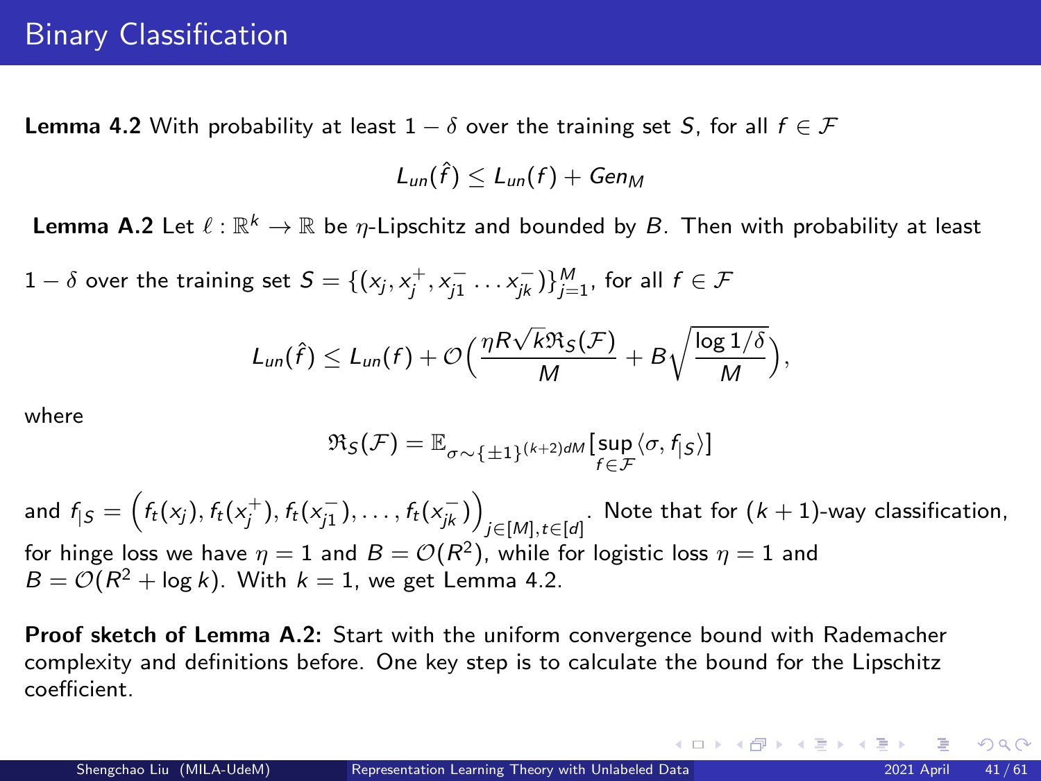# Binary Classification

**Lemma 4.2** With probability at least $1 - \delta$ over the training set $S$, for all $f \in \mathcal{F}$

$$L_{un}(\hat{f}) \leq L_{un}(f) + Gen_M$$

**Lemma A.2** Let $\ell : \mathbb{R}^k \to \mathbb{R}$ be $\eta$-Lipschitz and bounded by $B$. Then with probability at least $1 - \delta$ over the training set $S = \{(x_j, x_j^+, x_{j1}^- \ldots x_{jk}^-)\}_{j=1}^M$, for all $f \in \mathcal{F}$

$$L_{un}(\hat{f}) \leq L_{un}(f) + \mathcal{O}\Big(\frac{\eta R\sqrt{k}\mathfrak{R}_S(\mathcal{F})}{M} + B\sqrt{\frac{\log 1/\delta}{M}}\Big),$$

where

$$\mathfrak{R}_S(\mathcal{F}) = \mathbb{E}_{\sigma \sim \{\pm 1\}^{(k+2)dM}}[\sup_{f \in \mathcal{F}} \langle \sigma, f_{|S} \rangle]$$

and $f_{|S} = \Big(f_t(x_j), f_t(x_j^+), f_t(x_{j1}^-), \ldots, f_t(x_{jk}^-)\Big)_{j \in [M], t \in [d]}$. Note that for $(k+1)$-way classification, for hinge loss we have $\eta = 1$ and $B = \mathcal{O}(R^2)$, while for logistic loss $\eta = 1$ and $B = \mathcal{O}(R^2 + \log k)$. With $k = 1$, we get Lemma 4.2.

**Proof sketch of Lemma A.2:** Start with the uniform convergence bound with Rademacher complexity and definitions before. One key step is to calculate the bound for the Lipschitz coefficient.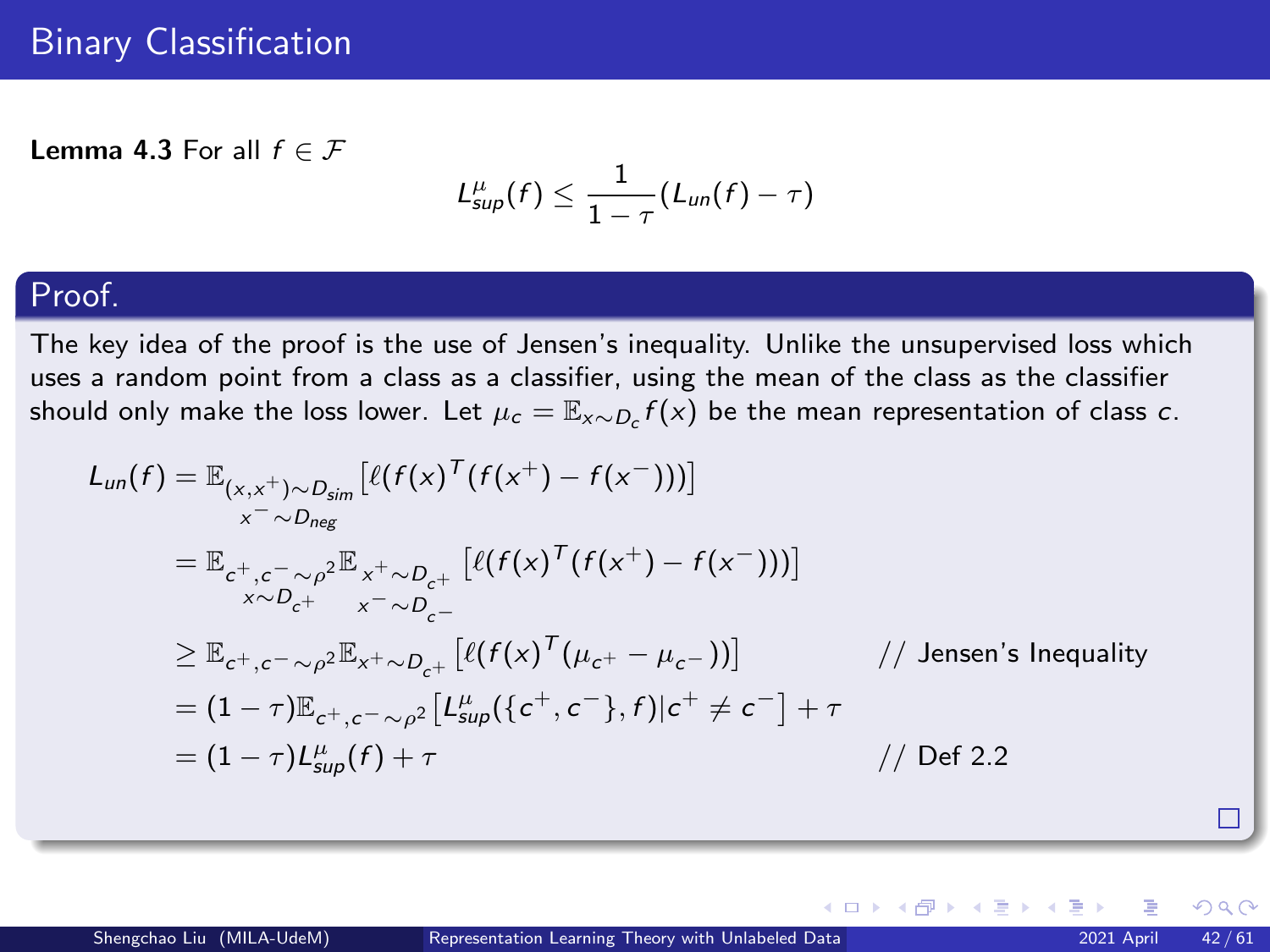# Binary Classification

**Lemma 4.3** For all $f \in \mathcal{F}$

$$L_{sup}^{\mu}(f) \leq \frac{1}{1-\tau}(L_{un}(f) - \tau)$$

## Proof.

The key idea of the proof is the use of Jensen's inequality. Unlike the unsupervised loss which uses a random point from a class as a classifier, using the mean of the class as the classifier should only make the loss lower. Let $\mu_c = \mathbb{E}_{x \sim D_c} f(x)$ be the mean representation of class $c$.

$$
\begin{aligned}
L_{un}(f) &= \mathbb{E}_{\substack{(x,x^+) \sim D_{sim} \\ x^- \sim D_{neg}}} \left[ \ell(f(x)^T(f(x^+) - f(x^-))) \right] \\
&= \mathbb{E}_{\substack{c^+, c^- \sim \rho^2 \\ x \sim D_{c^+}}} \mathbb{E}_{\substack{x^+ \sim D_{c^+} \\ x^- \sim D_{c^-}}} \left[ \ell(f(x)^T(f(x^+) - f(x^-))) \right] \\
&\geq \mathbb{E}_{c^+, c^- \sim \rho^2} \mathbb{E}_{x^+ \sim D_{c^+}} \left[ \ell(f(x)^T(\mu_{c^+} - \mu_{c^-})) \right] && \text{// Jensen's Inequality} \\
&= (1-\tau)\mathbb{E}_{c^+, c^- \sim \rho^2} \left[ L_{sup}^{\mu}(\{c^+, c^-\}, f) | c^+ \neq c^- \right] + \tau \\
&= (1-\tau) L_{sup}^{\mu}(f) + \tau && \text{// Def 2.2}
\end{aligned}
$$

□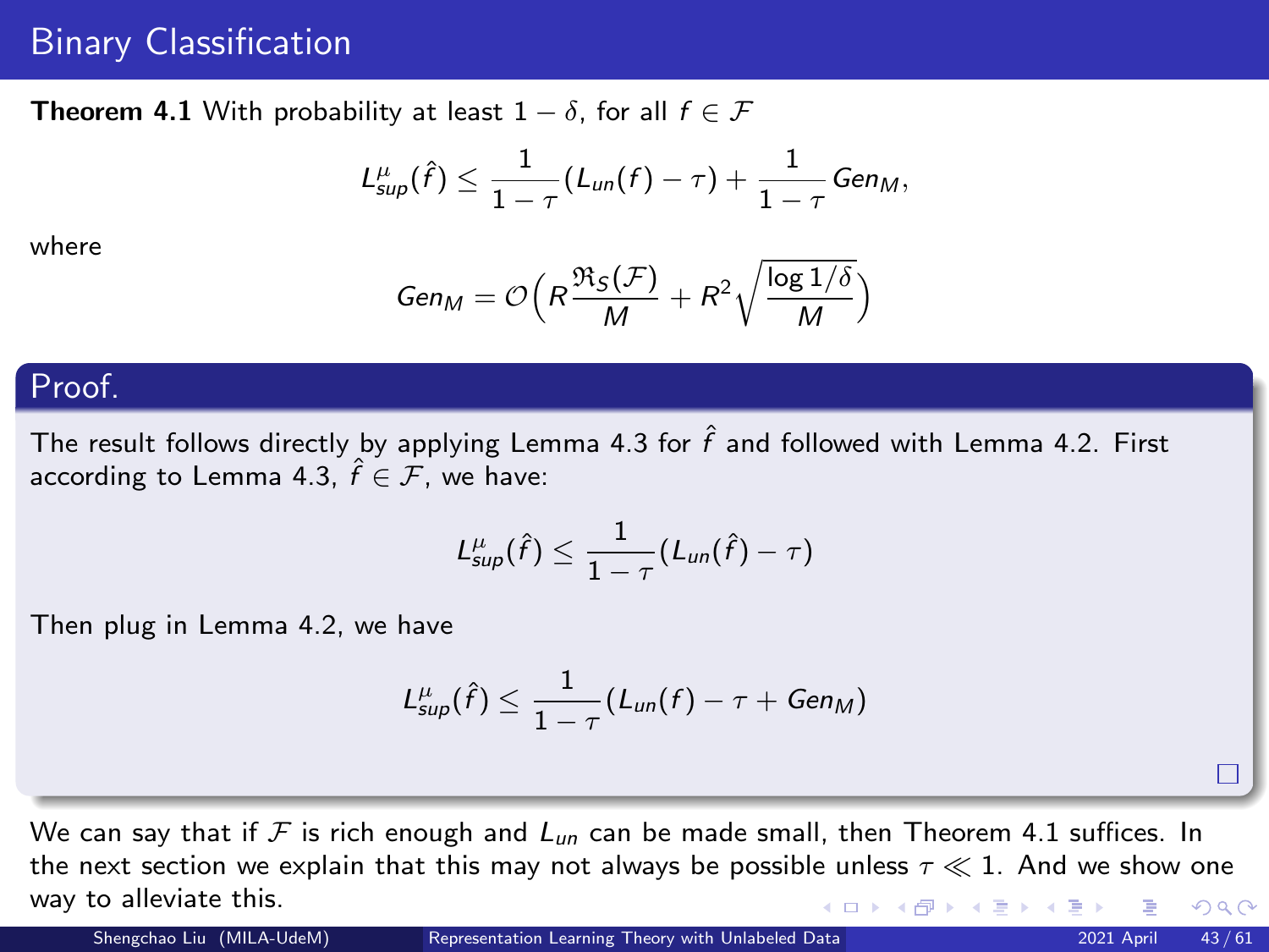# Binary Classification

**Theorem 4.1** With probability at least $1 - \delta$, for all $f \in \mathcal{F}$

$$L_{sup}^{\mu}(\hat{f}) \leq \frac{1}{1-\tau}(L_{un}(f) - \tau) + \frac{1}{1-\tau} Gen_M,$$

where

$$Gen_M = \mathcal{O}\Big(R\frac{\mathfrak{R}_S(\mathcal{F})}{M} + R^2\sqrt{\frac{\log 1/\delta}{M}}\Big)$$

**Proof.**

The result follows directly by applying Lemma 4.3 for $\hat{f}$ and followed with Lemma 4.2. First according to Lemma 4.3, $\hat{f} \in \mathcal{F}$, we have:

$$L_{sup}^{\mu}(\hat{f}) \leq \frac{1}{1-\tau}(L_{un}(\hat{f}) - \tau)$$

Then plug in Lemma 4.2, we have

$$L_{sup}^{\mu}(\hat{f}) \leq \frac{1}{1-\tau}(L_{un}(f) - \tau + Gen_M)$$

□

We can say that if $\mathcal{F}$ is rich enough and $L_{un}$ can be made small, then Theorem 4.1 suffices. In the next section we explain that this may not always be possible unless $\tau \ll 1$. And we show one way to alleviate this.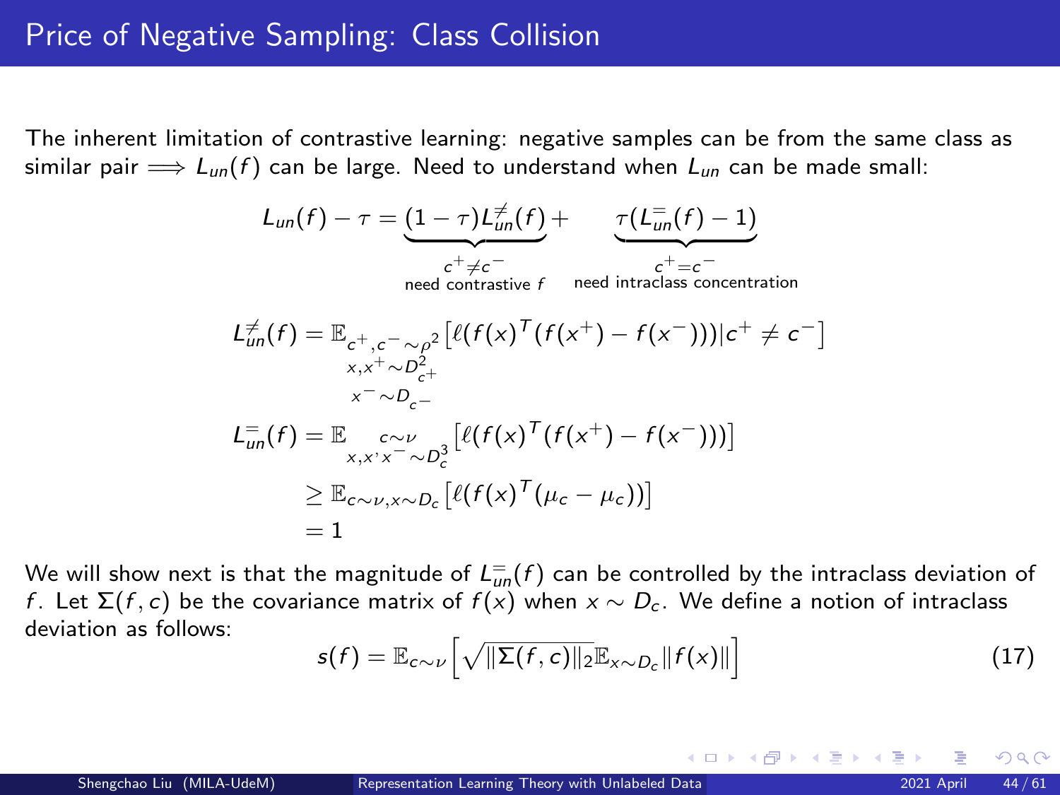# Price of Negative Sampling: Class Collision

The inherent limitation of contrastive learning: negative samples can be from the same class as similar pair $\implies L_{un}(f)$ can be large. Need to understand when $L_{un}$ can be made small:

$$L_{un}(f) - \tau = \underbrace{(1-\tau)L_{un}^{\neq}(f)}_{\substack{c^+ \neq c^- \\ \text{need contrastive } f}} + \underbrace{\tau(L_{un}^{=}(f) - 1)}_{\substack{c^+ = c^- \\ \text{need intraclass concentration}}}$$

$$L_{un}^{\neq}(f) = \mathbb{E}_{\substack{c^+, c^- \sim \rho^2 \\ x, x^+ \sim D_{c^+}^2 \\ x^- \sim D_{c^-}}} \left[ \ell(f(x)^T(f(x^+) - f(x^-))) | c^+ \neq c^- \right]$$

$$\begin{aligned}
L_{un}^{=}(f) &= \mathbb{E}_{\substack{c \sim \nu \\ x, x' x^- \sim D_c^3}} \left[ \ell(f(x)^T(f(x^+) - f(x^-))) \right] \\
&\geq \mathbb{E}_{c \sim \nu, x \sim D_c} \left[ \ell(f(x)^T(\mu_c - \mu_c)) \right] \\
&= 1
\end{aligned}$$

We will show next is that the magnitude of $L_{un}^{=}(f)$ can be controlled by the intraclass deviation of $f$. Let $\Sigma(f, c)$ be the covariance matrix of $f(x)$ when $x \sim D_c$. We define a notion of intraclass deviation as follows:

$$s(f) = \mathbb{E}_{c \sim \nu} \left[ \sqrt{\|\Sigma(f, c)\|_2} \mathbb{E}_{x \sim D_c} \|f(x)\| \right] \tag{17}$$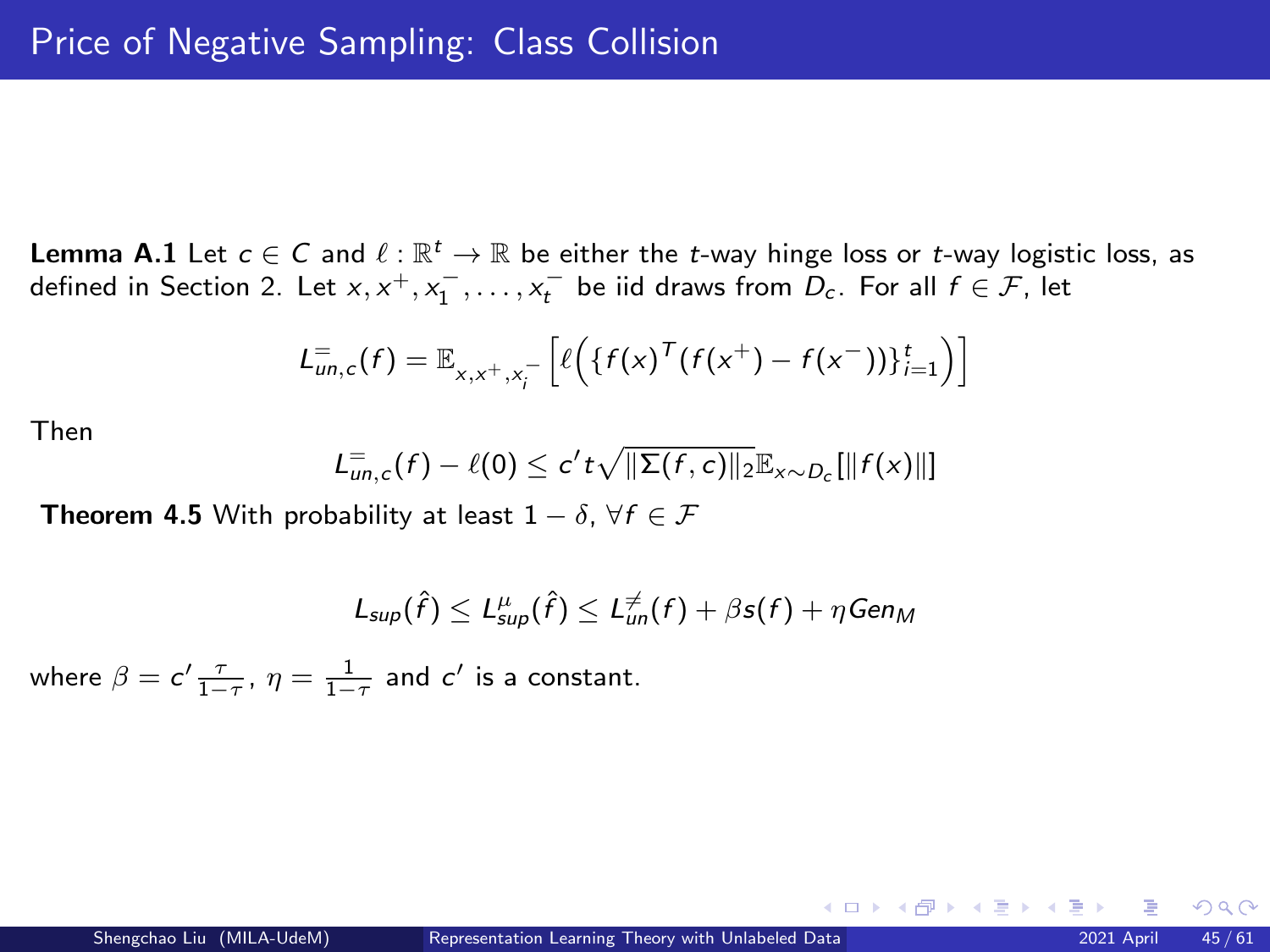# Price of Negative Sampling: Class Collision

**Lemma A.1** Let $c \in C$ and $\ell : \mathbb{R}^t \to \mathbb{R}$ be either the $t$-way hinge loss or $t$-way logistic loss, as defined in Section 2. Let $x, x^+, x_1^-, \ldots, x_t^-$ be iid draws from $D_c$. For all $f \in \mathcal{F}$, let

$$L_{un,c}^{=}(f) = \mathbb{E}_{x,x^+,x_i^-}\left[\ell\Big(\{f(x)^T(f(x^+) - f(x^-))\}_{i=1}^t\Big)\right]$$

Then

$$L_{un,c}^{=}(f) - \ell(0) \leq c' t \sqrt{\|\Sigma(f,c)\|_2}\mathbb{E}_{x\sim D_c}[\|f(x)\|]$$

**Theorem 4.5** With probability at least $1 - \delta$, $\forall f \in \mathcal{F}$

$$L_{sup}(\hat{f}) \leq L_{sup}^{\mu}(\hat{f}) \leq L_{un}^{\neq}(f) + \beta s(f) + \eta Gen_M$$

where $\beta = c' \frac{\tau}{1-\tau}$, $\eta = \frac{1}{1-\tau}$ and $c'$ is a constant.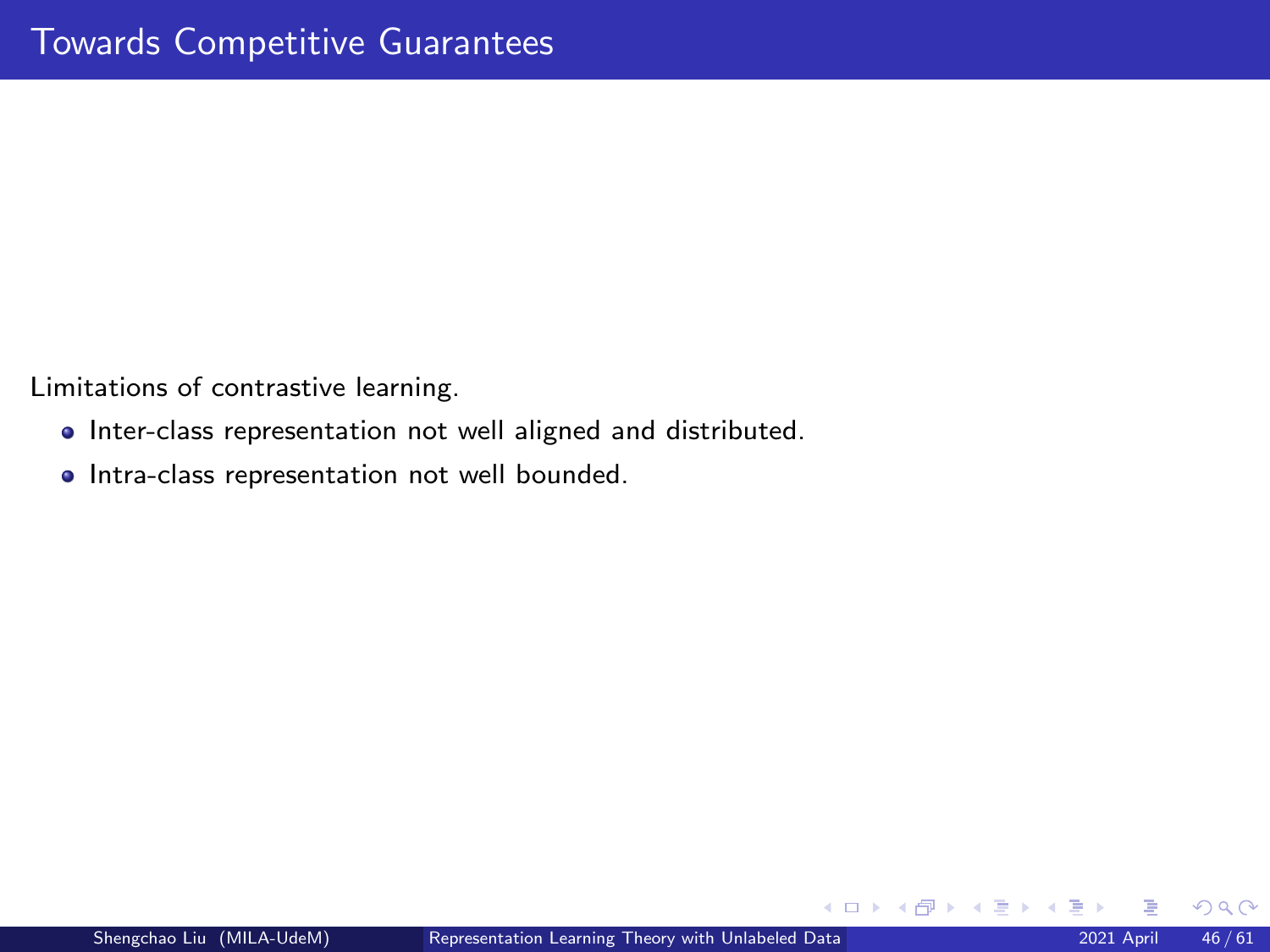# Towards Competitive Guarantees

Limitations of contrastive learning.

- Inter-class representation not well aligned and distributed.
- Intra-class representation not well bounded.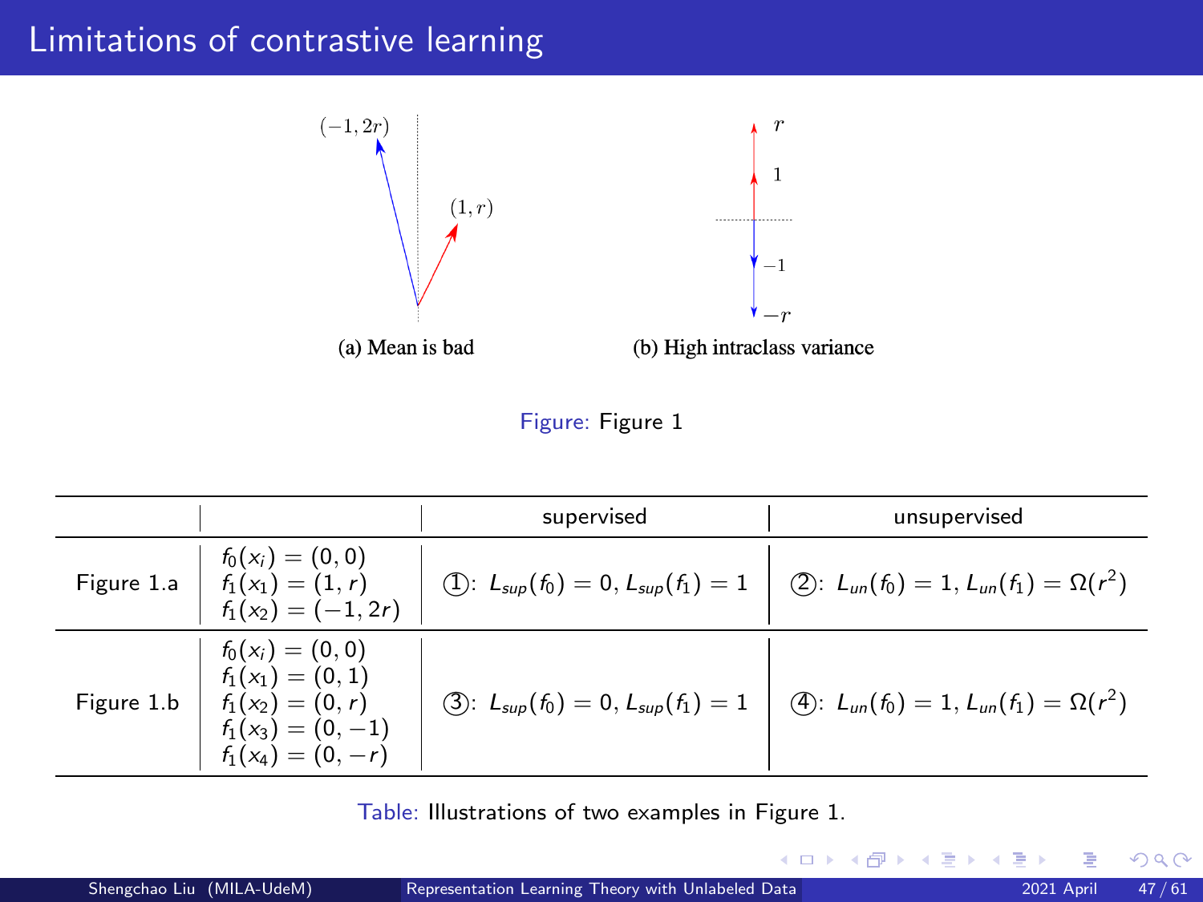# Limitations of contrastive learning

(a) Mean is bad

(b) High intraclass variance

Figure: Figure 1

| | | supervised | unsupervised |
|---|---|---|---|
| Figure 1.a | $f_0(x_i) = (0, 0)$ <br> $f_1(x_1) = (1, r)$ <br> $f_1(x_2) = (-1, 2r)$ | ①: $L_{sup}(f_0) = 0, L_{sup}(f_1) = 1$ | ②: $L_{un}(f_0) = 1, L_{un}(f_1) = \Omega(r^2)$ |
| Figure 1.b | $f_0(x_i) = (0, 0)$ <br> $f_1(x_1) = (0, 1)$ <br> $f_1(x_2) = (0, r)$ <br> $f_1(x_3) = (0, -1)$ <br> $f_1(x_4) = (0, -r)$ | ③: $L_{sup}(f_0) = 0, L_{sup}(f_1) = 1$ | ④: $L_{un}(f_0) = 1, L_{un}(f_1) = \Omega(r^2)$ |

Table: Illustrations of two examples in Figure 1.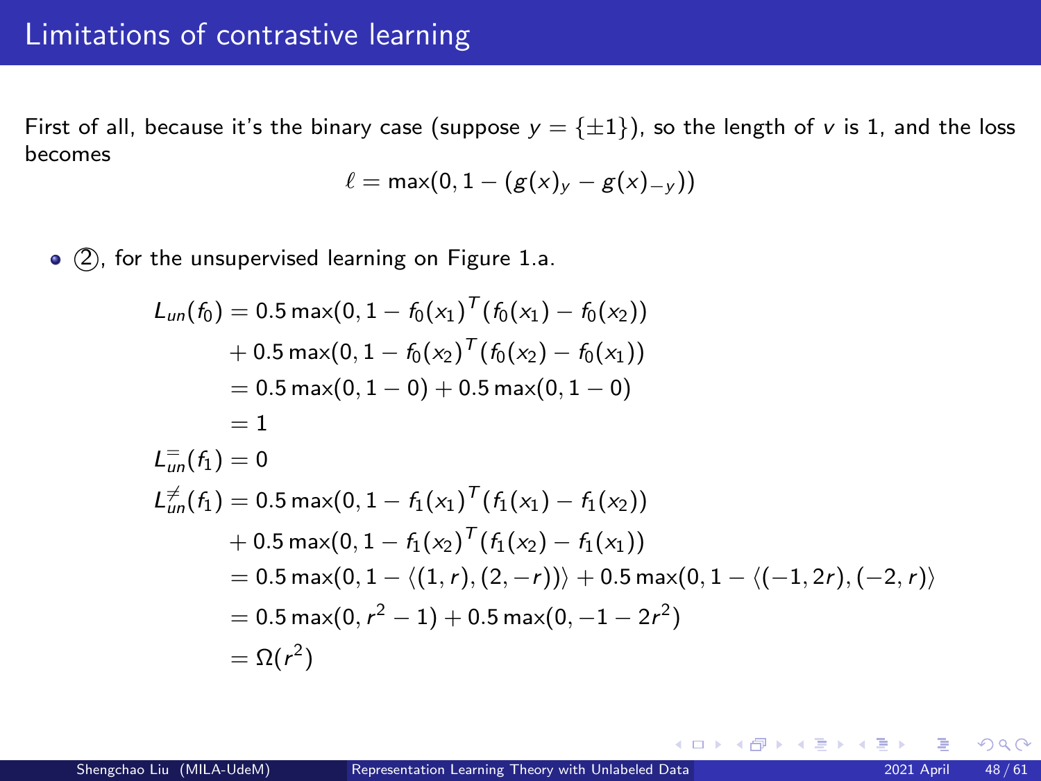# Limitations of contrastive learning

First of all, because it's the binary case (suppose $y = \{\pm 1\}$), so the length of $v$ is 1, and the loss becomes

$$\ell = \max(0, 1 - (g(x)_y - g(x)_{-y}))$$

- ②, for the unsupervised learning on Figure 1.a.

$$
\begin{aligned}
L_{un}(f_0) &= 0.5 \max(0, 1 - f_0(x_1)^T (f_0(x_1) - f_0(x_2)) \\
&\quad + 0.5 \max(0, 1 - f_0(x_2)^T (f_0(x_2) - f_0(x_1)) \\
&= 0.5 \max(0, 1 - 0) + 0.5 \max(0, 1 - 0) \\
&= 1 \\
L_{un}^{=}(f_1) &= 0 \\
L_{un}^{\neq}(f_1) &= 0.5 \max(0, 1 - f_1(x_1)^T (f_1(x_1) - f_1(x_2)) \\
&\quad + 0.5 \max(0, 1 - f_1(x_2)^T (f_1(x_2) - f_1(x_1)) \\
&= 0.5 \max(0, 1 - \langle (1, r), (2, -r) \rangle) + 0.5 \max(0, 1 - \langle (-1, 2r), (-2, r) \rangle \\
&= 0.5 \max(0, r^2 - 1) + 0.5 \max(0, -1 - 2r^2) \\
&= \Omega(r^2)
\end{aligned}
$$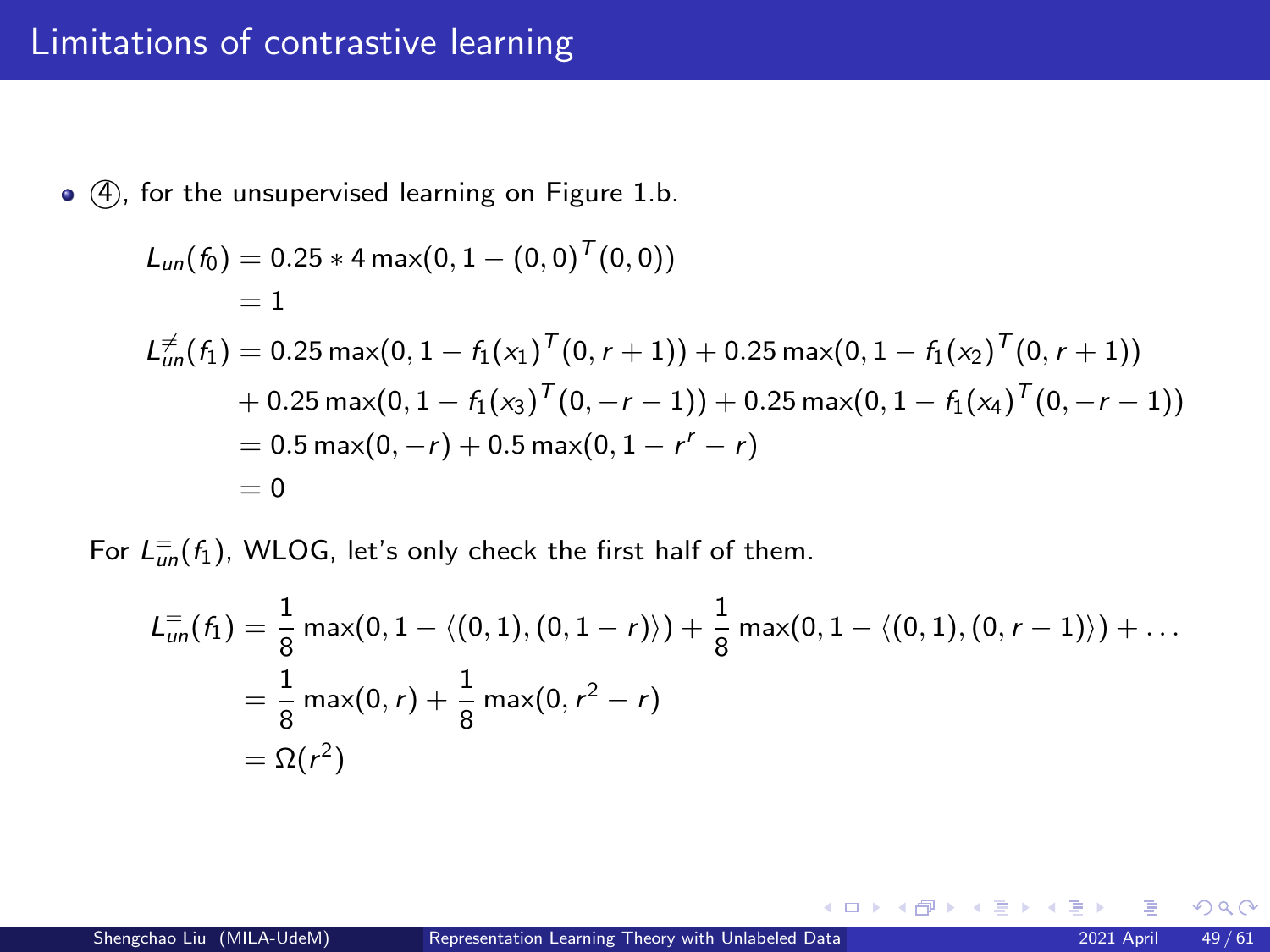# Limitations of contrastive learning

- ④, for the unsupervised learning on Figure 1.b.

$$
\begin{aligned}
L_{un}(f_0) &= 0.25 * 4 \max(0, 1 - (0,0)^T(0,0)) \\
&= 1 \\
L_{un}^{\neq}(f_1) &= 0.25 \max(0, 1 - f_1(x_1)^T(0, r+1)) + 0.25 \max(0, 1 - f_1(x_2)^T(0, r+1)) \\
&\quad + 0.25 \max(0, 1 - f_1(x_3)^T(0, -r-1)) + 0.25 \max(0, 1 - f_1(x_4)^T(0, -r-1)) \\
&= 0.5 \max(0, -r) + 0.5 \max(0, 1 - r^r - r) \\
&= 0
\end{aligned}
$$

For $L_{un}^{=}(f_1)$, WLOG, let's only check the first half of them.

$$
\begin{aligned}
L_{un}^{=}(f_1) &= \frac{1}{8} \max(0, 1 - \langle (0,1), (0, 1-r) \rangle) + \frac{1}{8} \max(0, 1 - \langle (0,1), (0, r-1) \rangle) + \dots \\
&= \frac{1}{8} \max(0, r) + \frac{1}{8} \max(0, r^2 - r) \\
&= \Omega(r^2)
\end{aligned}
$$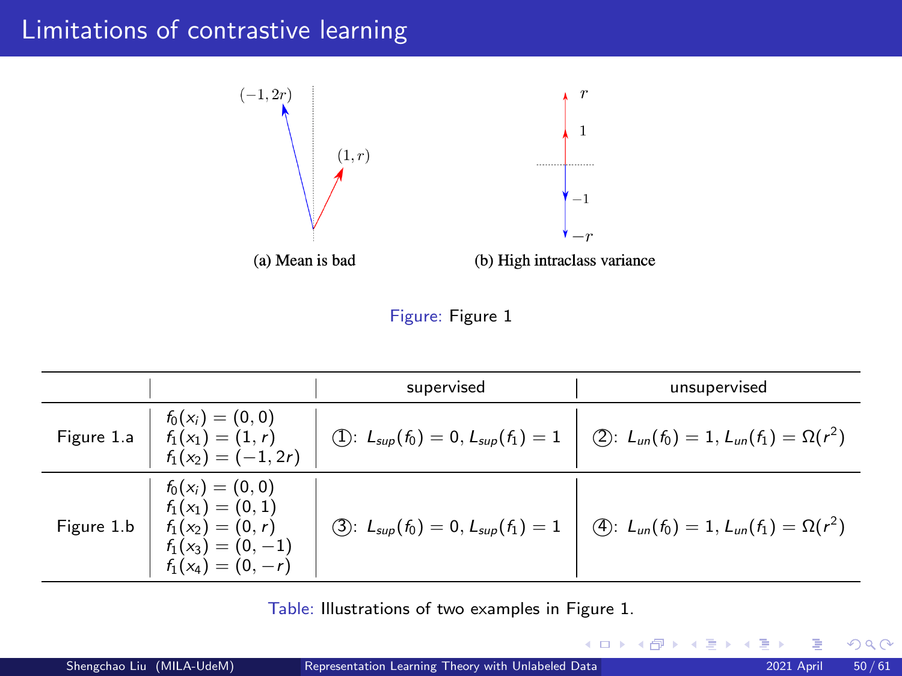# Limitations of contrastive learning

(a) Mean is bad

(b) High intraclass variance

Figure: Figure 1

| | | supervised | unsupervised |
|---|---|---|---|
| Figure 1.a | $f_0(x_i) = (0, 0)$ <br> $f_1(x_1) = (1, r)$ <br> $f_1(x_2) = (-1, 2r)$ | ①: $L_{sup}(f_0) = 0, L_{sup}(f_1) = 1$ | ②: $L_{un}(f_0) = 1, L_{un}(f_1) = \Omega(r^2)$ |
| Figure 1.b | $f_0(x_i) = (0, 0)$ <br> $f_1(x_1) = (0, 1)$ <br> $f_1(x_2) = (0, r)$ <br> $f_1(x_3) = (0, -1)$ <br> $f_1(x_4) = (0, -r)$ | ③: $L_{sup}(f_0) = 0, L_{sup}(f_1) = 1$ | ④: $L_{un}(f_0) = 1, L_{un}(f_1) = \Omega(r^2)$ |

Table: Illustrations of two examples in Figure 1.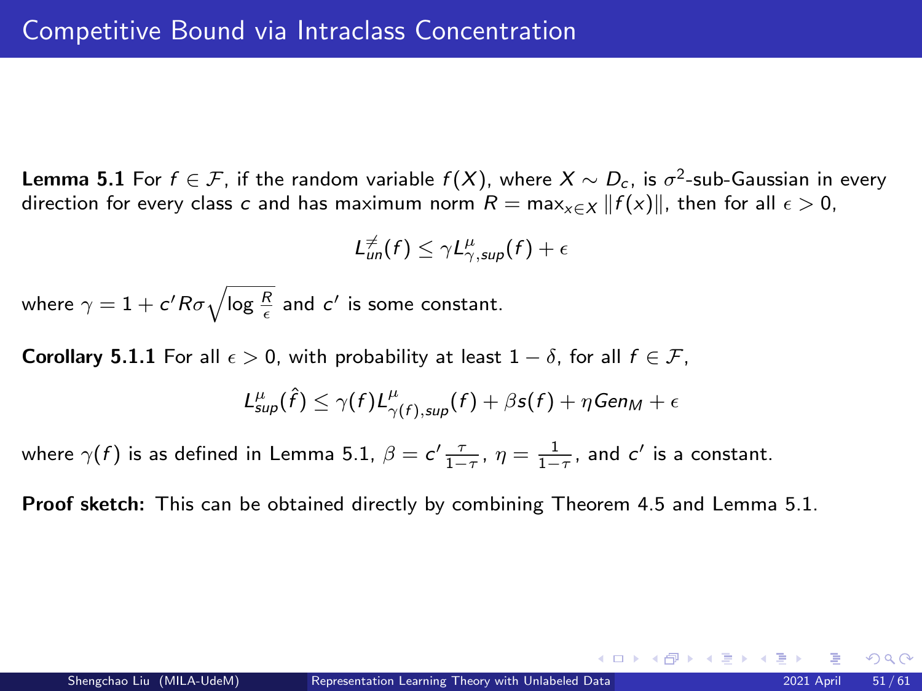# Competitive Bound via Intraclass Concentration

**Lemma 5.1** For $f \in \mathcal{F}$, if the random variable $f(X)$, where $X \sim D_c$, is $\sigma^2$-sub-Gaussian in every direction for every class $c$ and has maximum norm $R = \max_{x \in X} \|f(x)\|$, then for all $\epsilon > 0$,

$$L_{un}^{\neq}(f) \leq \gamma L_{\gamma,sup}^{\mu}(f) + \epsilon$$

where $\gamma = 1 + c' R \sigma \sqrt{\log \frac{R}{\epsilon}}$ and $c'$ is some constant.

**Corollary 5.1.1** For all $\epsilon > 0$, with probability at least $1 - \delta$, for all $f \in \mathcal{F}$,

$$L_{sup}^{\mu}(\hat{f}) \leq \gamma(f) L_{\gamma(f),sup}^{\mu}(f) + \beta s(f) + \eta Gen_M + \epsilon$$

where $\gamma(f)$ is as defined in Lemma 5.1, $\beta = c' \frac{\tau}{1-\tau}$, $\eta = \frac{1}{1-\tau}$, and $c'$ is a constant.

**Proof sketch:** This can be obtained directly by combining Theorem 4.5 and Lemma 5.1.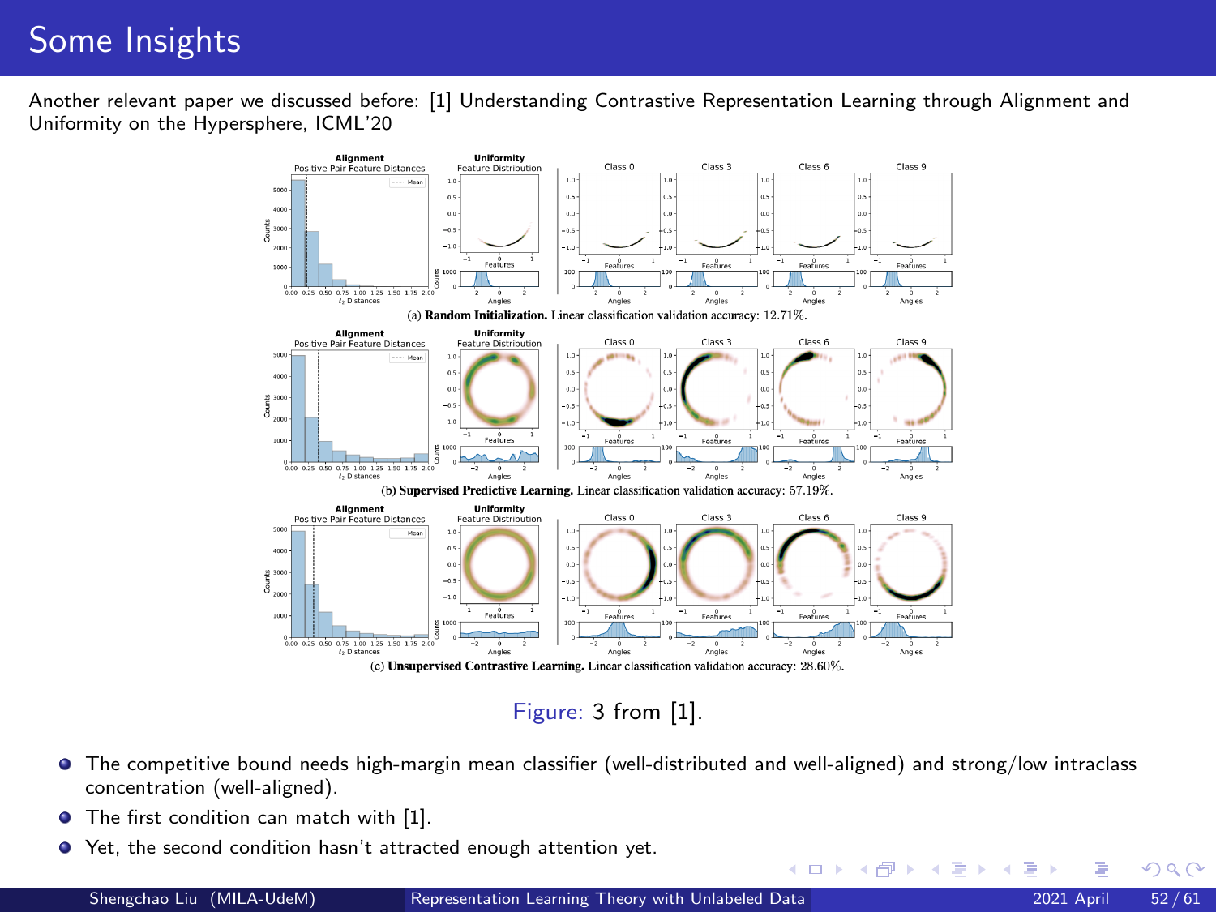# Some Insights

Another relevant paper we discussed before: [1] Understanding Contrastive Representation Learning through Alignment and Uniformity on the Hypersphere, ICML'20

(a) **Random Initialization.** Linear classification validation accuracy: 12.71%.

(b) **Supervised Predictive Learning.** Linear classification validation accuracy: 57.19%.

(c) **Unsupervised Contrastive Learning.** Linear classification validation accuracy: 28.60%.

Figure: 3 from [1].

- The competitive bound needs high-margin mean classifier (well-distributed and well-aligned) and strong/low intraclass concentration (well-aligned).
- The first condition can match with [1].
- Yet, the second condition hasn't attracted enough attention yet.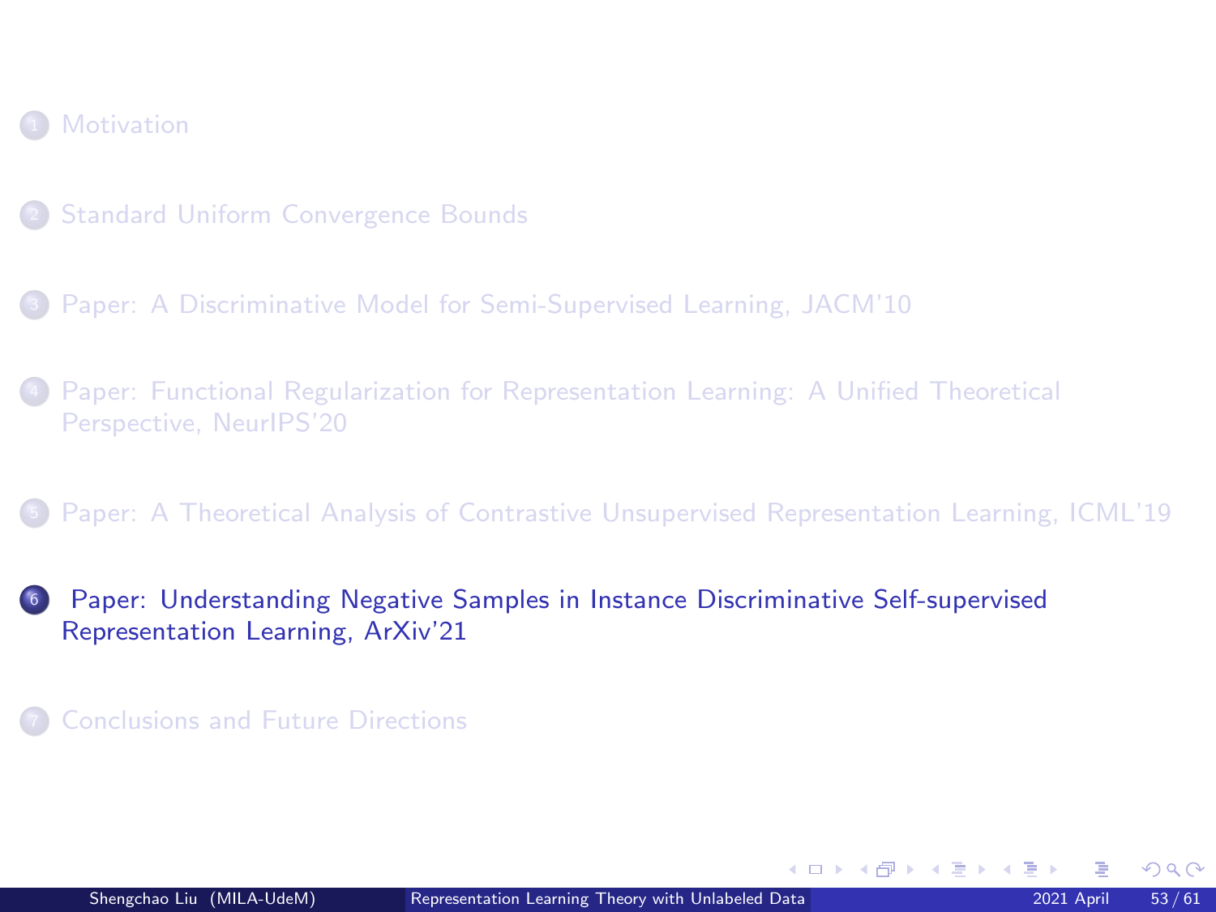1. Motivation
2. Standard Uniform Convergence Bounds
3. Paper: A Discriminative Model for Semi-Supervised Learning, JACM'10
4. Paper: Functional Regularization for Representation Learning: A Unified Theoretical Perspective, NeurIPS'20
5. Paper: A Theoretical Analysis of Contrastive Unsupervised Representation Learning, ICML'19
6. **Paper: Understanding Negative Samples in Instance Discriminative Self-supervised Representation Learning, ArXiv'21**
7. Conclusions and Future Directions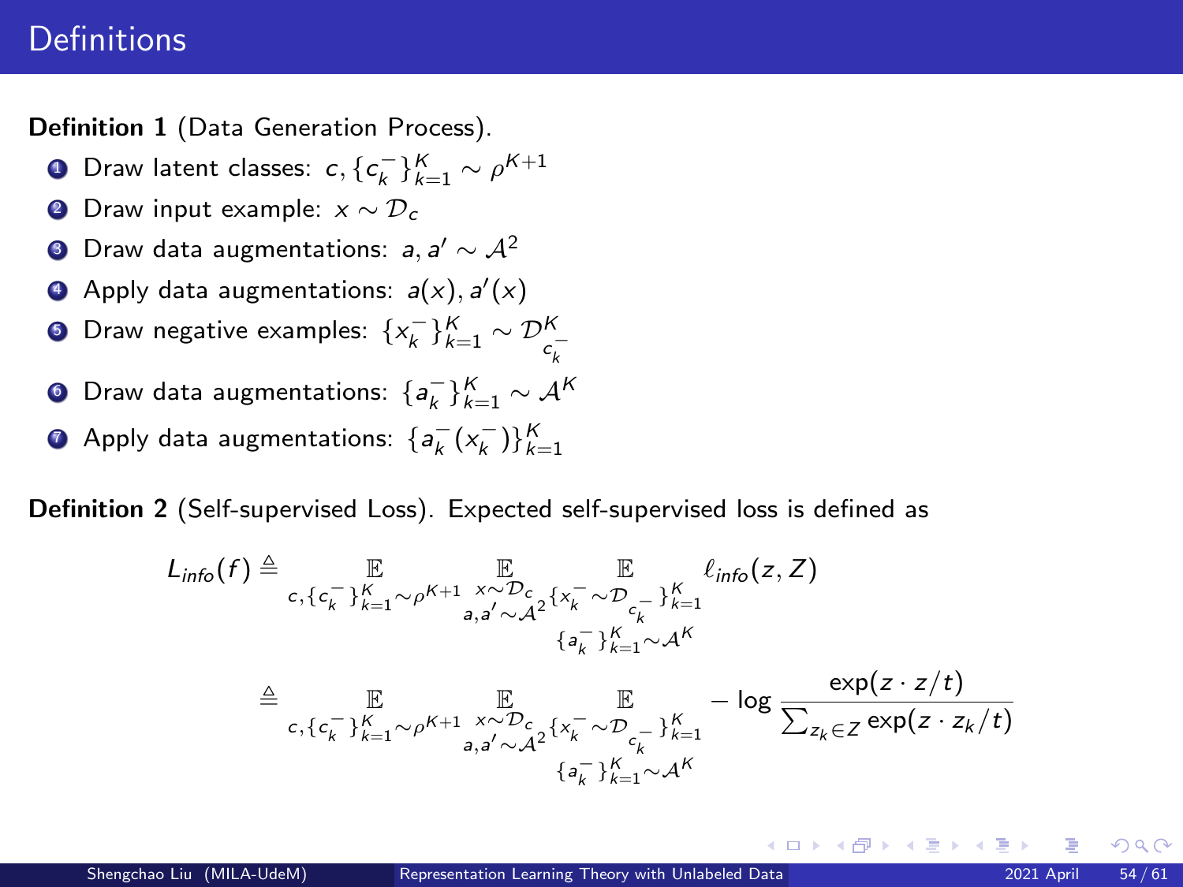# Definitions

**Definition 1** (Data Generation Process).

1. Draw latent classes: $c, \{c_k^-\}_{k=1}^K \sim \rho^{K+1}$
2. Draw input example: $x \sim \mathcal{D}_c$
3. Draw data augmentations: $a, a' \sim \mathcal{A}^2$
4. Apply data augmentations: $a(x), a'(x)$
5. Draw negative examples: $\{x_k^-\}_{k=1}^K \sim \mathcal{D}_{c_k^-}^K$
6. Draw data augmentations: $\{a_k^-\}_{k=1}^K \sim \mathcal{A}^K$
7. Apply data augmentations: $\{a_k^-(x_k^-)\}_{k=1}^K$

**Definition 2** (Self-supervised Loss). Expected self-supervised loss is defined as

$$
\begin{aligned}
L_{info}(f) &\triangleq \mathop{\mathbb{E}}_{c,\{c_k^-\}_{k=1}^K \sim \rho^{K+1}} \mathop{\mathbb{E}}_{\substack{x \sim \mathcal{D}_c \\ a,a' \sim \mathcal{A}^2}} \mathop{\mathbb{E}}_{\substack{\{x_k^- \sim \mathcal{D}_{c_k^-}\}_{k=1}^K \\ \{a_k^-\}_{k=1}^K \sim \mathcal{A}^K}} \ell_{info}(z, Z) \\
&\triangleq \mathop{\mathbb{E}}_{c,\{c_k^-\}_{k=1}^K \sim \rho^{K+1}} \mathop{\mathbb{E}}_{\substack{x \sim \mathcal{D}_c \\ a,a' \sim \mathcal{A}^2}} \mathop{\mathbb{E}}_{\substack{\{x_k^- \sim \mathcal{D}_{c_k^-}\}_{k=1}^K \\ \{a_k^-\}_{k=1}^K \sim \mathcal{A}^K}} - \log \frac{\exp(z \cdot z/t)}{\sum_{z_k \in Z} \exp(z \cdot z_k/t)}
\end{aligned}
$$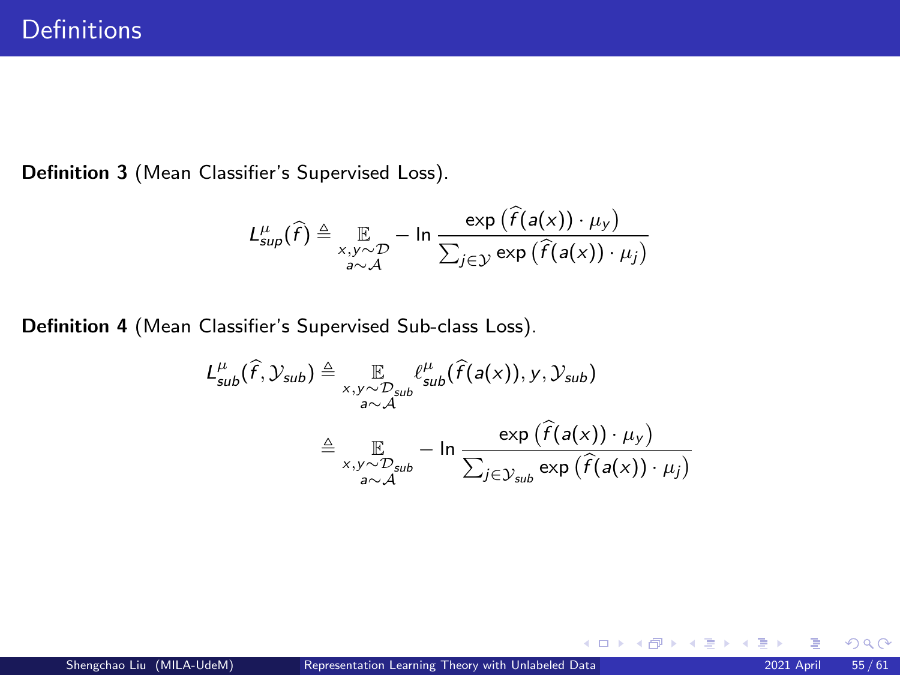# Definitions

**Definition 3** (Mean Classifier's Supervised Loss).

$$L^{\mu}_{sup}(\widehat{f}) \triangleq \mathop{\mathbb{E}}_{\substack{x,y\sim\mathcal{D}\\ a\sim\mathcal{A}}} - \ln \frac{\exp\left(\widehat{f}(a(x))\cdot\mu_y\right)}{\sum_{j\in\mathcal{Y}}\exp\left(\widehat{f}(a(x))\cdot\mu_j\right)}$$

**Definition 4** (Mean Classifier's Supervised Sub-class Loss).

$$\begin{aligned}
L^{\mu}_{sub}(\widehat{f}, \mathcal{Y}_{sub}) &\triangleq \mathop{\mathbb{E}}_{\substack{x,y\sim\mathcal{D}_{sub}\\ a\sim\mathcal{A}}} \ell^{\mu}_{sub}(\widehat{f}(a(x)), y, \mathcal{Y}_{sub})\\
&\triangleq \mathop{\mathbb{E}}_{\substack{x,y\sim\mathcal{D}_{sub}\\ a\sim\mathcal{A}}} - \ln \frac{\exp\left(\widehat{f}(a(x))\cdot\mu_y\right)}{\sum_{j\in\mathcal{Y}_{sub}}\exp\left(\widehat{f}(a(x))\cdot\mu_j\right)}
\end{aligned}$$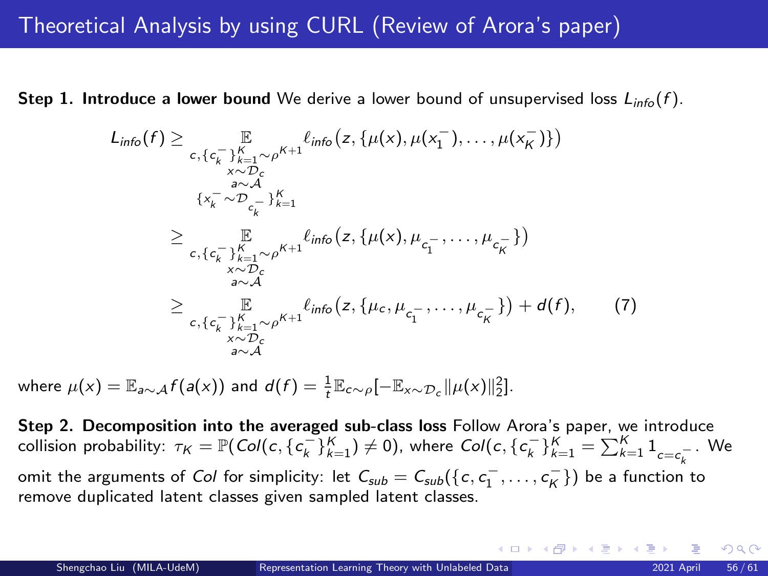# Theoretical Analysis by using CURL (Review of Arora's paper)

**Step 1. Introduce a lower bound** We derive a lower bound of unsupervised loss $L_{info}(f)$.

$$
\begin{aligned}
L_{info}(f) &\geq \mathop{\mathbb{E}}_{\substack{c,\{c_k^-\}_{k=1}^K \sim \rho^{K+1} \\ x \sim \mathcal{D}_c \\ a \sim \mathcal{A} \\ \{x_k^- \sim \mathcal{D}_{c_k^-}\}_{k=1}^K}} \ell_{info}\big(z, \{\mu(x), \mu(x_1^-), \ldots, \mu(x_K^-)\}\big) \\
&\geq \mathop{\mathbb{E}}_{\substack{c,\{c_k^-\}_{k=1}^K \sim \rho^{K+1} \\ x \sim \mathcal{D}_c \\ a \sim \mathcal{A}}} \ell_{info}\big(z, \{\mu(x), \mu_{c_1^-}, \ldots, \mu_{c_K^-}\}\big) \\
&\geq \mathop{\mathbb{E}}_{\substack{c,\{c_k^-\}_{k=1}^K \sim \rho^{K+1} \\ x \sim \mathcal{D}_c \\ a \sim \mathcal{A}}} \ell_{info}\big(z, \{\mu_c, \mu_{c_1^-}, \ldots, \mu_{c_K^-}\}\big) + d(f), \qquad (7)
\end{aligned}
$$

where $\mu(x) = \mathbb{E}_{a \sim \mathcal{A}} f(a(x))$ and $d(f) = \frac{1}{t}\mathbb{E}_{c \sim \rho}[-\mathbb{E}_{x \sim \mathcal{D}_c} \|\mu(x)\|_2^2]$.

**Step 2. Decomposition into the averaged sub-class loss** Follow Arora's paper, we introduce collision probability: $\tau_K = \mathbb{P}(Col(c, \{c_k^-\}_{k=1}^K) \neq 0)$, where $Col(c, \{c_k^-\}_{k=1}^K = \sum_{k=1}^K 1_{c=c_k^-}$. We omit the arguments of $Col$ for simplicity: let $C_{sub} = C_{sub}(\{c, c_1^-, \ldots, c_K^-\})$ be a function to remove duplicated latent classes given sampled latent classes.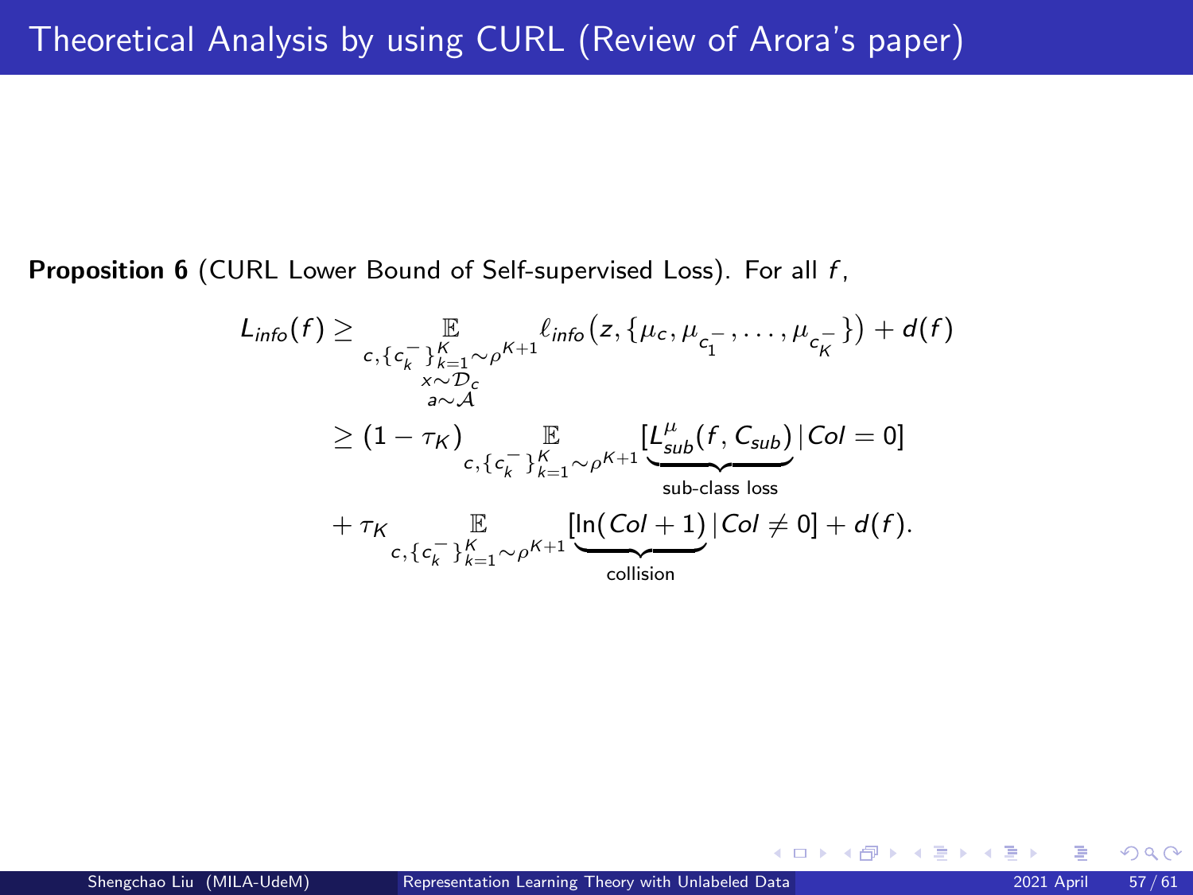# Theoretical Analysis by using CURL (Review of Arora's paper)

**Proposition 6** (CURL Lower Bound of Self-supervised Loss). For all $f$,

$$
\begin{aligned}
L_{info}(f) \geq & \mathop{\mathbb{E}}_{\substack{c,\{c_k^-\}_{k=1}^K \sim \rho^{K+1} \\ x \sim \mathcal{D}_c \\ a \sim \mathcal{A}}} \ell_{info}\big(z, \{\mu_c, \mu_{c_1^-}, \ldots, \mu_{c_K^-}\}\big) + d(f) \\
\geq & (1 - \tau_K) \mathop{\mathbb{E}}_{c,\{c_k^-\}_{k=1}^K \sim \rho^{K+1}} [\underbrace{L_{sub}^{\mu}(f, C_{sub})}_{\text{sub-class loss}} | Col = 0] \\
& + \tau_K \mathop{\mathbb{E}}_{c,\{c_k^-\}_{k=1}^K \sim \rho^{K+1}} [\underbrace{\ln(Col + 1)}_{\text{collision}} | Col \neq 0] + d(f).
\end{aligned}
$$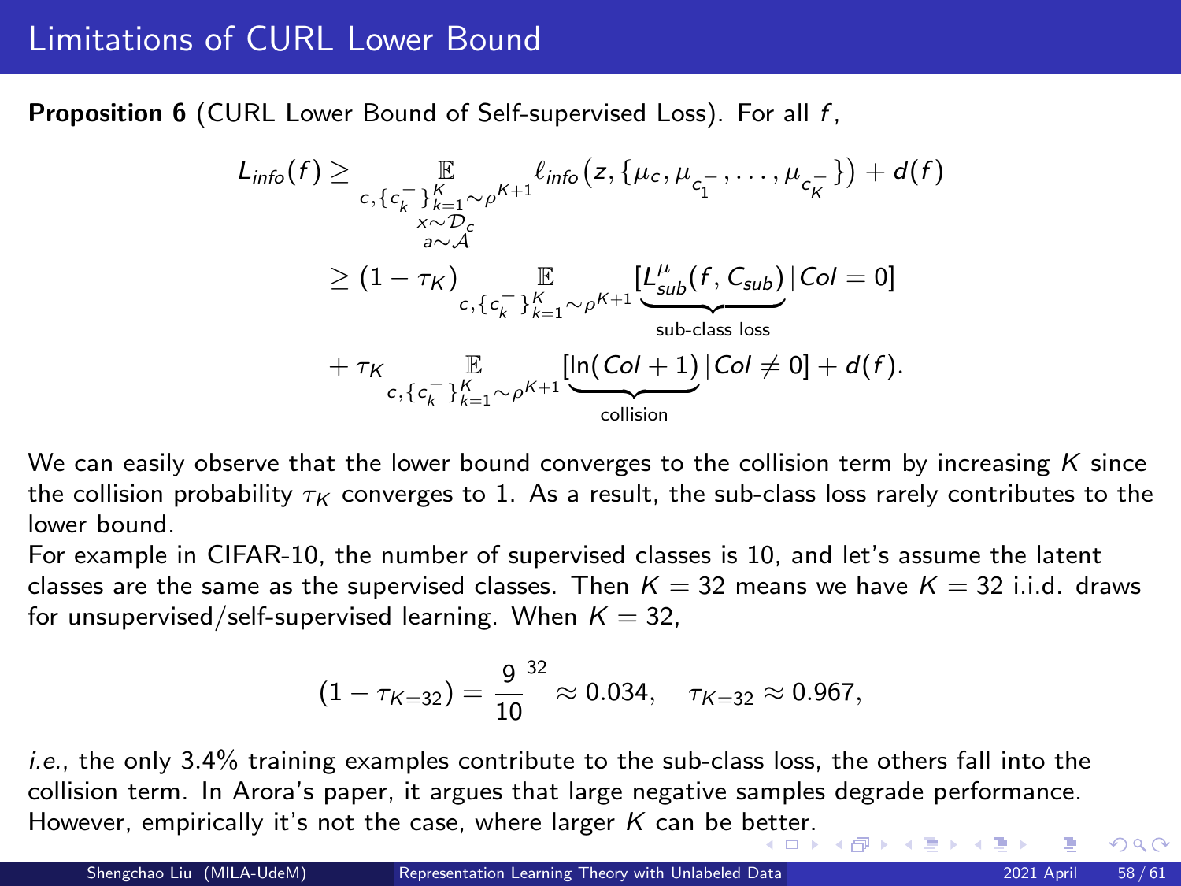# Limitations of CURL Lower Bound

**Proposition 6** (CURL Lower Bound of Self-supervised Loss). For all $f$,

$$
\begin{aligned}
L_{info}(f) \geq & \underset{\substack{c,\{c_k^-\}_{k=1}^K \sim \rho^{K+1} \\ x \sim \mathcal{D}_c \\ a \sim \mathcal{A}}}{\mathbb{E}} \ell_{info}\big(z, \{\mu_c, \mu_{c_1^-}, \ldots, \mu_{c_K^-}\}\big) + d(f) \\
\geq & (1 - \tau_K) \underset{c,\{c_k^-\}_{k=1}^K \sim \rho^{K+1}}{\mathbb{E}} [\underbrace{L_{sub}^{\mu}(f, C_{sub})}_{\text{sub-class loss}} | Col = 0] \\
& + \tau_K \underset{c,\{c_k^-\}_{k=1}^K \sim \rho^{K+1}}{\mathbb{E}} [\underbrace{\ln(Col + 1)}_{\text{collision}} | Col \neq 0] + d(f).
\end{aligned}
$$

We can easily observe that the lower bound converges to the collision term by increasing $K$ since the collision probability $\tau_K$ converges to 1. As a result, the sub-class loss rarely contributes to the lower bound.

For example in CIFAR-10, the number of supervised classes is 10, and let's assume the latent classes are the same as the supervised classes. Then $K = 32$ means we have $K = 32$ i.i.d. draws for unsupervised/self-supervised learning. When $K = 32$,

$$
(1 - \tau_{K=32}) = \frac{9}{10}^{32} \approx 0.034, \quad \tau_{K=32} \approx 0.967,
$$

*i.e.*, the only 3.4% training examples contribute to the sub-class loss, the others fall into the collision term. In Arora's paper, it argues that large negative samples degrade performance. However, empirically it's not the case, where larger $K$ can be better.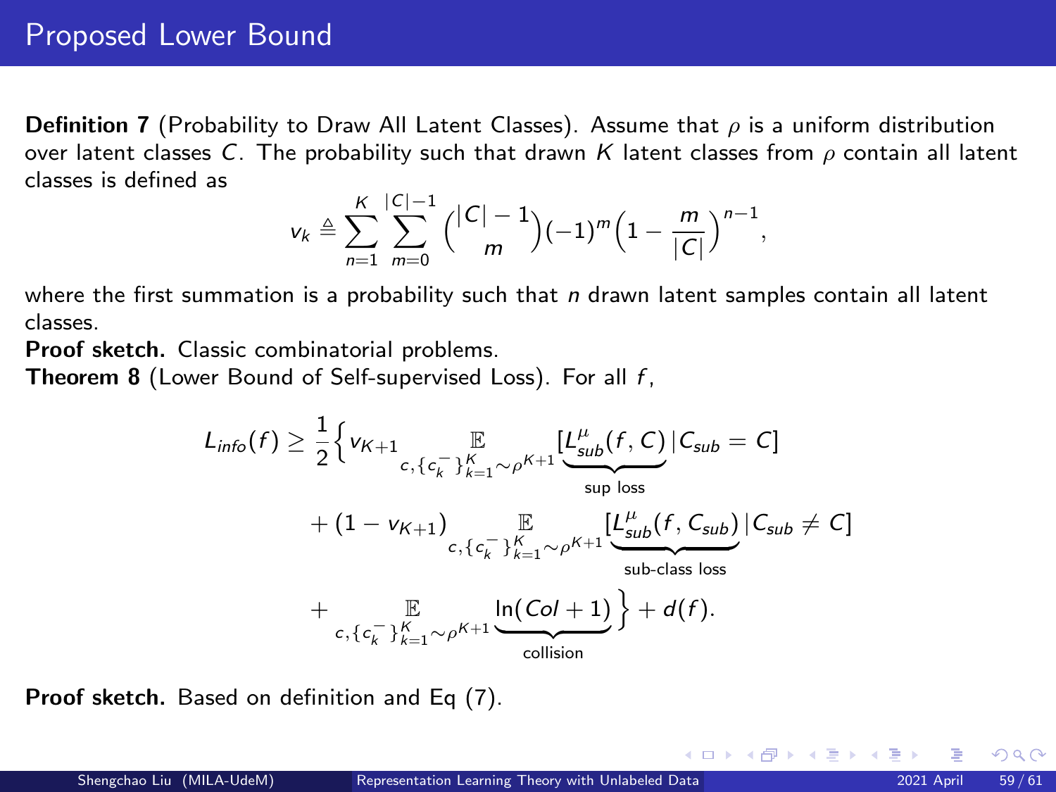# Proposed Lower Bound

**Definition 7** (Probability to Draw All Latent Classes). Assume that $\rho$ is a uniform distribution over latent classes $C$. The probability such that drawn $K$ latent classes from $\rho$ contain all latent classes is defined as

$$v_k \triangleq \sum_{n=1}^{K} \sum_{m=0}^{|C|-1} \binom{|C|-1}{m} (-1)^m \Big(1 - \frac{m}{|C|}\Big)^{n-1},$$

where the first summation is a probability such that $n$ drawn latent samples contain all latent classes.

**Proof sketch.** Classic combinatorial problems.

**Theorem 8** (Lower Bound of Self-supervised Loss). For all $f$,

$$\begin{aligned}
L_{info}(f) \geq \frac{1}{2}\Big\{ & v_{K+1} \mathop{\mathbb{E}}_{c, \{c_k^-\}_{k=1}^K \sim \rho^{K+1}} [\underbrace{L_{sub}^{\mu}(f, C)}_{\text{sup loss}} | C_{sub} = C] \\
& + (1 - v_{K+1}) \mathop{\mathbb{E}}_{c, \{c_k^-\}_{k=1}^K \sim \rho^{K+1}} [\underbrace{L_{sub}^{\mu}(f, C_{sub})}_{\text{sub-class loss}} | C_{sub} \neq C] \\
& + \mathop{\mathbb{E}}_{c, \{c_k^-\}_{k=1}^K \sim \rho^{K+1}} \underbrace{\ln(Col + 1)}_{\text{collision}} \Big\} + d(f).
\end{aligned}$$

**Proof sketch.** Based on definition and Eq (7).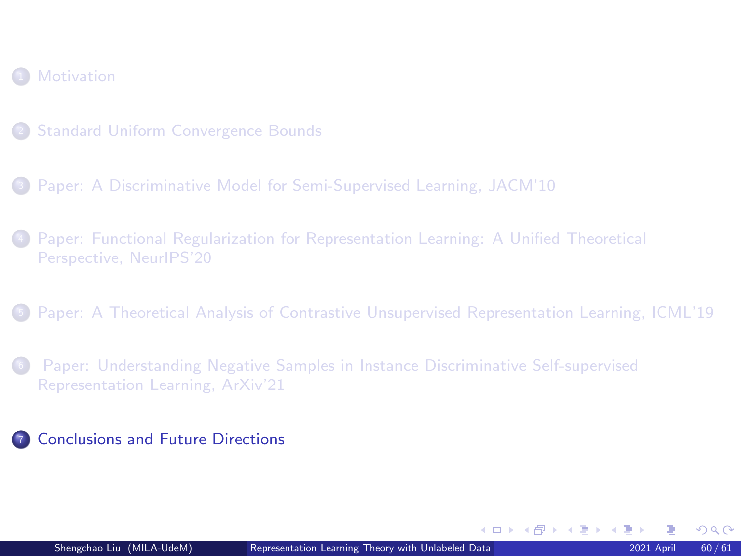1. Motivation
2. Standard Uniform Convergence Bounds
3. Paper: A Discriminative Model for Semi-Supervised Learning, JACM'10
4. Paper: Functional Regularization for Representation Learning: A Unified Theoretical Perspective, NeurIPS'20
5. Paper: A Theoretical Analysis of Contrastive Unsupervised Representation Learning, ICML'19
6. Paper: Understanding Negative Samples in Instance Discriminative Self-supervised Representation Learning, ArXiv'21
7. **Conclusions and Future Directions**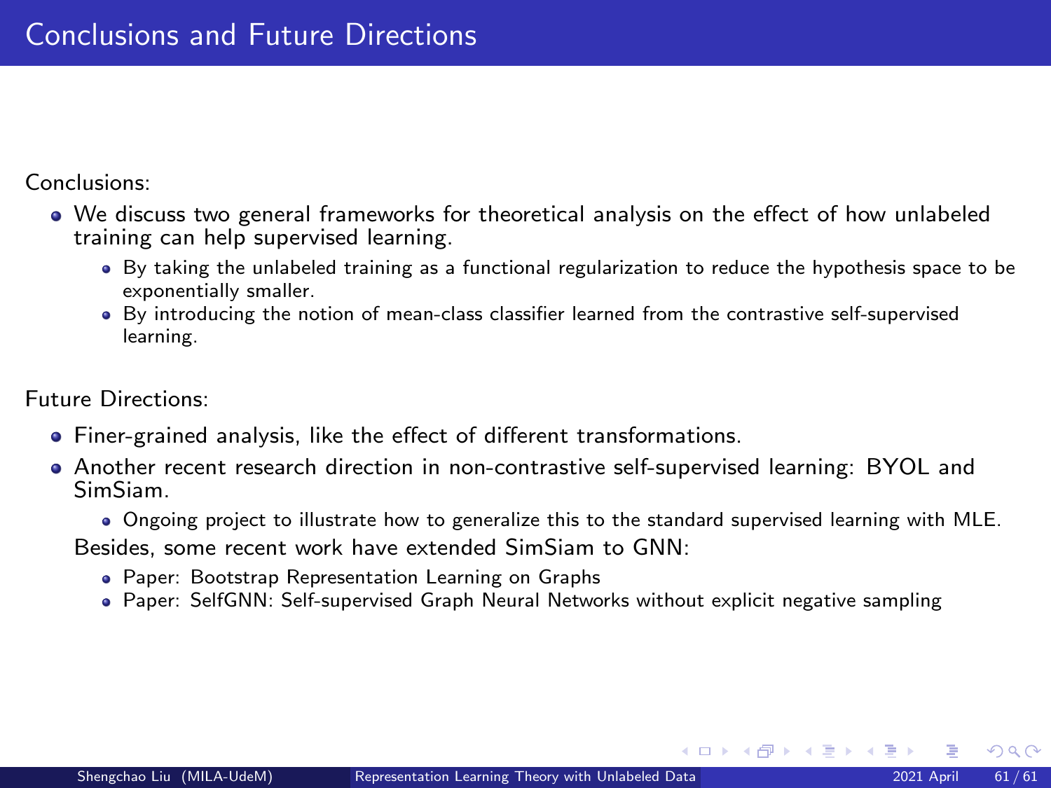# Conclusions and Future Directions

Conclusions:

- We discuss two general frameworks for theoretical analysis on the effect of how unlabeled training can help supervised learning.
  - By taking the unlabeled training as a functional regularization to reduce the hypothesis space to be exponentially smaller.
  - By introducing the notion of mean-class classifier learned from the contrastive self-supervised learning.

Future Directions:

- Finer-grained analysis, like the effect of different transformations.
- Another recent research direction in non-contrastive self-supervised learning: BYOL and SimSiam.
  - Ongoing project to illustrate how to generalize this to the standard supervised learning with MLE.

  Besides, some recent work have extended SimSiam to GNN:
  - Paper: Bootstrap Representation Learning on Graphs
  - Paper: SelfGNN: Self-supervised Graph Neural Networks without explicit negative sampling